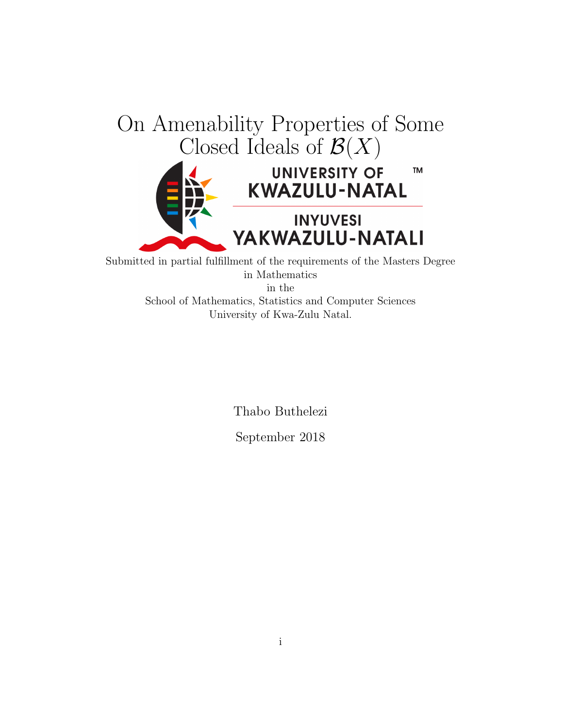# On Amenability Properties of Some Closed Ideals of $\mathcal{B}(X)$

UNIVERSITY OF KWAZULU-NATAL

INYUVESI YAKWAZULU-NATALI

Submitted in partial fulfillment of the requirements of the Masters Degree in Mathematics in the School of Mathematics, Statistics and Computer Sciences University of Kwa-Zulu Natal.

Thabo Buthelezi

September 2018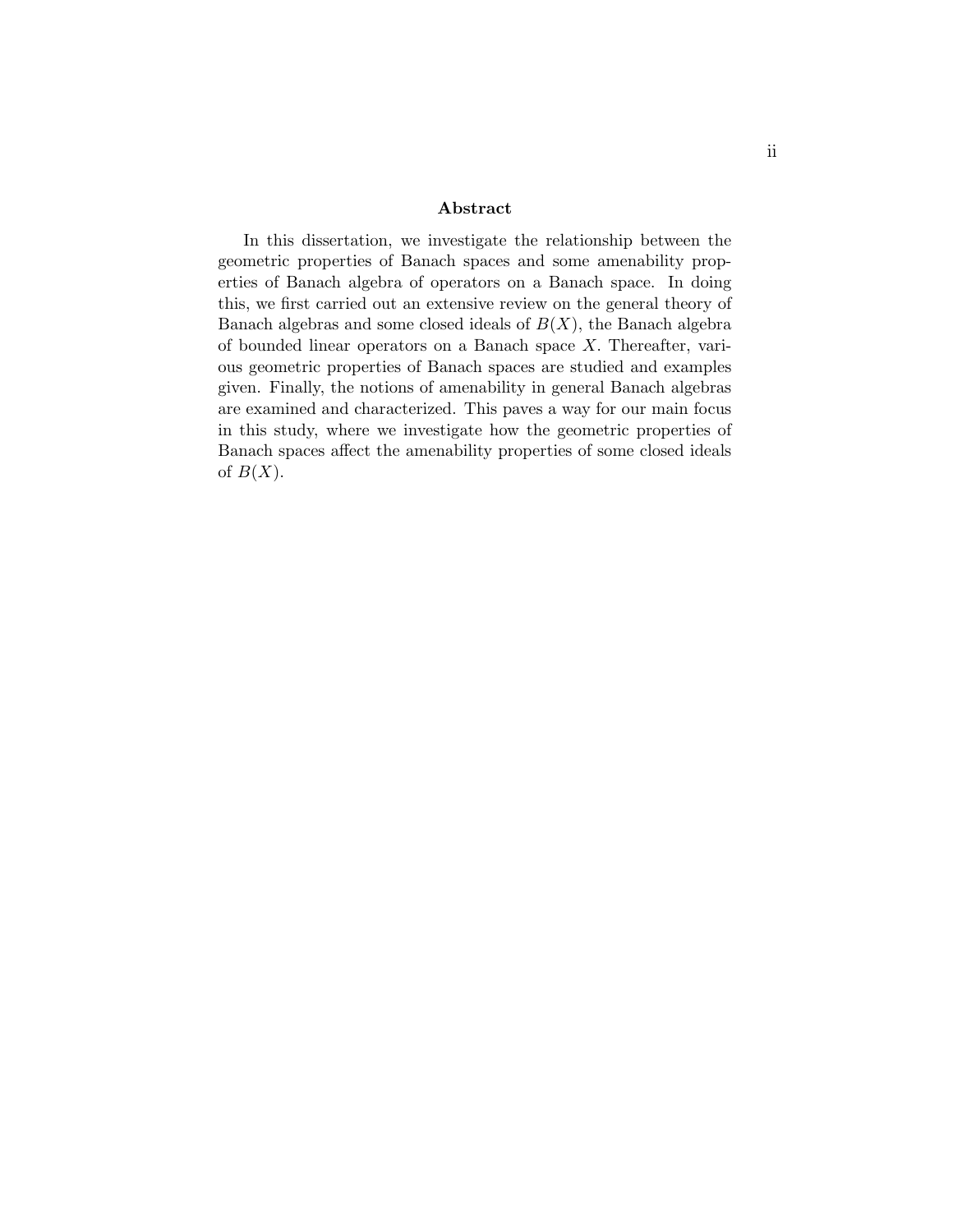## Abstract

In this dissertation, we investigate the relationship between the geometric properties of Banach spaces and some amenability properties of Banach algebra of operators on a Banach space. In doing this, we first carried out an extensive review on the general theory of Banach algebras and some closed ideals of $B(X)$, the Banach algebra of bounded linear operators on a Banach space $X$. Thereafter, various geometric properties of Banach spaces are studied and examples given. Finally, the notions of amenability in general Banach algebras are examined and characterized. This paves a way for our main focus in this study, where we investigate how the geometric properties of Banach spaces affect the amenability properties of some closed ideals of $B(X)$.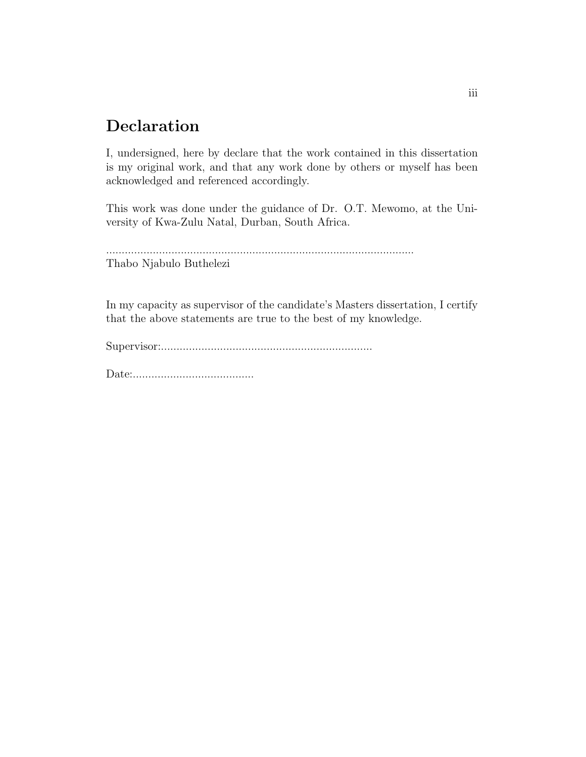# Declaration

I, undersigned, here by declare that the work contained in this dissertation is my original work, and that any work done by others or myself has been acknowledged and referenced accordingly.

This work was done under the guidance of Dr. O.T. Mewomo, at the University of Kwa-Zulu Natal, Durban, South Africa.

...................................................................................................
Thabo Njabulo Buthelezi

In my capacity as supervisor of the candidate's Masters dissertation, I certify that the above statements are true to the best of my knowledge.

Supervisor:...................................................................

Date:.......................................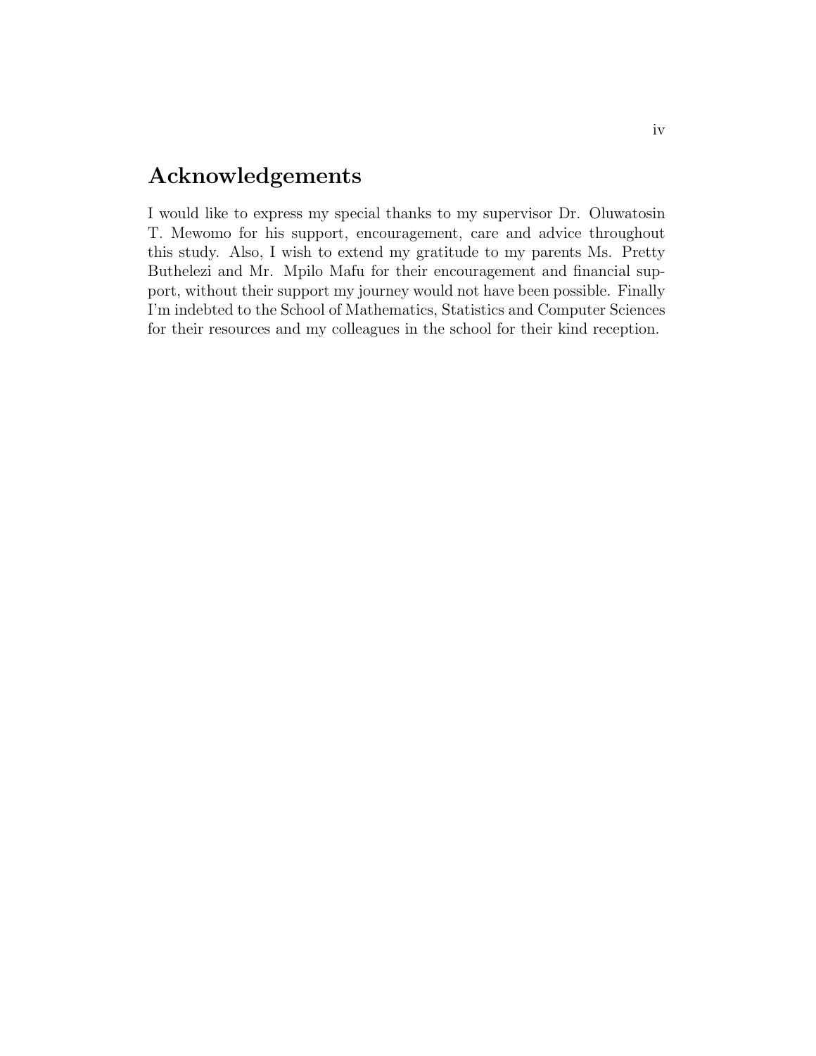# Acknowledgements

I would like to express my special thanks to my supervisor Dr. Oluwatosin T. Mewomo for his support, encouragement, care and advice throughout this study. Also, I wish to extend my gratitude to my parents Ms. Pretty Buthelezi and Mr. Mpilo Mafu for their encouragement and financial support, without their support my journey would not have been possible. Finally I'm indebted to the School of Mathematics, Statistics and Computer Sciences for their resources and my colleagues in the school for their kind reception.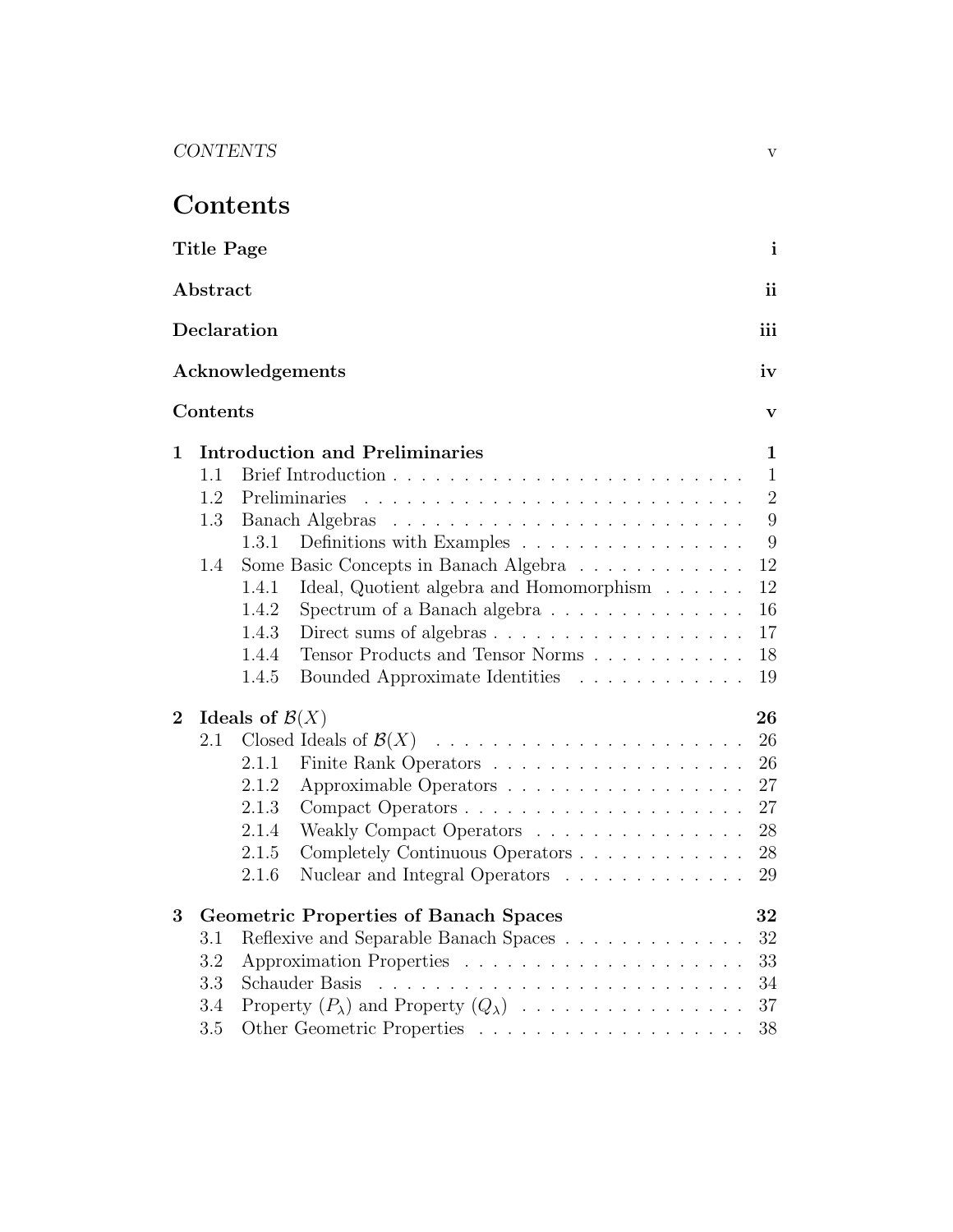# Contents

**Title Page** **i**

**Abstract** **ii**

**Declaration** **iii**

**Acknowledgements** **iv**

**Contents** **v**

**1 Introduction and Preliminaries** **1**

- 1.1 Brief Introduction . . . . . . . . . . . . . . . . . . . . . . . . . 1
- 1.2 Preliminaries . . . . . . . . . . . . . . . . . . . . . . . . . . . 2
- 1.3 Banach Algebras . . . . . . . . . . . . . . . . . . . . . . . . . 9
  - 1.3.1 Definitions with Examples . . . . . . . . . . . . . . . . 9
- 1.4 Some Basic Concepts in Banach Algebra . . . . . . . . . . . . 12
  - 1.4.1 Ideal, Quotient algebra and Homomorphism . . . . . . 12
  - 1.4.2 Spectrum of a Banach algebra . . . . . . . . . . . . . . 16
  - 1.4.3 Direct sums of algebras . . . . . . . . . . . . . . . . . . 17
  - 1.4.4 Tensor Products and Tensor Norms . . . . . . . . . . . 18
  - 1.4.5 Bounded Approximate Identities . . . . . . . . . . . . 19

**2 Ideals of $\mathcal{B}(X)$** **26**

- 2.1 Closed Ideals of $\mathcal{B}(X)$ . . . . . . . . . . . . . . . . . . . . . . 26
  - 2.1.1 Finite Rank Operators . . . . . . . . . . . . . . . . . . 26
  - 2.1.2 Approximable Operators . . . . . . . . . . . . . . . . . 27
  - 2.1.3 Compact Operators . . . . . . . . . . . . . . . . . . . . 27
  - 2.1.4 Weakly Compact Operators . . . . . . . . . . . . . . . 28
  - 2.1.5 Completely Continuous Operators . . . . . . . . . . . . 28
  - 2.1.6 Nuclear and Integral Operators . . . . . . . . . . . . . 29

**3 Geometric Properties of Banach Spaces** **32**

- 3.1 Reflexive and Separable Banach Spaces . . . . . . . . . . . . . 32
- 3.2 Approximation Properties . . . . . . . . . . . . . . . . . . . . 33
- 3.3 Schauder Basis . . . . . . . . . . . . . . . . . . . . . . . . . . 34
- 3.4 Property $(P_\lambda)$ and Property $(Q_\lambda)$ . . . . . . . . . . . . . . . . 37
- 3.5 Other Geometric Properties . . . . . . . . . . . . . . . . . . . 38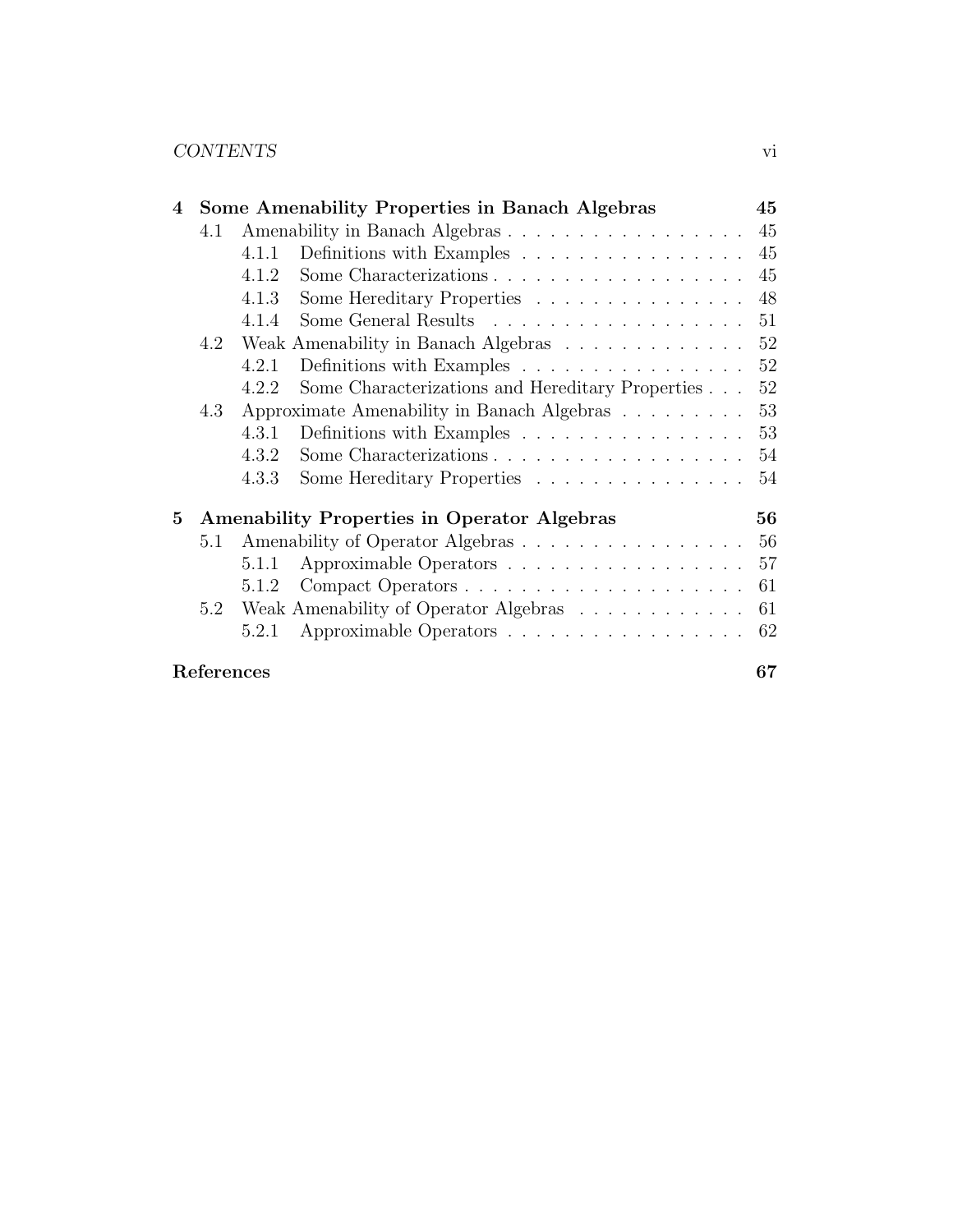**4 Some Amenability Properties in Banach Algebras** **45**

- 4.1 Amenability in Banach Algebras . . . . . . . . . . . . . . . . . 45
  - 4.1.1 Definitions with Examples . . . . . . . . . . . . . . . . 45
  - 4.1.2 Some Characterizations . . . . . . . . . . . . . . . . . . 45
  - 4.1.3 Some Hereditary Properties . . . . . . . . . . . . . . . 48
  - 4.1.4 Some General Results . . . . . . . . . . . . . . . . . . 51
- 4.2 Weak Amenability in Banach Algebras . . . . . . . . . . . . . 52
  - 4.2.1 Definitions with Examples . . . . . . . . . . . . . . . . 52
  - 4.2.2 Some Characterizations and Hereditary Properties . . . 52
- 4.3 Approximate Amenability in Banach Algebras . . . . . . . . . 53
  - 4.3.1 Definitions with Examples . . . . . . . . . . . . . . . . 53
  - 4.3.2 Some Characterizations . . . . . . . . . . . . . . . . . . 54
  - 4.3.3 Some Hereditary Properties . . . . . . . . . . . . . . . 54

**5 Amenability Properties in Operator Algebras** **56**

- 5.1 Amenability of Operator Algebras . . . . . . . . . . . . . . . . 56
  - 5.1.1 Approximable Operators . . . . . . . . . . . . . . . . . 57
  - 5.1.2 Compact Operators . . . . . . . . . . . . . . . . . . . . 61
- 5.2 Weak Amenability of Operator Algebras . . . . . . . . . . . . 61
  - 5.2.1 Approximable Operators . . . . . . . . . . . . . . . . . 62

**References** **67**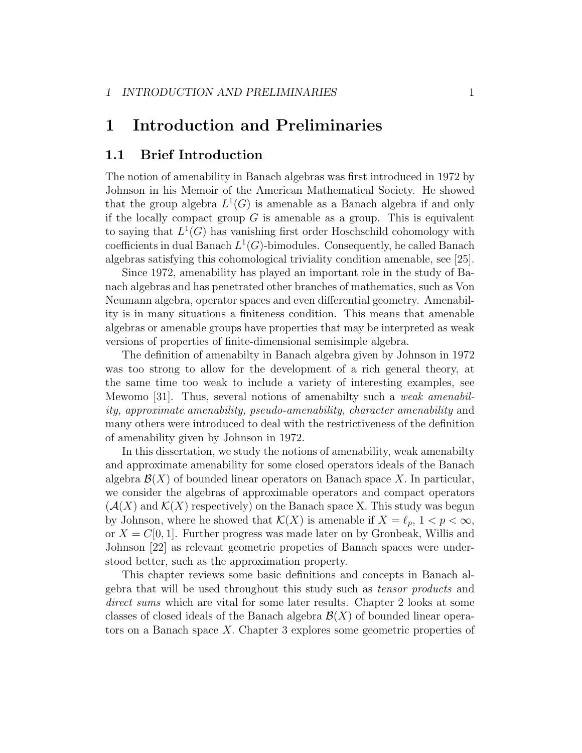# 1 Introduction and Preliminaries

## 1.1 Brief Introduction

The notion of amenability in Banach algebras was first introduced in 1972 by Johnson in his Memoir of the American Mathematical Society. He showed that the group algebra $L^1(G)$ is amenable as a Banach algebra if and only if the locally compact group $G$ is amenable as a group. This is equivalent to saying that $L^1(G)$ has vanishing first order Hoschschild cohomology with coefficients in dual Banach $L^1(G)$-bimodules. Consequently, he called Banach algebras satisfying this cohomological triviality condition amenable, see [25].

Since 1972, amenability has played an important role in the study of Banach algebras and has penetrated other branches of mathematics, such as Von Neumann algebra, operator spaces and even differential geometry. Amenability is in many situations a finiteness condition. This means that amenable algebras or amenable groups have properties that may be interpreted as weak versions of properties of finite-dimensional semisimple algebra.

The definition of amenabilty in Banach algebra given by Johnson in 1972 was too strong to allow for the development of a rich general theory, at the same time too weak to include a variety of interesting examples, see Mewomo [31]. Thus, several notions of amenabilty such a *weak amenability, approximate amenability, pseudo-amenability, character amenability* and many others were introduced to deal with the restrictiveness of the definition of amenability given by Johnson in 1972.

In this dissertation, we study the notions of amenability, weak amenabilty and approximate amenability for some closed operators ideals of the Banach algebra $\mathcal{B}(X)$ of bounded linear operators on Banach space $X$. In particular, we consider the algebras of approximable operators and compact operators ($\mathcal{A}(X)$ and $\mathcal{K}(X)$ respectively) on the Banach space X. This study was begun by Johnson, where he showed that $\mathcal{K}(X)$ is amenable if $X = \ell_p$, $1 < p < \infty$, or $X = C[0, 1]$. Further progress was made later on by Gronbeak, Willis and Johnson [22] as relevant geometric propeties of Banach spaces were understood better, such as the approximation property.

This chapter reviews some basic definitions and concepts in Banach algebra that will be used throughout this study such as *tensor products* and *direct sums* which are vital for some later results. Chapter 2 looks at some classes of closed ideals of the Banach algebra $\mathcal{B}(X)$ of bounded linear operators on a Banach space $X$. Chapter 3 explores some geometric properties of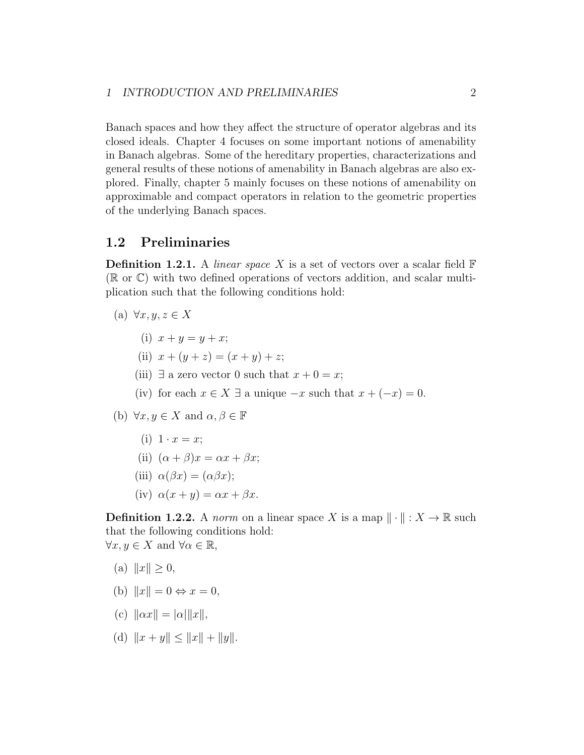Banach spaces and how they affect the structure of operator algebras and its closed ideals. Chapter 4 focuses on some important notions of amenability in Banach algebras. Some of the hereditary properties, characterizations and general results of these notions of amenability in Banach algebras are also explored. Finally, chapter 5 mainly focuses on these notions of amenability on approximable and compact operators in relation to the geometric properties of the underlying Banach spaces.

## 1.2 Preliminaries

**Definition 1.2.1.** A *linear space* $X$ is a set of vectors over a scalar field $\mathbb{F}$ ($\mathbb{R}$ or $\mathbb{C}$) with two defined operations of vectors addition, and scalar multiplication such that the following conditions hold:

(a) $\forall x, y, z \in X$

- (i) $x + y = y + x$;
- (ii) $x + (y + z) = (x + y) + z$;
- (iii) $\exists$ a zero vector 0 such that $x + 0 = x$;
- (iv) for each $x \in X$ $\exists$ a unique $-x$ such that $x + (-x) = 0$.

(b) $\forall x, y \in X$ and $\alpha, \beta \in \mathbb{F}$

- (i) $1 \cdot x = x$;
- (ii) $(\alpha + \beta)x = \alpha x + \beta x$;
- (iii) $\alpha(\beta x) = (\alpha\beta x)$;
- (iv) $\alpha(x + y) = \alpha x + \beta x$.

**Definition 1.2.2.** A *norm* on a linear space $X$ is a map $\|\cdot\| : X \to \mathbb{R}$ such that the following conditions hold:
$\forall x, y \in X$ and $\forall \alpha \in \mathbb{R}$,

(a) $\|x\| \geq 0$,

(b) $\|x\| = 0 \Leftrightarrow x = 0$,

(c) $\|\alpha x\| = |\alpha|\|x\|$,

(d) $\|x + y\| \leq \|x\| + \|y\|$.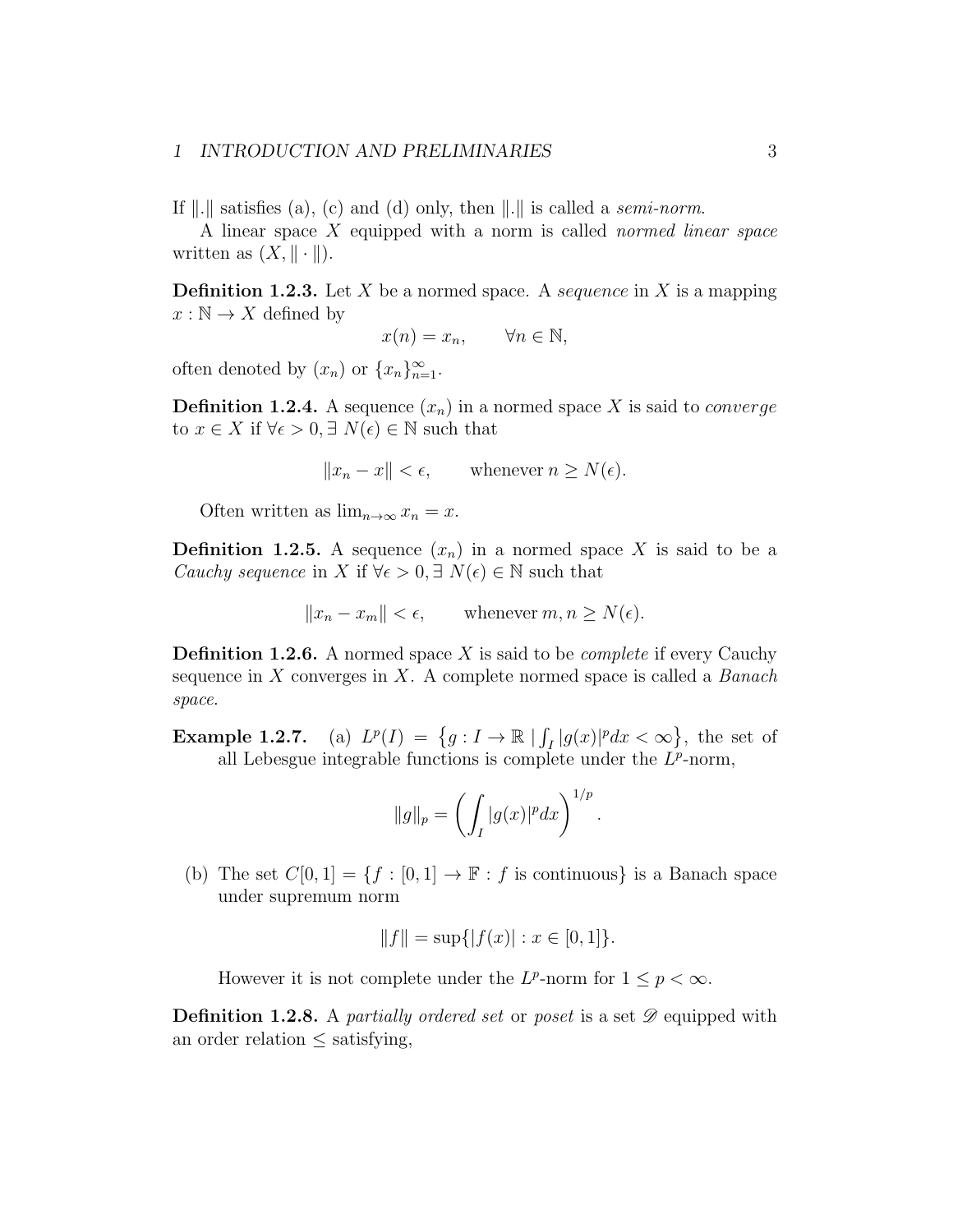If $\|.\|$ satisfies (a), (c) and (d) only, then $\|.\|$ is called a *semi-norm*.

A linear space $X$ equipped with a norm is called *normed linear space* written as $(X, \|\cdot\|)$.

**Definition 1.2.3.** Let $X$ be a normed space. A *sequence* in $X$ is a mapping $x : \mathbb{N} \to X$ defined by

$$x(n) = x_n, \qquad \forall n \in \mathbb{N},$$

often denoted by $(x_n)$ or $\{x_n\}_{n=1}^{\infty}$.

**Definition 1.2.4.** A sequence $(x_n)$ in a normed space $X$ is said to *converge* to $x \in X$ if $\forall \epsilon > 0, \exists\ N(\epsilon) \in \mathbb{N}$ such that

$$\|x_n - x\| < \epsilon, \qquad \text{whenever } n \geq N(\epsilon).$$

Often written as $\lim_{n\to\infty} x_n = x$.

**Definition 1.2.5.** A sequence $(x_n)$ in a normed space $X$ is said to be a *Cauchy sequence* in $X$ if $\forall \epsilon > 0, \exists\ N(\epsilon) \in \mathbb{N}$ such that

$$\|x_n - x_m\| < \epsilon, \qquad \text{whenever } m, n \geq N(\epsilon).$$

**Definition 1.2.6.** A normed space $X$ is said to be *complete* if every Cauchy sequence in $X$ converges in $X$. A complete normed space is called a *Banach space.*

**Example 1.2.7.** (a) $L^p(I) = \left\{g : I \to \mathbb{R} \mid \int_I |g(x)|^p dx < \infty\right\}$, the set of all Lebesgue integrable functions is complete under the $L^p$-norm,

$$\|g\|_p = \left(\int_I |g(x)|^p dx\right)^{1/p}.$$

(b) The set $C[0, 1] = \{f : [0, 1] \to \mathbb{F} : f \text{ is continuous}\}$ is a Banach space under supremum norm

$$\|f\| = \sup\{|f(x)| : x \in [0, 1]\}.$$

However it is not complete under the $L^p$-norm for $1 \leq p < \infty$.

**Definition 1.2.8.** A *partially ordered set* or *poset* is a set $\mathscr{D}$ equipped with an order relation $\leq$ satisfying,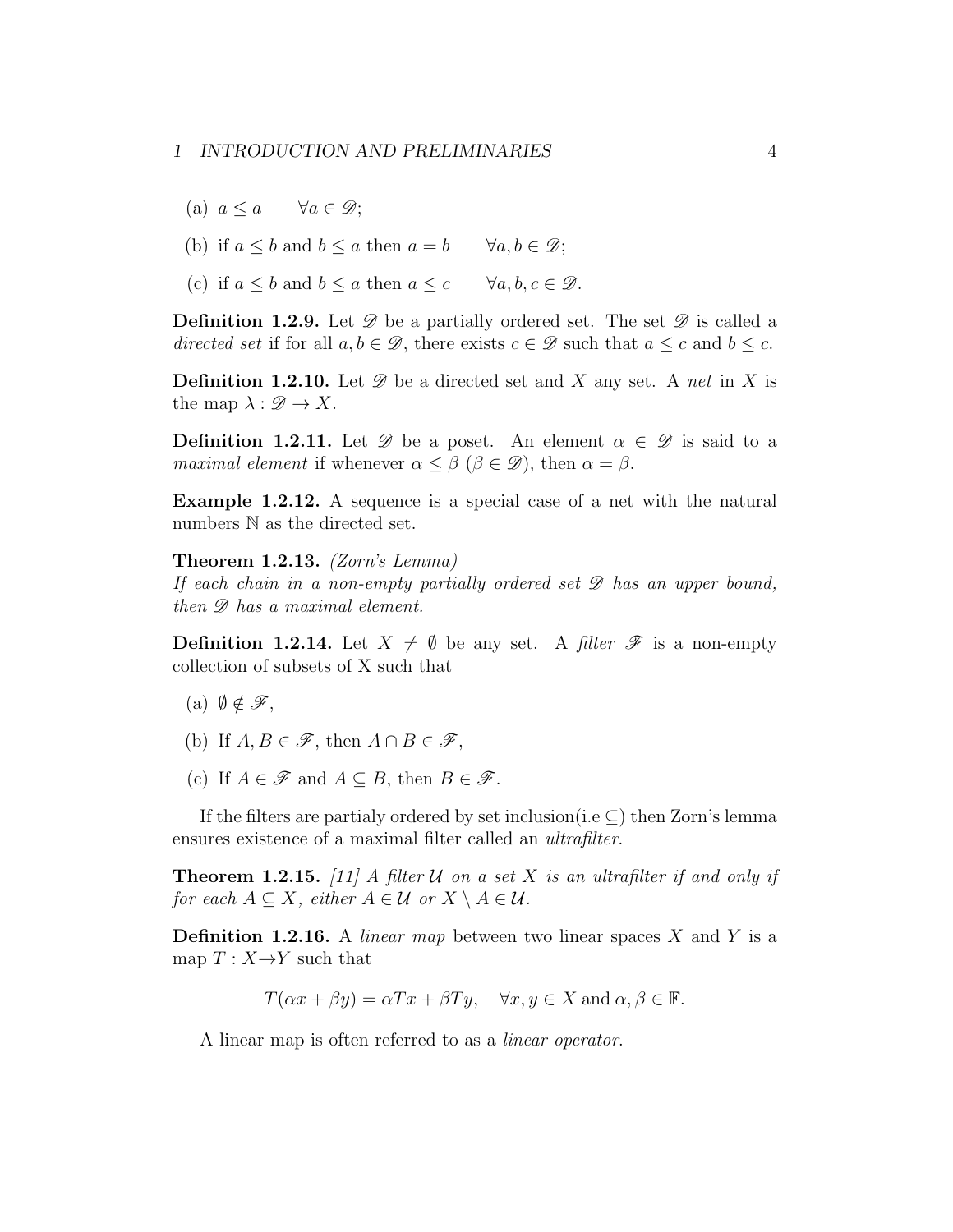(a) $a \leq a \qquad \forall a \in \mathscr{D}$;

(b) if $a \leq b$ and $b \leq a$ then $a = b \qquad \forall a, b \in \mathscr{D}$;

(c) if $a \leq b$ and $b \leq a$ then $a \leq c \qquad \forall a, b, c \in \mathscr{D}$.

**Definition 1.2.9.** Let $\mathscr{D}$ be a partially ordered set. The set $\mathscr{D}$ is called a *directed set* if for all $a, b \in \mathscr{D}$, there exists $c \in \mathscr{D}$ such that $a \leq c$ and $b \leq c$.

**Definition 1.2.10.** Let $\mathscr{D}$ be a directed set and $X$ any set. A *net* in $X$ is the map $\lambda : \mathscr{D} \to X$.

**Definition 1.2.11.** Let $\mathscr{D}$ be a poset. An element $\alpha \in \mathscr{D}$ is said to a *maximal element* if whenever $\alpha \leq \beta$ ($\beta \in \mathscr{D}$), then $\alpha = \beta$.

**Example 1.2.12.** A sequence is a special case of a net with the natural numbers $\mathbb{N}$ as the directed set.

**Theorem 1.2.13.** *(Zorn's Lemma)*
*If each chain in a non-empty partially ordered set $\mathscr{D}$ has an upper bound, then $\mathscr{D}$ has a maximal element.*

**Definition 1.2.14.** Let $X \neq \emptyset$ be any set. A *filter* $\mathscr{F}$ is a non-empty collection of subsets of X such that

(a) $\emptyset \notin \mathscr{F}$,

(b) If $A, B \in \mathscr{F}$, then $A \cap B \in \mathscr{F}$,

(c) If $A \in \mathscr{F}$ and $A \subseteq B$, then $B \in \mathscr{F}$.

If the filters are partialy ordered by set inclusion(i.e $\subseteq$) then Zorn's lemma ensures existence of a maximal filter called an *ultrafilter*.

**Theorem 1.2.15.** *[11] A filter $\mathcal{U}$ on a set $X$ is an ultrafilter if and only if for each $A \subseteq X$, either $A \in \mathcal{U}$ or $X \setminus A \in \mathcal{U}$.*

**Definition 1.2.16.** A *linear map* between two linear spaces $X$ and $Y$ is a map $T : X \to Y$ such that

$$T(\alpha x + \beta y) = \alpha Tx + \beta Ty, \quad \forall x, y \in X \text{ and } \alpha, \beta \in \mathbb{F}.$$

A linear map is often referred to as a *linear operator*.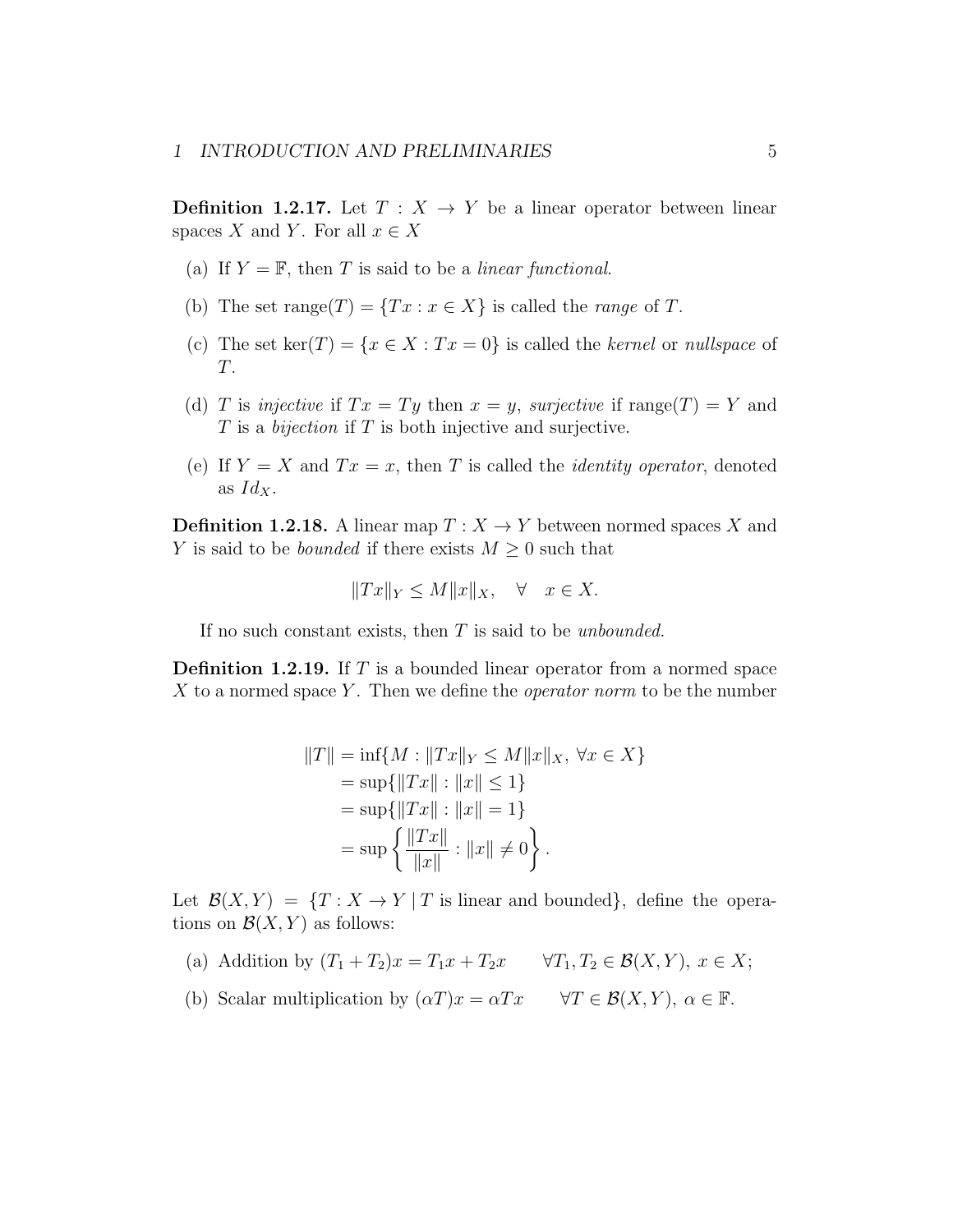**Definition 1.2.17.** Let $T : X \to Y$ be a linear operator between linear spaces $X$ and $Y$. For all $x \in X$

(a) If $Y = \mathbb{F}$, then $T$ is said to be a *linear functional*.

(b) The set $\text{range}(T) = \{Tx : x \in X\}$ is called the *range* of $T$.

(c) The set $\ker(T) = \{x \in X : Tx = 0\}$ is called the *kernel* or *nullspace* of $T$.

(d) $T$ is *injective* if $Tx = Ty$ then $x = y$, *surjective* if $\text{range}(T) = Y$ and $T$ is a *bijection* if $T$ is both injective and surjective.

(e) If $Y = X$ and $Tx = x$, then $T$ is called the *identity operator*, denoted as $Id_X$.

**Definition 1.2.18.** A linear map $T : X \to Y$ between normed spaces $X$ and $Y$ is said to be *bounded* if there exists $M \geq 0$ such that

$$\|Tx\|_Y \leq M\|x\|_X, \quad \forall \quad x \in X.$$

If no such constant exists, then $T$ is said to be *unbounded.*

**Definition 1.2.19.** If $T$ is a bounded linear operator from a normed space $X$ to a normed space $Y$. Then we define the *operator norm* to be the number

$$\begin{aligned}
\|T\| &= \inf\{M : \|Tx\|_Y \leq M\|x\|_X,\ \forall x \in X\} \\
&= \sup\{\|Tx\| : \|x\| \leq 1\} \\
&= \sup\{\|Tx\| : \|x\| = 1\} \\
&= \sup\left\{\frac{\|Tx\|}{\|x\|} : \|x\| \neq 0\right\}.
\end{aligned}$$

Let $\mathcal{B}(X, Y) = \{T : X \to Y \mid T \text{ is linear and bounded}\}$, define the operations on $\mathcal{B}(X, Y)$ as follows:

(a) Addition by $(T_1 + T_2)x = T_1x + T_2x \qquad \forall T_1, T_2 \in \mathcal{B}(X, Y),\ x \in X;$

(b) Scalar multiplication by $(\alpha T)x = \alpha Tx \qquad \forall T \in \mathcal{B}(X, Y),\ \alpha \in \mathbb{F}.$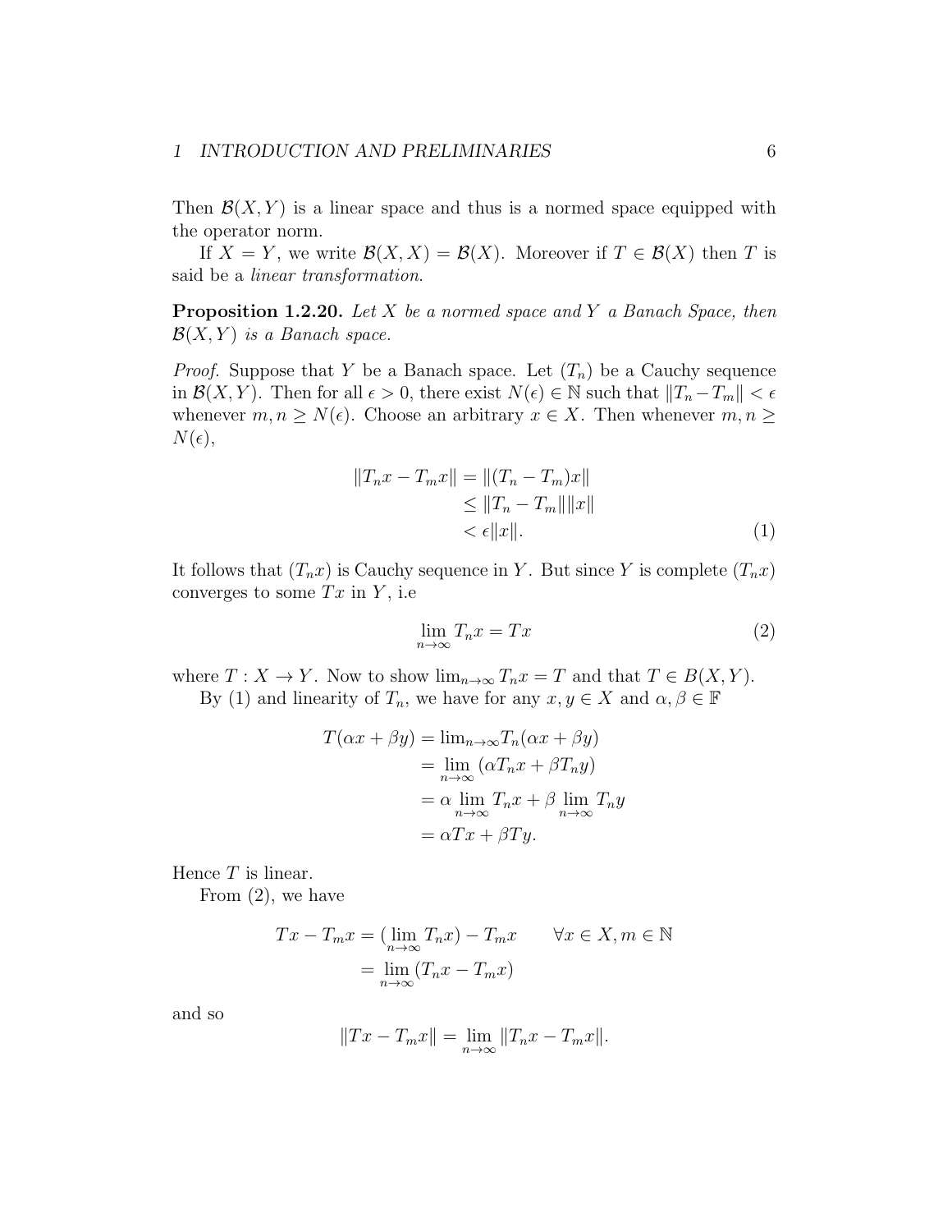Then $\mathcal{B}(X, Y)$ is a linear space and thus is a normed space equipped with the operator norm.

If $X = Y$, we write $\mathcal{B}(X, X) = \mathcal{B}(X)$. Moreover if $T \in \mathcal{B}(X)$ then $T$ is said be a *linear transformation*.

**Proposition 1.2.20.** *Let $X$ be a normed space and $Y$ a Banach Space, then $\mathcal{B}(X, Y)$ is a Banach space.*

*Proof.* Suppose that $Y$ be a Banach space. Let $(T_n)$ be a Cauchy sequence in $\mathcal{B}(X, Y)$. Then for all $\epsilon > 0$, there exist $N(\epsilon) \in \mathbb{N}$ such that $\|T_n - T_m\| < \epsilon$ whenever $m, n \geq N(\epsilon)$. Choose an arbitrary $x \in X$. Then whenever $m, n \geq N(\epsilon)$,

$$\begin{aligned} \|T_n x - T_m x\| &= \|(T_n - T_m)x\| \\ &\leq \|T_n - T_m\|\|x\| \\ &< \epsilon\|x\|. \end{aligned} \tag{1}$$

It follows that $(T_n x)$ is Cauchy sequence in $Y$. But since $Y$ is complete $(T_n x)$ converges to some $Tx$ in $Y$, i.e

$$\lim_{n\to\infty} T_n x = Tx \tag{2}$$

where $T : X \to Y$. Now to show $\lim_{n\to\infty} T_n x = T$ and that $T \in B(X, Y)$.

By (1) and linearity of $T_n$, we have for any $x, y \in X$ and $\alpha, \beta \in \mathbb{F}$

$$\begin{aligned} T(\alpha x + \beta y) &= \lim_{n\to\infty} T_n(\alpha x + \beta y) \\ &= \lim_{n\to\infty} (\alpha T_n x + \beta T_n y) \\ &= \alpha \lim_{n\to\infty} T_n x + \beta \lim_{n\to\infty} T_n y \\ &= \alpha Tx + \beta Ty. \end{aligned}$$

Hence $T$ is linear.

From (2), we have

$$\begin{aligned} Tx - T_m x &= (\lim_{n\to\infty} T_n x) - T_m x \qquad \forall x \in X, m \in \mathbb{N} \\ &= \lim_{n\to\infty} (T_n x - T_m x) \end{aligned}$$

and so

$$\|Tx - T_m x\| = \lim_{n\to\infty} \|T_n x - T_m x\|.$$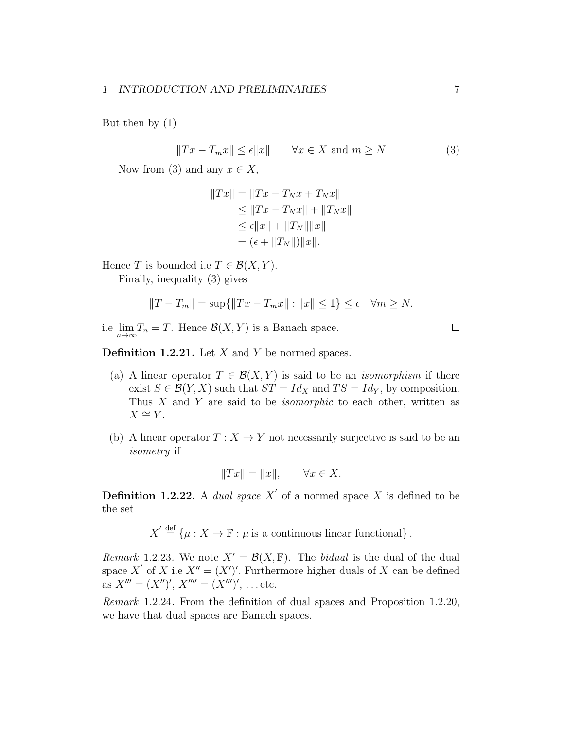But then by (1)

$$\|Tx - T_m x\| \leq \epsilon \|x\| \qquad \forall x \in X \text{ and } m \geq N \tag{3}$$

Now from (3) and any $x \in X$,

$$\begin{aligned}
\|Tx\| &= \|Tx - T_N x + T_N x\| \\
&\leq \|Tx - T_N x\| + \|T_N x\| \\
&\leq \epsilon \|x\| + \|T_N\|\|x\| \\
&= (\epsilon + \|T_N\|)\|x\|.
\end{aligned}$$

Hence $T$ is bounded i.e $T \in \mathcal{B}(X, Y)$.

Finally, inequality (3) gives

$$\|T - T_m\| = \sup\{\|Tx - T_m x\| : \|x\| \leq 1\} \leq \epsilon \quad \forall m \geq N.$$

i.e $\lim_{n\to\infty} T_n = T$. Hence $\mathcal{B}(X, Y)$ is a Banach space. □

**Definition 1.2.21.** Let $X$ and $Y$ be normed spaces.

(a) A linear operator $T \in \mathcal{B}(X, Y)$ is said to be an *isomorphism* if there exist $S \in \mathcal{B}(Y, X)$ such that $ST = Id_X$ and $TS = Id_Y$, by composition. Thus $X$ and $Y$ are said to be *isomorphic* to each other, written as $X \cong Y$.

(b) A linear operator $T : X \to Y$ not necessarily surjective is said to be an *isometry* if

$$\|Tx\| = \|x\|, \qquad \forall x \in X.$$

**Definition 1.2.22.** A *dual space* $X'$ of a normed space $X$ is defined to be the set

$$X' \stackrel{\text{def}}{=} \{\mu : X \to \mathbb{F} : \mu \text{ is a continuous linear functional}\}.$$

*Remark* 1.2.23. We note $X' = \mathcal{B}(X, \mathbb{F})$. The *bidual* is the dual of the dual space $X'$ of $X$ i.e $X'' = (X')'$. Furthermore higher duals of $X$ can be defined as $X''' = (X'')'$, $X'''' = (X''')'$, ...etc.

*Remark* 1.2.24. From the definition of dual spaces and Proposition 1.2.20, we have that dual spaces are Banach spaces.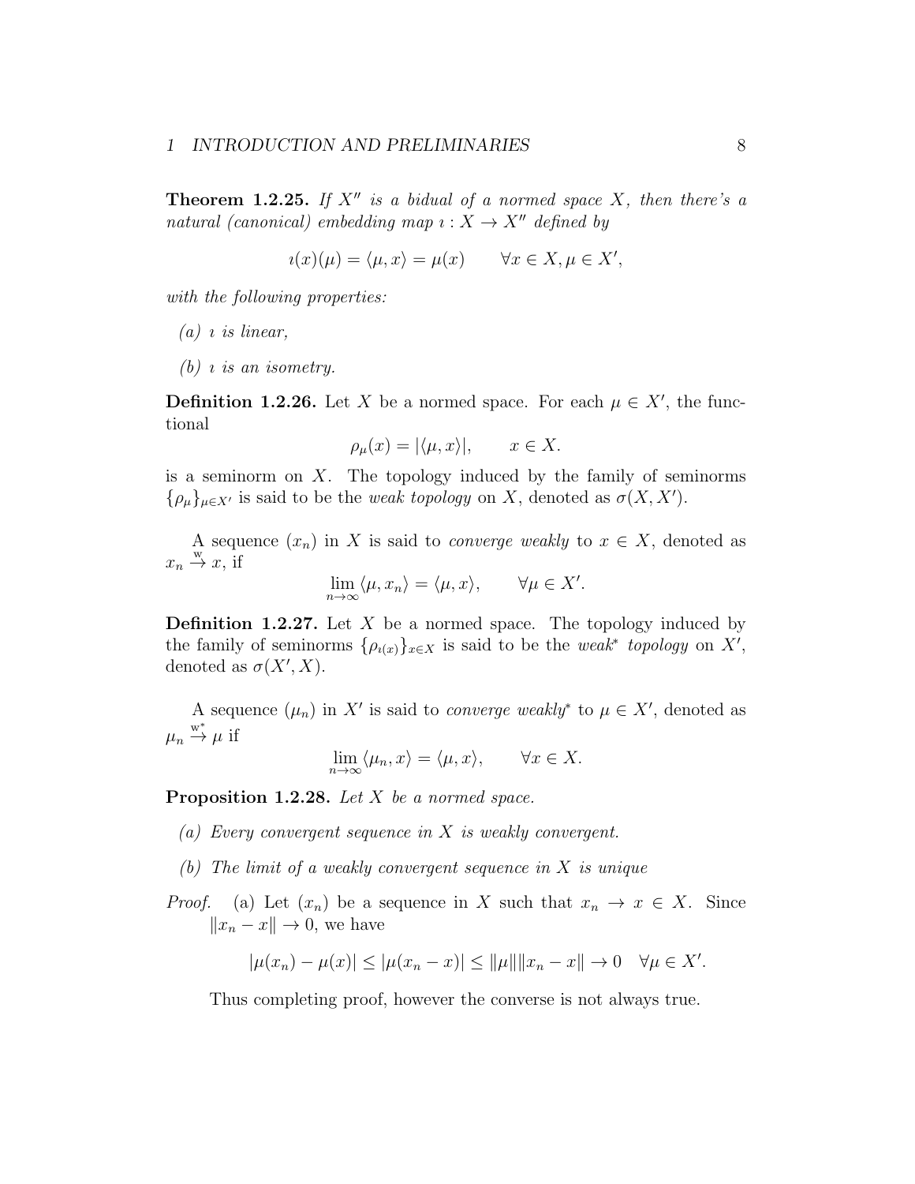**Theorem 1.2.25.** *If $X''$ is a bidual of a normed space $X$, then there's a natural (canonical) embedding map $\imath : X \to X''$ defined by*

$$\imath(x)(\mu) = \langle \mu, x \rangle = \mu(x) \qquad \forall x \in X, \mu \in X',$$

*with the following properties:*

*(a) $\imath$ is linear,*

*(b) $\imath$ is an isometry.*

**Definition 1.2.26.** Let $X$ be a normed space. For each $\mu \in X'$, the functional

$$\rho_\mu(x) = |\langle \mu, x \rangle|, \qquad x \in X.$$

is a seminorm on $X$. The topology induced by the family of seminorms $\{\rho_\mu\}_{\mu \in X'}$ is said to be the *weak topology* on $X$, denoted as $\sigma(X, X')$.

A sequence $(x_n)$ in $X$ is said to *converge weakly* to $x \in X$, denoted as $x_n \overset{\text{w}}{\to} x$, if

$$\lim_{n\to\infty} \langle \mu, x_n \rangle = \langle \mu, x \rangle, \qquad \forall \mu \in X'.$$

**Definition 1.2.27.** Let $X$ be a normed space. The topology induced by the family of seminorms $\{\rho_{\imath(x)}\}_{x \in X}$ is said to be the *weak\* topology* on $X'$, denoted as $\sigma(X', X)$.

A sequence $(\mu_n)$ in $X'$ is said to *converge weakly\** to $\mu \in X'$, denoted as $\mu_n \overset{\text{w}^*}{\to} \mu$ if

$$\lim_{n\to\infty} \langle \mu_n, x \rangle = \langle \mu, x \rangle, \qquad \forall x \in X.$$

**Proposition 1.2.28.** *Let $X$ be a normed space.*

*(a) Every convergent sequence in $X$ is weakly convergent.*

*(b) The limit of a weakly convergent sequence in $X$ is unique*

*Proof.* (a) Let $(x_n)$ be a sequence in $X$ such that $x_n \to x \in X$. Since $\|x_n - x\| \to 0$, we have

$$|\mu(x_n) - \mu(x)| \leq |\mu(x_n - x)| \leq \|\mu\| \|x_n - x\| \to 0 \quad \forall \mu \in X'.$$

Thus completing proof, however the converse is not always true.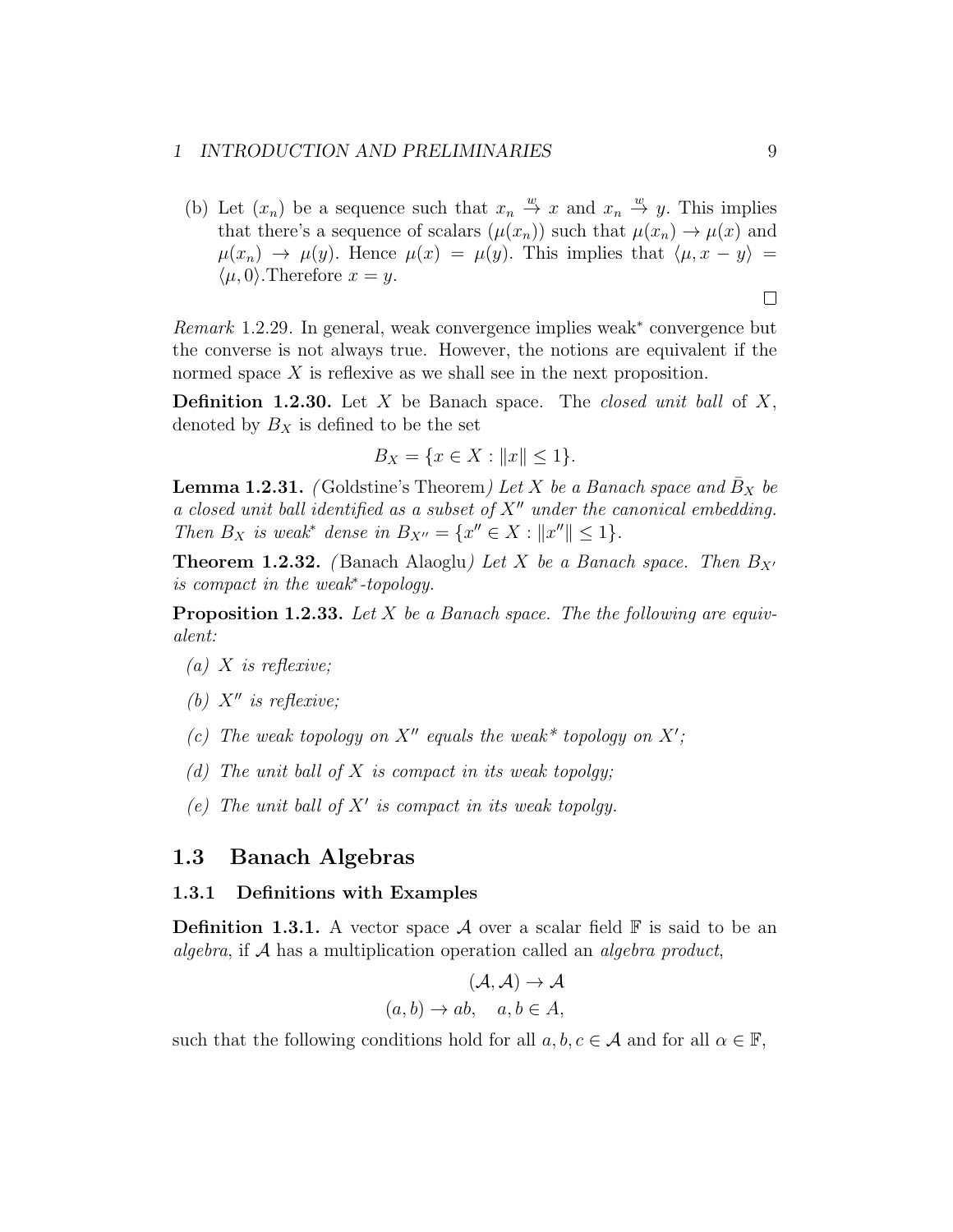(b) Let $(x_n)$ be a sequence such that $x_n \stackrel{w}{\to} x$ and $x_n \stackrel{w}{\to} y$. This implies that there's a sequence of scalars $(\mu(x_n))$ such that $\mu(x_n) \to \mu(x)$ and $\mu(x_n) \to \mu(y)$. Hence $\mu(x) = \mu(y)$. This implies that $\langle \mu, x - y \rangle = \langle \mu, 0 \rangle$.Therefore $x = y$.

□

*Remark* 1.2.29. In general, weak convergence implies weak$^*$ convergence but the converse is not always true. However, the notions are equivalent if the normed space $X$ is reflexive as we shall see in the next proposition.

**Definition 1.2.30.** Let $X$ be Banach space. The *closed unit ball* of $X$, denoted by $B_X$ is defined to be the set

$$B_X = \{x \in X : \|x\| \leq 1\}.$$

**Lemma 1.2.31.** *(*Goldstine's Theorem*) Let $X$ be a Banach space and $\bar{B}_X$ be a closed unit ball identified as a subset of $X''$ under the canonical embedding. Then $B_X$ is weak$^*$ dense in $B_{X''} = \{x'' \in X : \|x''\| \leq 1\}$.*

**Theorem 1.2.32.** *(*Banach Alaoglu*) Let $X$ be a Banach space. Then $B_{X'}$ is compact in the weak$^*$-topology.*

**Proposition 1.2.33.** *Let $X$ be a Banach space. The the following are equivalent:*

*(a) $X$ is reflexive;*

*(b) $X''$ is reflexive;*

*(c) The weak topology on $X''$ equals the weak$^*$ topology on $X'$;*

*(d) The unit ball of $X$ is compact in its weak topolgy;*

*(e) The unit ball of $X'$ is compact in its weak topolgy.*

## 1.3 Banach Algebras

### 1.3.1 Definitions with Examples

**Definition 1.3.1.** A vector space $\mathcal{A}$ over a scalar field $\mathbb{F}$ is said to be an *algebra*, if $\mathcal{A}$ has a multiplication operation called an *algebra product*,

$$(\mathcal{A}, \mathcal{A}) \to \mathcal{A}$$
$$(a, b) \to ab, \quad a, b \in A,$$

such that the following conditions hold for all $a, b, c \in \mathcal{A}$ and for all $\alpha \in \mathbb{F}$,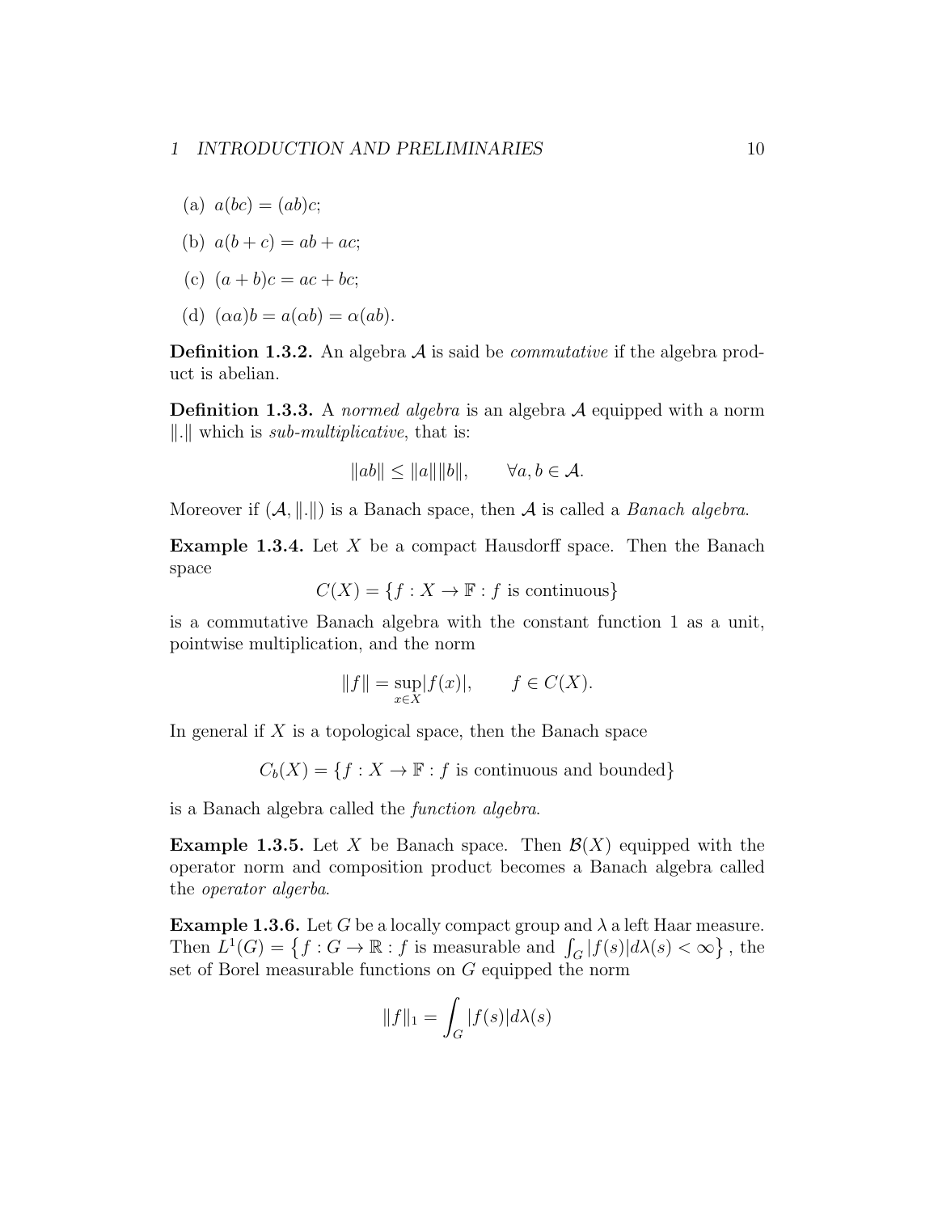(a) $a(bc) = (ab)c$;

(b) $a(b + c) = ab + ac$;

(c) $(a + b)c = ac + bc$;

(d) $(\alpha a)b = a(\alpha b) = \alpha(ab)$.

**Definition 1.3.2.** An algebra $\mathcal{A}$ is said be *commutative* if the algebra product is abelian.

**Definition 1.3.3.** A *normed algebra* is an algebra $\mathcal{A}$ equipped with a norm $\|.\|$ which is *sub-multiplicative*, that is:

$$\|ab\| \leq \|a\|\|b\|, \qquad \forall a, b \in \mathcal{A}.$$

Moreover if $(\mathcal{A}, \|.\|)$ is a Banach space, then $\mathcal{A}$ is called a *Banach algebra*.

**Example 1.3.4.** Let $X$ be a compact Hausdorff space. Then the Banach space

$$C(X) = \{f : X \to \mathbb{F} : f \text{ is continuous}\}$$

is a commutative Banach algebra with the constant function 1 as a unit, pointwise multiplication, and the norm

$$\|f\| = \sup_{x\in X}|f(x)|, \qquad f \in C(X).$$

In general if $X$ is a topological space, then the Banach space

$$C_b(X) = \{f : X \to \mathbb{F} : f \text{ is continuous and bounded}\}$$

is a Banach algebra called the *function algebra*.

**Example 1.3.5.** Let $X$ be Banach space. Then $\mathcal{B}(X)$ equipped with the operator norm and composition product becomes a Banach algebra called the *operator algerba*.

**Example 1.3.6.** Let $G$ be a locally compact group and $\lambda$ a left Haar measure. Then $L^1(G) = \left\{f : G \to \mathbb{R} : f \text{ is measurable and } \int_G |f(s)|d\lambda(s) < \infty\right\}$, the set of Borel measurable functions on $G$ equipped the norm

$$\|f\|_1 = \int_G |f(s)|d\lambda(s)$$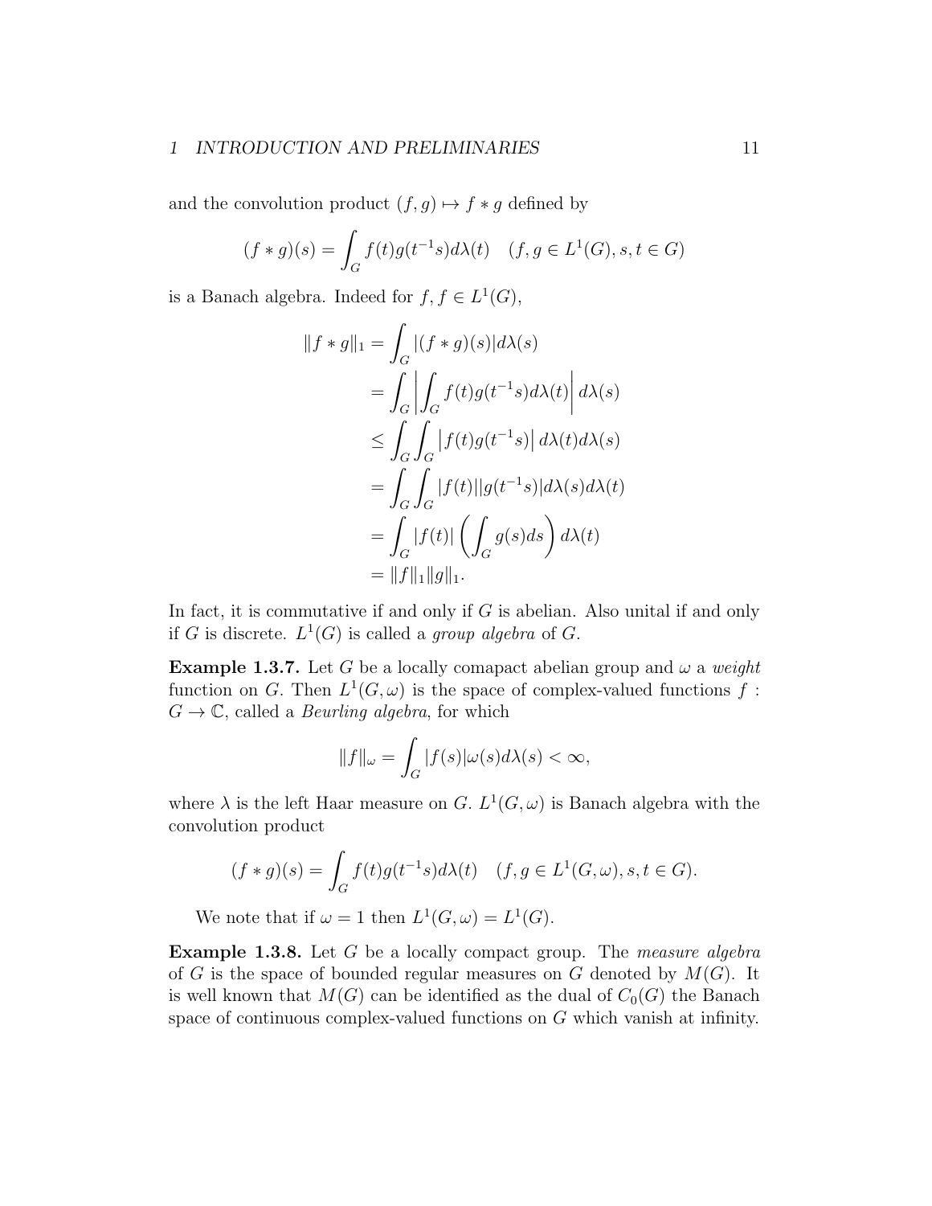and the convolution product $(f, g) \mapsto f * g$ defined by

$$(f * g)(s) = \int_G f(t)g(t^{-1}s)d\lambda(t) \quad (f, g \in L^1(G), s, t \in G)$$

is a Banach algebra. Indeed for $f, f \in L^1(G)$,

$$\begin{aligned}
\|f * g\|_1 &= \int_G |(f * g)(s)| d\lambda(s) \\
&= \int_G \left| \int_G f(t)g(t^{-1}s)d\lambda(t) \right| d\lambda(s) \\
&\leq \int_G \int_G \left| f(t)g(t^{-1}s) \right| d\lambda(t) d\lambda(s) \\
&= \int_G \int_G |f(t)||g(t^{-1}s)| d\lambda(s) d\lambda(t) \\
&= \int_G |f(t)| \left( \int_G g(s) ds \right) d\lambda(t) \\
&= \|f\|_1 \|g\|_1.
\end{aligned}$$

In fact, it is commutative if and only if $G$ is abelian. Also unital if and only if $G$ is discrete. $L^1(G)$ is called a *group algebra* of $G$.

**Example 1.3.7.** Let $G$ be a locally comapact abelian group and $\omega$ a *weight* function on $G$. Then $L^1(G, \omega)$ is the space of complex-valued functions $f : G \to \mathbb{C}$, called a *Beurling algebra*, for which

$$\|f\|_\omega = \int_G |f(s)|\omega(s) d\lambda(s) < \infty,$$

where $\lambda$ is the left Haar measure on $G$. $L^1(G, \omega)$ is Banach algebra with the convolution product

$$(f * g)(s) = \int_G f(t)g(t^{-1}s)d\lambda(t) \quad (f, g \in L^1(G, \omega), s, t \in G).$$

We note that if $\omega = 1$ then $L^1(G, \omega) = L^1(G)$.

**Example 1.3.8.** Let $G$ be a locally compact group. The *measure algebra* of $G$ is the space of bounded regular measures on $G$ denoted by $M(G)$. It is well known that $M(G)$ can be identified as the dual of $C_0(G)$ the Banach space of continuous complex-valued functions on $G$ which vanish at infinity.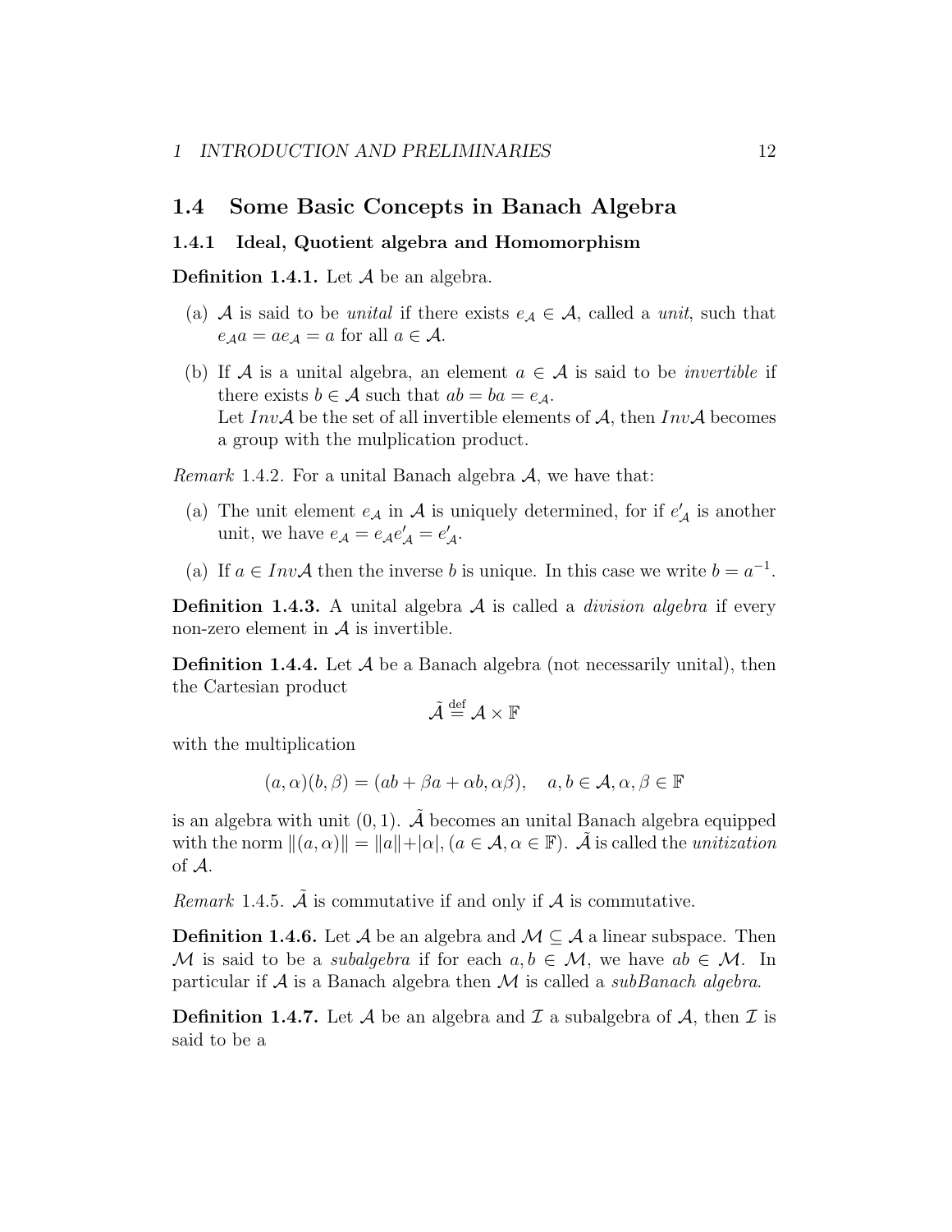## 1.4 Some Basic Concepts in Banach Algebra

### 1.4.1 Ideal, Quotient algebra and Homomorphism

**Definition 1.4.1.** Let $\mathcal{A}$ be an algebra.

(a) $\mathcal{A}$ is said to be *unital* if there exists $e_{\mathcal{A}} \in \mathcal{A}$, called a *unit*, such that $e_{\mathcal{A}}a = ae_{\mathcal{A}} = a$ for all $a \in \mathcal{A}$.

(b) If $\mathcal{A}$ is a unital algebra, an element $a \in \mathcal{A}$ is said to be *invertible* if there exists $b \in \mathcal{A}$ such that $ab = ba = e_{\mathcal{A}}$.
Let $Inv\mathcal{A}$ be the set of all invertible elements of $\mathcal{A}$, then $Inv\mathcal{A}$ becomes a group with the mulplication product.

*Remark* 1.4.2. For a unital Banach algebra $\mathcal{A}$, we have that:

(a) The unit element $e_{\mathcal{A}}$ in $\mathcal{A}$ is uniquely determined, for if $e'_{\mathcal{A}}$ is another unit, we have $e_{\mathcal{A}} = e_{\mathcal{A}}e'_{\mathcal{A}} = e'_{\mathcal{A}}$.

(a) If $a \in Inv\mathcal{A}$ then the inverse $b$ is unique. In this case we write $b = a^{-1}$.

**Definition 1.4.3.** A unital algebra $\mathcal{A}$ is called a *division algebra* if every non-zero element in $\mathcal{A}$ is invertible.

**Definition 1.4.4.** Let $\mathcal{A}$ be a Banach algebra (not necessarily unital), then the Cartesian product

$$\tilde{\mathcal{A}} \overset{\text{def}}{=} \mathcal{A} \times \mathbb{F}$$

with the multiplication

$$(a, \alpha)(b, \beta) = (ab + \beta a + \alpha b, \alpha\beta), \quad a, b \in \mathcal{A}, \alpha, \beta \in \mathbb{F}$$

is an algebra with unit $(0, 1)$. $\tilde{\mathcal{A}}$ becomes an unital Banach algebra equipped with the norm $\|(a, \alpha)\| = \|a\| + |\alpha|$, $(a \in \mathcal{A}, \alpha \in \mathbb{F})$. $\tilde{\mathcal{A}}$ is called the *unitization* of $\mathcal{A}$.

*Remark* 1.4.5. $\tilde{\mathcal{A}}$ is commutative if and only if $\mathcal{A}$ is commutative.

**Definition 1.4.6.** Let $\mathcal{A}$ be an algebra and $\mathcal{M} \subseteq \mathcal{A}$ a linear subspace. Then $\mathcal{M}$ is said to be a *subalgebra* if for each $a, b \in \mathcal{M}$, we have $ab \in \mathcal{M}$. In particular if $\mathcal{A}$ is a Banach algebra then $\mathcal{M}$ is called a *subBanach algebra*.

**Definition 1.4.7.** Let $\mathcal{A}$ be an algebra and $\mathcal{I}$ a subalgebra of $\mathcal{A}$, then $\mathcal{I}$ is said to be a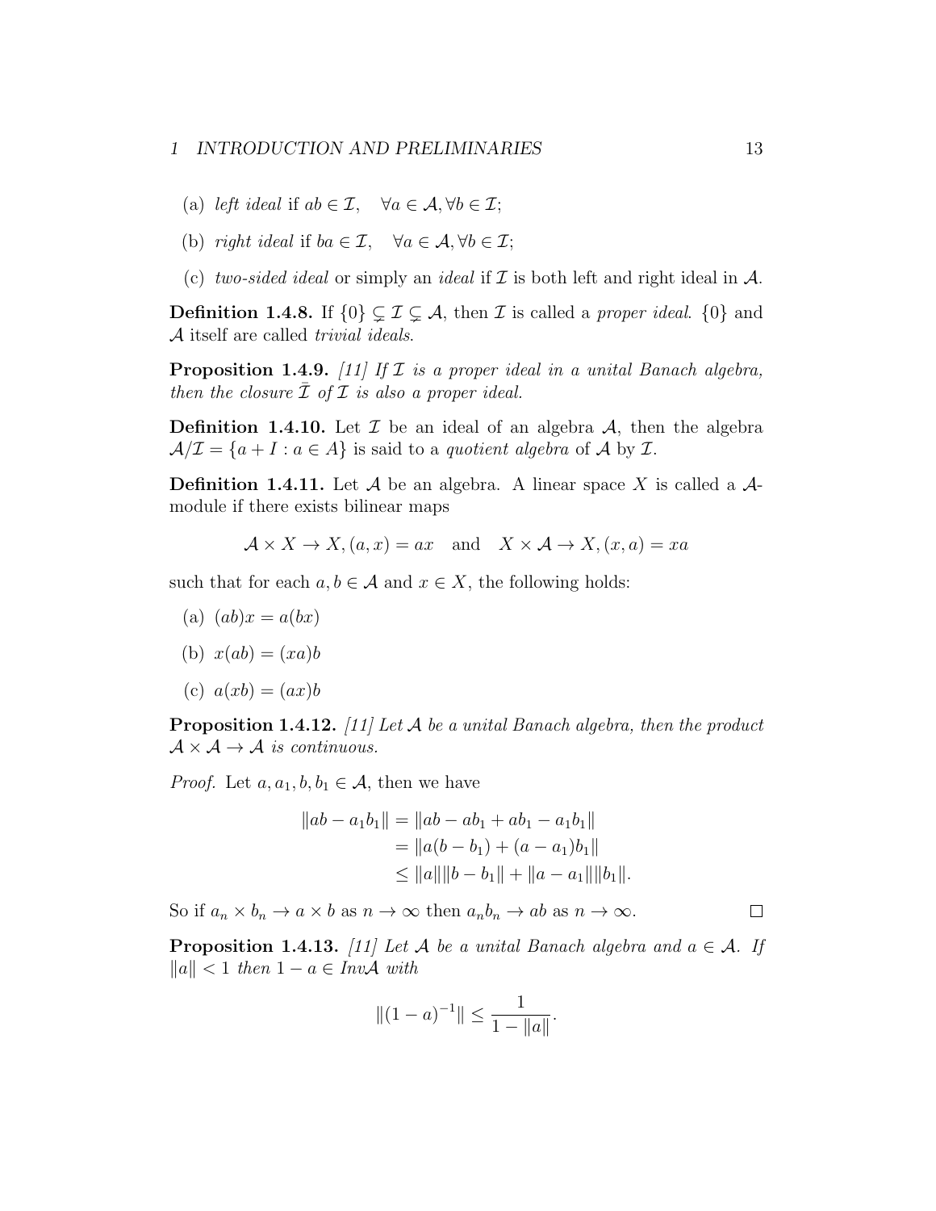(a) *left ideal* if $ab \in \mathcal{I}, \quad \forall a \in \mathcal{A}, \forall b \in \mathcal{I}$;

(b) *right ideal* if $ba \in \mathcal{I}, \quad \forall a \in \mathcal{A}, \forall b \in \mathcal{I}$;

(c) *two-sided ideal* or simply an *ideal* if $\mathcal{I}$ is both left and right ideal in $\mathcal{A}$.

**Definition 1.4.8.** If $\{0\} \subsetneq \mathcal{I} \subsetneq \mathcal{A}$, then $\mathcal{I}$ is called a *proper ideal*. $\{0\}$ and $\mathcal{A}$ itself are called *trivial ideals*.

**Proposition 1.4.9.** *[11] If $\mathcal{I}$ is a proper ideal in a unital Banach algebra, then the closure $\bar{\mathcal{I}}$ of $\mathcal{I}$ is also a proper ideal.*

**Definition 1.4.10.** Let $\mathcal{I}$ be an ideal of an algebra $\mathcal{A}$, then the algebra $\mathcal{A}/\mathcal{I} = \{a + I : a \in A\}$ is said to a *quotient algebra* of $\mathcal{A}$ by $\mathcal{I}$.

**Definition 1.4.11.** Let $\mathcal{A}$ be an algebra. A linear space $X$ is called a $\mathcal{A}$-module if there exists bilinear maps

$$\mathcal{A} \times X \to X, (a, x) = ax \quad \text{and} \quad X \times \mathcal{A} \to X, (x, a) = xa$$

such that for each $a, b \in \mathcal{A}$ and $x \in X$, the following holds:

(a) $(ab)x = a(bx)$

(b) $x(ab) = (xa)b$

(c) $a(xb) = (ax)b$

**Proposition 1.4.12.** *[11] Let $\mathcal{A}$ be a unital Banach algebra, then the product $\mathcal{A} \times \mathcal{A} \to \mathcal{A}$ is continuous.*

*Proof.* Let $a, a_1, b, b_1 \in \mathcal{A}$, then we have

$$\begin{aligned}
\|ab - a_1 b_1\| &= \|ab - ab_1 + ab_1 - a_1 b_1\| \\
&= \|a(b - b_1) + (a - a_1)b_1\| \\
&\leq \|a\|\|b - b_1\| + \|a - a_1\|\|b_1\|.
\end{aligned}$$

So if $a_n \times b_n \to a \times b$ as $n \to \infty$ then $a_n b_n \to ab$ as $n \to \infty$. $\square$

**Proposition 1.4.13.** *[11] Let $\mathcal{A}$ be a unital Banach algebra and $a \in \mathcal{A}$. If $\|a\| < 1$ then $1 - a \in Inv\mathcal{A}$ with*

$$\|(1 - a)^{-1}\| \leq \frac{1}{1 - \|a\|}.$$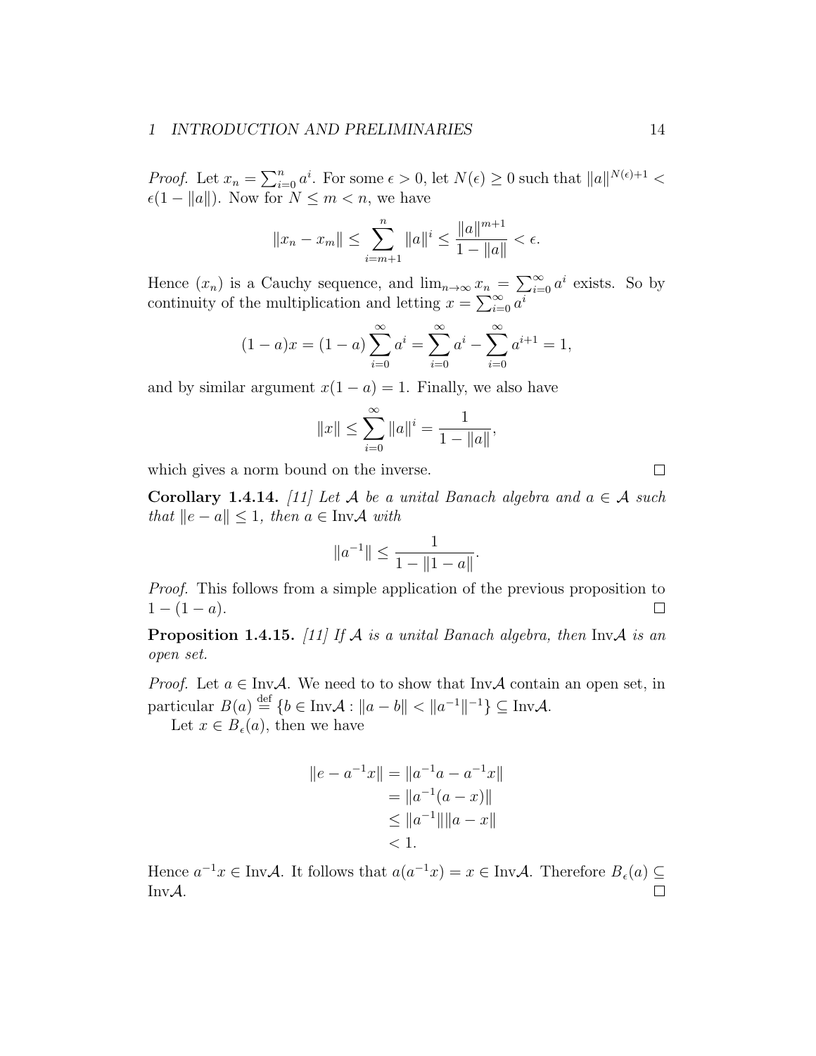*Proof.* Let $x_n = \sum_{i=0}^{n} a^i$. For some $\epsilon > 0$, let $N(\epsilon) \geq 0$ such that $\|a\|^{N(\epsilon)+1} < \epsilon(1 - \|a\|)$. Now for $N \leq m < n$, we have

$$\|x_n - x_m\| \leq \sum_{i=m+1}^{n} \|a\|^i \leq \frac{\|a\|^{m+1}}{1 - \|a\|} < \epsilon.$$

Hence $(x_n)$ is a Cauchy sequence, and $\lim_{n\to\infty} x_n = \sum_{i=0}^{\infty} a^i$ exists. So by continuity of the multiplication and letting $x = \sum_{i=0}^{\infty} a^i$

$$(1 - a)x = (1 - a)\sum_{i=0}^{\infty} a^i = \sum_{i=0}^{\infty} a^i - \sum_{i=0}^{\infty} a^{i+1} = 1,$$

and by similar argument $x(1 - a) = 1$. Finally, we also have

$$\|x\| \leq \sum_{i=0}^{\infty} \|a\|^i = \frac{1}{1 - \|a\|},$$

which gives a norm bound on the inverse. □

**Corollary 1.4.14.** *[11] Let $\mathcal{A}$ be a unital Banach algebra and $a \in \mathcal{A}$ such that $\|e - a\| \leq 1$, then $a \in \mathrm{Inv}\mathcal{A}$ with*

$$\|a^{-1}\| \leq \frac{1}{1 - \|1 - a\|}.$$

*Proof.* This follows from a simple application of the previous proposition to $1 - (1 - a)$. □

**Proposition 1.4.15.** *[11] If $\mathcal{A}$ is a unital Banach algebra, then $\mathrm{Inv}\mathcal{A}$ is an open set.*

*Proof.* Let $a \in \mathrm{Inv}\mathcal{A}$. We need to to show that $\mathrm{Inv}\mathcal{A}$ contain an open set, in particular $B(a) \stackrel{\text{def}}{=} \{b \in \mathrm{Inv}\mathcal{A} : \|a - b\| < \|a^{-1}\|^{-1}\} \subseteq \mathrm{Inv}\mathcal{A}$.

Let $x \in B_\epsilon(a)$, then we have

$$\begin{aligned}
\|e - a^{-1}x\| &= \|a^{-1}a - a^{-1}x\| \\
&= \|a^{-1}(a - x)\| \\
&\leq \|a^{-1}\|\|a - x\| \\
&< 1.
\end{aligned}$$

Hence $a^{-1}x \in \mathrm{Inv}\mathcal{A}$. It follows that $a(a^{-1}x) = x \in \mathrm{Inv}\mathcal{A}$. Therefore $B_\epsilon(a) \subseteq \mathrm{Inv}\mathcal{A}$. □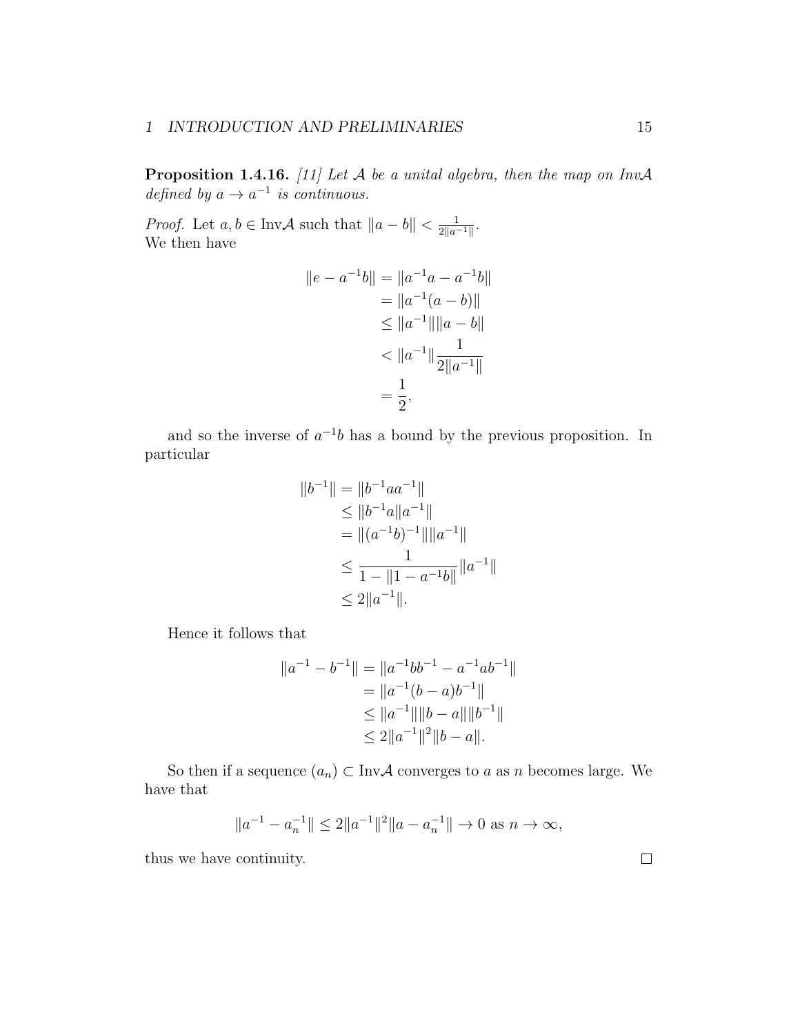**Proposition 1.4.16.** *[11] Let $\mathcal{A}$ be a unital algebra, then the map on Inv$\mathcal{A}$ defined by $a \to a^{-1}$ is continuous.*

*Proof.* Let $a, b \in \text{Inv}\mathcal{A}$ such that $\|a - b\| < \frac{1}{2\|a^{-1}\|}$.
We then have

$$\begin{aligned}
\|e - a^{-1}b\| &= \|a^{-1}a - a^{-1}b\| \\
&= \|a^{-1}(a - b)\| \\
&\leq \|a^{-1}\|\|a - b\| \\
&< \|a^{-1}\|\frac{1}{2\|a^{-1}\|} \\
&= \frac{1}{2},
\end{aligned}$$

and so the inverse of $a^{-1}b$ has a bound by the previous proposition. In particular

$$\begin{aligned}
\|b^{-1}\| &= \|b^{-1}aa^{-1}\| \\
&\leq \|b^{-1}a\|a^{-1}\| \\
&= \|(a^{-1}b)^{-1}\|\|a^{-1}\| \\
&\leq \frac{1}{1 - \|1 - a^{-1}b\|}\|a^{-1}\| \\
&\leq 2\|a^{-1}\|.
\end{aligned}$$

Hence it follows that

$$\begin{aligned}
\|a^{-1} - b^{-1}\| &= \|a^{-1}bb^{-1} - a^{-1}ab^{-1}\| \\
&= \|a^{-1}(b - a)b^{-1}\| \\
&\leq \|a^{-1}\|\|b - a\|\|b^{-1}\| \\
&\leq 2\|a^{-1}\|^2\|b - a\|.
\end{aligned}$$

So then if a sequence $(a_n) \subset \text{Inv}\mathcal{A}$ converges to $a$ as $n$ becomes large. We have that

$$\|a^{-1} - a_n^{-1}\| \leq 2\|a^{-1}\|^2\|a - a_n^{-1}\| \to 0 \text{ as } n \to \infty,$$

thus we have continuity. □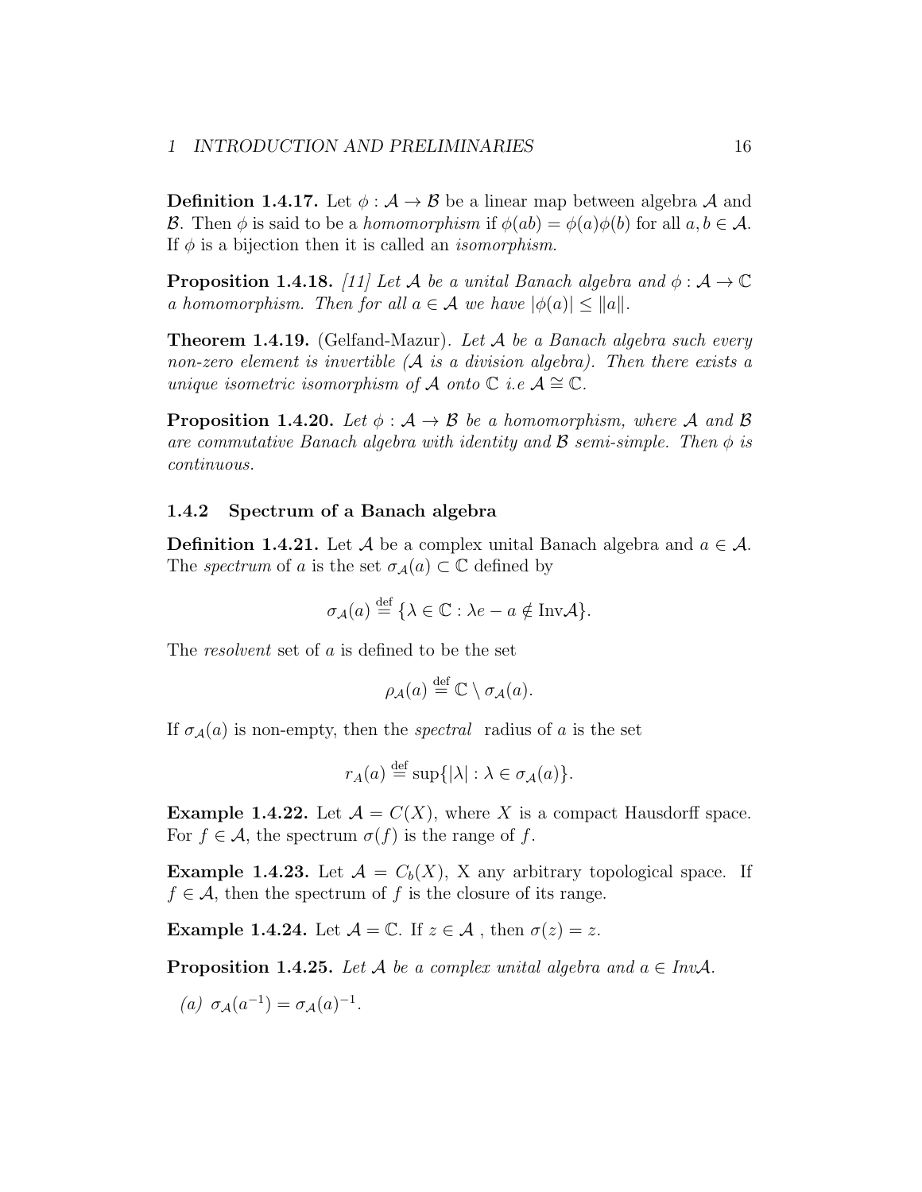**Definition 1.4.17.** Let $\phi : \mathcal{A} \to \mathcal{B}$ be a linear map between algebra $\mathcal{A}$ and $\mathcal{B}$. Then $\phi$ is said to be a *homomorphism* if $\phi(ab) = \phi(a)\phi(b)$ for all $a, b \in \mathcal{A}$. If $\phi$ is a bijection then it is called an *isomorphism*.

**Proposition 1.4.18.** *[11] Let $\mathcal{A}$ be a unital Banach algebra and $\phi : \mathcal{A} \to \mathbb{C}$ a homomorphism. Then for all $a \in \mathcal{A}$ we have $|\phi(a)| \leq \|a\|$.*

**Theorem 1.4.19.** (Gelfand-Mazur). *Let $\mathcal{A}$ be a Banach algebra such every non-zero element is invertible ($\mathcal{A}$ is a division algebra). Then there exists a unique isometric isomorphism of $\mathcal{A}$ onto $\mathbb{C}$ i.e $\mathcal{A} \cong \mathbb{C}$.*

**Proposition 1.4.20.** *Let $\phi : \mathcal{A} \to \mathcal{B}$ be a homomorphism, where $\mathcal{A}$ and $\mathcal{B}$ are commutative Banach algebra with identity and $\mathcal{B}$ semi-simple. Then $\phi$ is continuous.*

### 1.4.2 Spectrum of a Banach algebra

**Definition 1.4.21.** Let $\mathcal{A}$ be a complex unital Banach algebra and $a \in \mathcal{A}$. The *spectrum* of $a$ is the set $\sigma_{\mathcal{A}}(a) \subset \mathbb{C}$ defined by

$$\sigma_{\mathcal{A}}(a) \stackrel{\text{def}}{=} \{\lambda \in \mathbb{C} : \lambda e - a \notin \text{Inv}\mathcal{A}\}.$$

The *resolvent* set of $a$ is defined to be the set

$$\rho_{\mathcal{A}}(a) \stackrel{\text{def}}{=} \mathbb{C} \setminus \sigma_{\mathcal{A}}(a).$$

If $\sigma_{\mathcal{A}}(a)$ is non-empty, then the *spectral* radius of $a$ is the set

$$r_{A}(a) \stackrel{\text{def}}{=} \sup\{|\lambda| : \lambda \in \sigma_{\mathcal{A}}(a)\}.$$

**Example 1.4.22.** Let $\mathcal{A} = C(X)$, where $X$ is a compact Hausdorff space. For $f \in \mathcal{A}$, the spectrum $\sigma(f)$ is the range of $f$.

**Example 1.4.23.** Let $\mathcal{A} = C_b(X)$, X any arbitrary topological space. If $f \in \mathcal{A}$, then the spectrum of $f$ is the closure of its range.

**Example 1.4.24.** Let $\mathcal{A} = \mathbb{C}$. If $z \in \mathcal{A}$ , then $\sigma(z) = z$.

**Proposition 1.4.25.** *Let $\mathcal{A}$ be a complex unital algebra and $a \in Inv\mathcal{A}$.*

*(a)* $\sigma_{\mathcal{A}}(a^{-1}) = \sigma_{\mathcal{A}}(a)^{-1}$.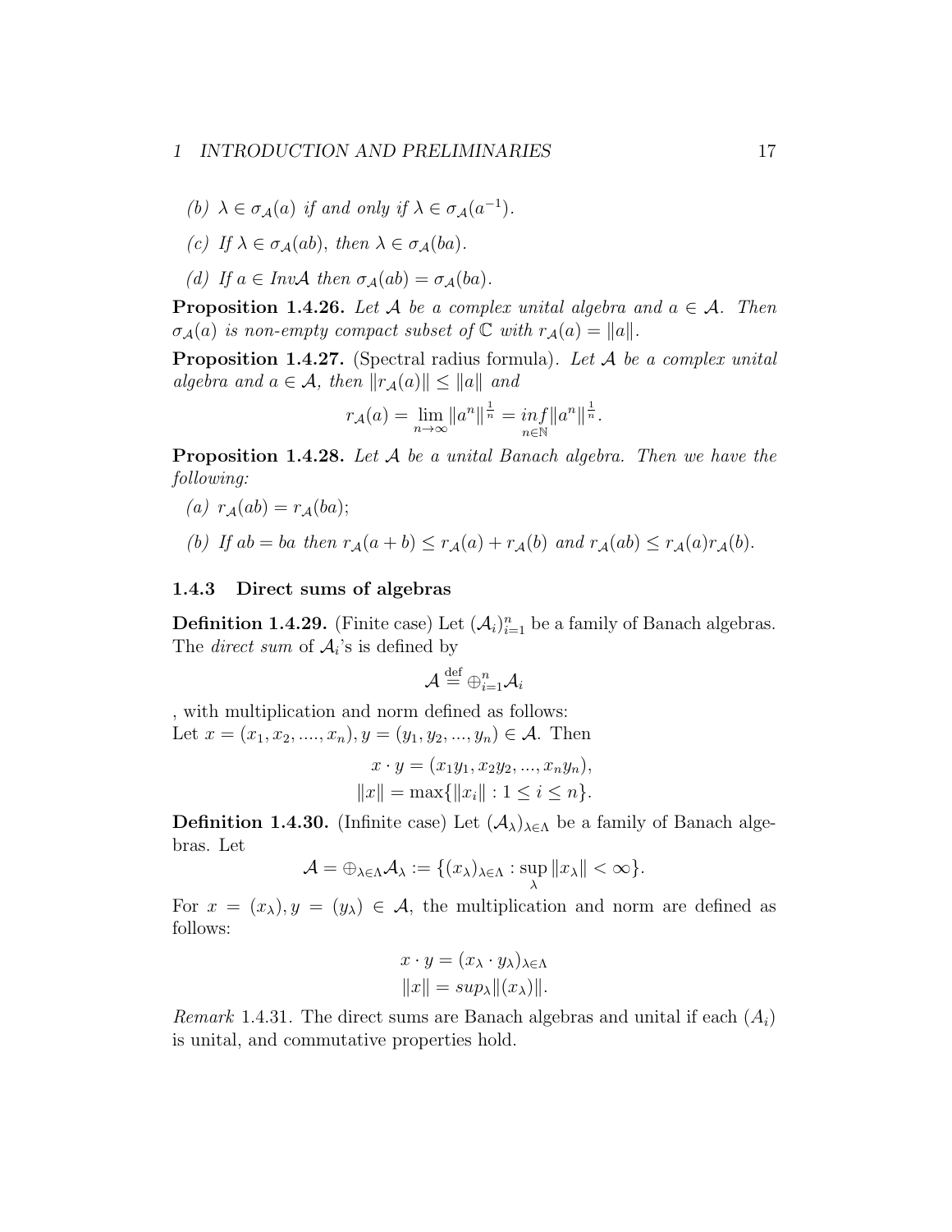(b) $\lambda \in \sigma_{\mathcal{A}}(a)$ *if and only if* $\lambda \in \sigma_{\mathcal{A}}(a^{-1})$.

(c) *If* $\lambda \in \sigma_{\mathcal{A}}(ab)$*, then* $\lambda \in \sigma_{\mathcal{A}}(ba)$.

(d) *If* $a \in Inv\mathcal{A}$ *then* $\sigma_{\mathcal{A}}(ab) = \sigma_{\mathcal{A}}(ba)$.

**Proposition 1.4.26.** *Let* $\mathcal{A}$ *be a complex unital algebra and* $a \in \mathcal{A}$*. Then* $\sigma_{\mathcal{A}}(a)$ *is non-empty compact subset of* $\mathbb{C}$ *with* $r_{\mathcal{A}}(a) = \|a\|$.

**Proposition 1.4.27.** (Spectral radius formula). *Let* $\mathcal{A}$ *be a complex unital algebra and* $a \in \mathcal{A}$*, then* $\|r_{\mathcal{A}}(a)\| \leq \|a\|$ *and*

$$r_{\mathcal{A}}(a) = \lim_{n\to\infty} \|a^n\|^{\frac{1}{n}} = \inf_{n\in\mathbb{N}} \|a^n\|^{\frac{1}{n}}.$$

**Proposition 1.4.28.** *Let* $\mathcal{A}$ *be a unital Banach algebra. Then we have the following:*

(a) $r_{\mathcal{A}}(ab) = r_{\mathcal{A}}(ba)$;

(b) *If* $ab = ba$ *then* $r_{\mathcal{A}}(a + b) \leq r_{\mathcal{A}}(a) + r_{\mathcal{A}}(b)$ *and* $r_{\mathcal{A}}(ab) \leq r_{\mathcal{A}}(a)r_{\mathcal{A}}(b)$.

### 1.4.3 Direct sums of algebras

**Definition 1.4.29.** (Finite case) Let $(\mathcal{A}_i)_{i=1}^n$ be a family of Banach algebras. The *direct sum* of $\mathcal{A}_i$'s is defined by

$$\mathcal{A} \stackrel{\text{def}}{=} \oplus_{i=1}^n \mathcal{A}_i$$

, with multiplication and norm defined as follows:
Let $x = (x_1, x_2, ...., x_n), y = (y_1, y_2, ..., y_n) \in \mathcal{A}$. Then

$$x \cdot y = (x_1y_1, x_2y_2, ..., x_ny_n),$$
$$\|x\| = \max\{\|x_i\| : 1 \leq i \leq n\}.$$

**Definition 1.4.30.** (Infinite case) Let $(\mathcal{A}_\lambda)_{\lambda\in\Lambda}$ be a family of Banach algebras. Let

$$\mathcal{A} = \oplus_{\lambda\in\Lambda}\mathcal{A}_\lambda := \{(x_\lambda)_{\lambda\in\Lambda} : \sup_\lambda \|x_\lambda\| < \infty\}.$$

For $x = (x_\lambda), y = (y_\lambda) \in \mathcal{A}$, the multiplication and norm are defined as follows:

$$x \cdot y = (x_\lambda \cdot y_\lambda)_{\lambda\in\Lambda}$$
$$\|x\| = sup_\lambda \|(x_\lambda)\|.$$

*Remark* 1.4.31. The direct sums are Banach algebras and unital if each $(A_i)$ is unital, and commutative properties hold.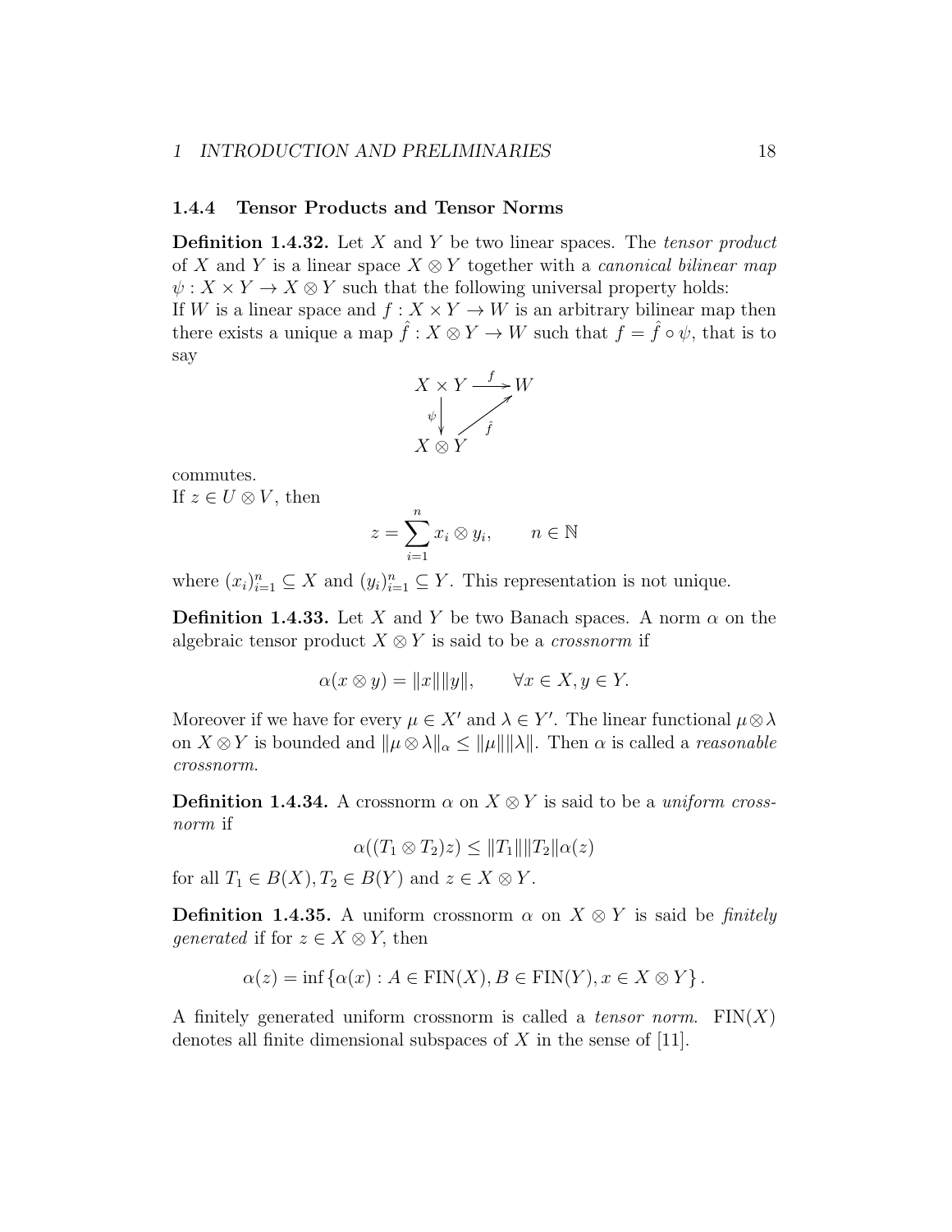### 1.4.4 Tensor Products and Tensor Norms

**Definition 1.4.32.** Let $X$ and $Y$ be two linear spaces. The *tensor product* of $X$ and $Y$ is a linear space $X \otimes Y$ together with a *canonical bilinear map* $\psi : X \times Y \to X \otimes Y$ such that the following universal property holds:
If $W$ is a linear space and $f : X \times Y \to W$ is an arbitrary bilinear map then there exists a unique a map $\hat{f} : X \otimes Y \to W$ such that $f = \hat{f} \circ \psi$, that is to say

$$\begin{array}{ccc} X \times Y & \xrightarrow{f} & W \\ {\scriptstyle\psi}\downarrow & \nearrow_{\hat{f}} & \\ X \otimes Y & & \end{array}$$

commutes.
If $z \in U \otimes V$, then

$$z = \sum_{i=1}^{n} x_i \otimes y_i, \qquad n \in \mathbb{N}$$

where $(x_i)_{i=1}^n \subseteq X$ and $(y_i)_{i=1}^n \subseteq Y$. This representation is not unique.

**Definition 1.4.33.** Let $X$ and $Y$ be two Banach spaces. A norm $\alpha$ on the algebraic tensor product $X \otimes Y$ is said to be a *crossnorm* if

$$\alpha(x \otimes y) = \|x\|\|y\|, \qquad \forall x \in X, y \in Y.$$

Moreover if we have for every $\mu \in X'$ and $\lambda \in Y'$. The linear functional $\mu \otimes \lambda$ on $X \otimes Y$ is bounded and $\|\mu \otimes \lambda\|_\alpha \leq \|\mu\|\|\lambda\|$. Then $\alpha$ is called a *reasonable crossnorm*.

**Definition 1.4.34.** A crossnorm $\alpha$ on $X \otimes Y$ is said to be a *uniform crossnorm* if

$$\alpha((T_1 \otimes T_2)z) \leq \|T_1\|\|T_2\|\alpha(z)$$

for all $T_1 \in B(X), T_2 \in B(Y)$ and $z \in X \otimes Y$.

**Definition 1.4.35.** A uniform crossnorm $\alpha$ on $X \otimes Y$ is said be *finitely generated* if for $z \in X \otimes Y$, then

$$\alpha(z) = \inf \{\alpha(x) : A \in \text{FIN}(X), B \in \text{FIN}(Y), x \in X \otimes Y\}.$$

A finitely generated uniform crossnorm is called a *tensor norm*. $\text{FIN}(X)$ denotes all finite dimensional subspaces of $X$ in the sense of [11].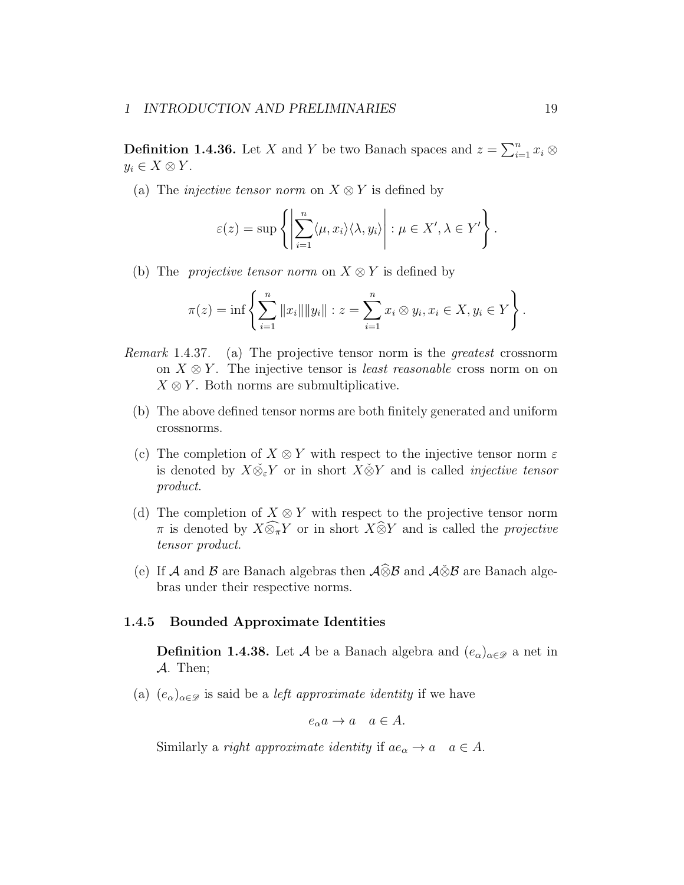**Definition 1.4.36.** Let $X$ and $Y$ be two Banach spaces and $z = \sum_{i=1}^{n} x_i \otimes y_i \in X \otimes Y$.

(a) The *injective tensor norm* on $X \otimes Y$ is defined by

$$\varepsilon(z) = \sup \left\{ \left| \sum_{i=1}^{n} \langle \mu, x_i \rangle \langle \lambda, y_i \rangle \right| : \mu \in X', \lambda \in Y' \right\}.$$

(b) The *projective tensor norm* on $X \otimes Y$ is defined by

$$\pi(z) = \inf \left\{ \sum_{i=1}^{n} \|x_i\| \|y_i\| : z = \sum_{i=1}^{n} x_i \otimes y_i, x_i \in X, y_i \in Y \right\}.$$

*Remark* 1.4.37. (a) The projective tensor norm is the *greatest* crossnorm on $X \otimes Y$. The injective tensor is *least reasonable* cross norm on on $X \otimes Y$. Both norms are submultiplicative.

(b) The above defined tensor norms are both finitely generated and uniform crossnorms.

(c) The completion of $X \otimes Y$ with respect to the injective tensor norm $\varepsilon$ is denoted by $X \check{\otimes}_{\varepsilon} Y$ or in short $X \check{\otimes} Y$ and is called *injective tensor product*.

(d) The completion of $X \otimes Y$ with respect to the projective tensor norm $\pi$ is denoted by $X \widehat{\otimes}_{\pi} Y$ or in short $X \widehat{\otimes} Y$ and is called the *projective tensor product*.

(e) If $\mathcal{A}$ and $\mathcal{B}$ are Banach algebras then $\mathcal{A} \widehat{\otimes} \mathcal{B}$ and $\mathcal{A} \check{\otimes} \mathcal{B}$ are Banach algebras under their respective norms.

### 1.4.5 Bounded Approximate Identities

**Definition 1.4.38.** Let $\mathcal{A}$ be a Banach algebra and $(e_\alpha)_{\alpha \in \mathscr{D}}$ a net in $\mathcal{A}$. Then;

(a) $(e_\alpha)_{\alpha \in \mathscr{D}}$ is said be a *left approximate identity* if we have

$$e_\alpha a \to a \quad a \in A.$$

Similarly a *right approximate identity* if $a e_\alpha \to a \quad a \in A$.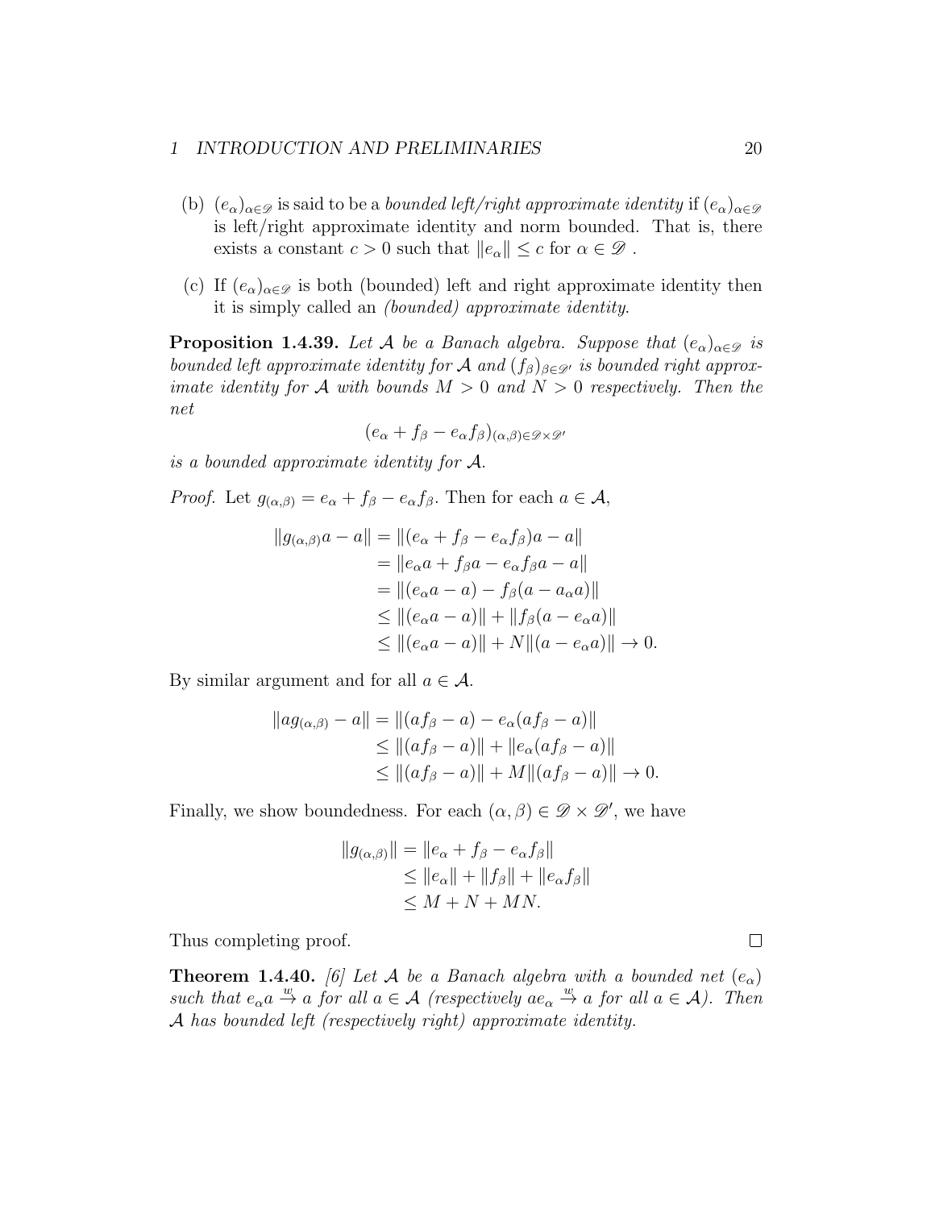(b) $(e_\alpha)_{\alpha \in \mathscr{D}}$ is said to be a *bounded left/right approximate identity* if $(e_\alpha)_{\alpha \in \mathscr{D}}$ is left/right approximate identity and norm bounded. That is, there exists a constant $c > 0$ such that $\|e_\alpha\| \leq c$ for $\alpha \in \mathscr{D}$ .

(c) If $(e_\alpha)_{\alpha \in \mathscr{D}}$ is both (bounded) left and right approximate identity then it is simply called an *(bounded) approximate identity*.

**Proposition 1.4.39.** *Let $\mathcal{A}$ be a Banach algebra. Suppose that $(e_\alpha)_{\alpha \in \mathscr{D}}$ is bounded left approximate identity for $\mathcal{A}$ and $(f_\beta)_{\beta \in \mathscr{D}'}$ is bounded right approximate identity for $\mathcal{A}$ with bounds $M > 0$ and $N > 0$ respectively. Then the net*

$$(e_\alpha + f_\beta - e_\alpha f_\beta)_{(\alpha,\beta) \in \mathscr{D} \times \mathscr{D}'}$$

*is a bounded approximate identity for $\mathcal{A}$.*

*Proof.* Let $g_{(\alpha,\beta)} = e_\alpha + f_\beta - e_\alpha f_\beta$. Then for each $a \in \mathcal{A}$,

$$\begin{aligned}
\|g_{(\alpha,\beta)}a - a\| &= \|(e_\alpha + f_\beta - e_\alpha f_\beta)a - a\| \\
&= \|e_\alpha a + f_\beta a - e_\alpha f_\beta a - a\| \\
&= \|(e_\alpha a - a) - f_\beta(a - a_\alpha a)\| \\
&\leq \|(e_\alpha a - a)\| + \|f_\beta(a - e_\alpha a)\| \\
&\leq \|(e_\alpha a - a)\| + N\|(a - e_\alpha a)\| \to 0.
\end{aligned}$$

By similar argument and for all $a \in \mathcal{A}$.

$$\begin{aligned}
\|ag_{(\alpha,\beta)} - a\| &= \|(af_\beta - a) - e_\alpha(af_\beta - a)\| \\
&\leq \|(af_\beta - a)\| + \|e_\alpha(af_\beta - a)\| \\
&\leq \|(af_\beta - a)\| + M\|(af_\beta - a)\| \to 0.
\end{aligned}$$

Finally, we show boundedness. For each $(\alpha, \beta) \in \mathscr{D} \times \mathscr{D}'$, we have

$$\begin{aligned}
\|g_{(\alpha,\beta)}\| &= \|e_\alpha + f_\beta - e_\alpha f_\beta\| \\
&\leq \|e_\alpha\| + \|f_\beta\| + \|e_\alpha f_\beta\| \\
&\leq M + N + MN.
\end{aligned}$$

Thus completing proof. ∎

**Theorem 1.4.40.** *[6] Let $\mathcal{A}$ be a Banach algebra with a bounded net $(e_\alpha)$ such that $e_\alpha a \xrightarrow{w} a$ for all $a \in \mathcal{A}$ (respectively $ae_\alpha \xrightarrow{w} a$ for all $a \in \mathcal{A}$). Then $\mathcal{A}$ has bounded left (respectively right) approximate identity.*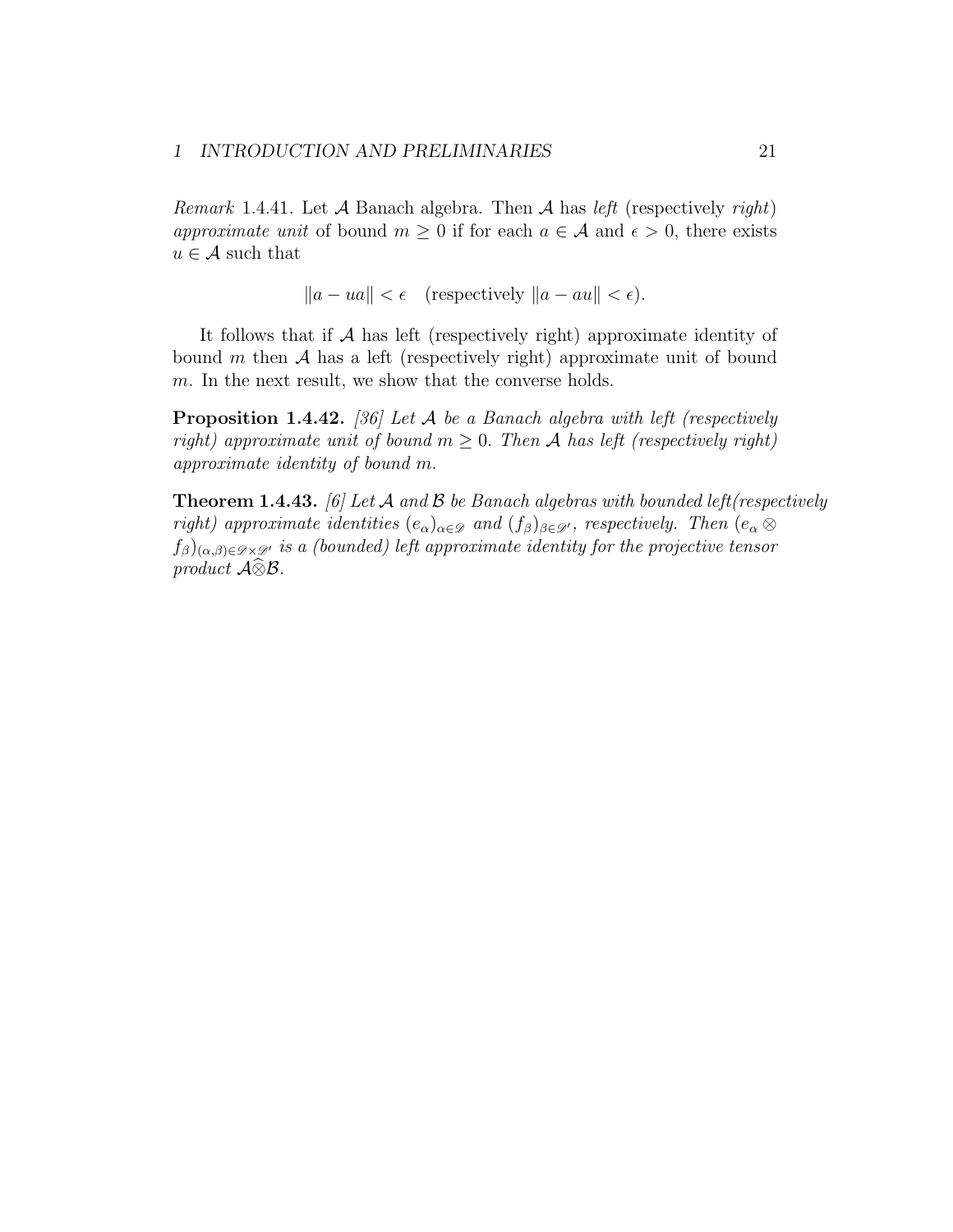*Remark* 1.4.41. Let $\mathcal{A}$ Banach algebra. Then $\mathcal{A}$ has *left* (respectively *right*) *approximate unit* of bound $m \geq 0$ if for each $a \in \mathcal{A}$ and $\epsilon > 0$, there exists $u \in \mathcal{A}$ such that

$$\|a - ua\| < \epsilon \quad \text{(respectively } \|a - au\| < \epsilon\text{)}.$$

It follows that if $\mathcal{A}$ has left (respectively right) approximate identity of bound $m$ then $\mathcal{A}$ has a left (respectively right) approximate unit of bound $m$. In the next result, we show that the converse holds.

**Proposition 1.4.42.** *[36] Let $\mathcal{A}$ be a Banach algebra with left (respectively right) approximate unit of bound $m \geq 0$. Then $\mathcal{A}$ has left (respectively right) approximate identity of bound $m$.*

**Theorem 1.4.43.** *[6] Let $\mathcal{A}$ and $\mathcal{B}$ be Banach algebras with bounded left(respectively right) approximate identities $(e_\alpha)_{\alpha \in \mathscr{D}}$ and $(f_\beta)_{\beta \in \mathscr{D}'}$, respectively. Then $(e_\alpha \otimes f_\beta)_{(\alpha,\beta) \in \mathscr{D} \times \mathscr{D}'}$ is a (bounded) left approximate identity for the projective tensor product $\mathcal{A} \widehat{\otimes} \mathcal{B}$.*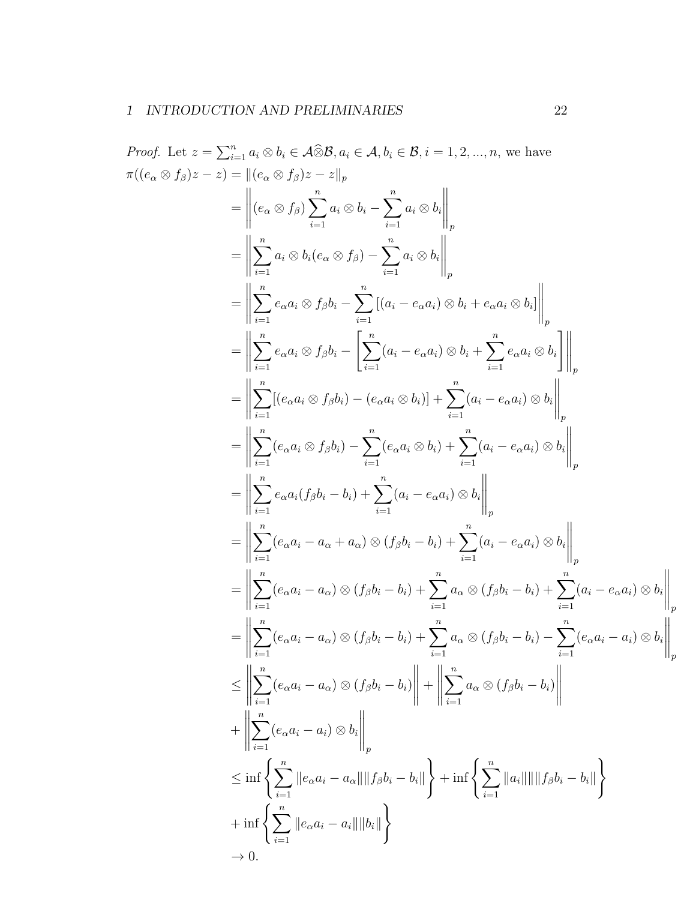*Proof.* Let $z = \sum_{i=1}^{n} a_i \otimes b_i \in \mathcal{A}\widehat{\otimes}\mathcal{B}, a_i \in \mathcal{A}, b_i \in \mathcal{B}, i = 1, 2, ..., n,$ we have

$$
\begin{aligned}
\pi((e_\alpha \otimes f_\beta)z - z) &= \|(e_\alpha \otimes f_\beta)z - z\|_p \\
&= \left\| (e_\alpha \otimes f_\beta) \sum_{i=1}^{n} a_i \otimes b_i - \sum_{i=1}^{n} a_i \otimes b_i \right\|_p \\
&= \left\| \sum_{i=1}^{n} a_i \otimes b_i (e_\alpha \otimes f_\beta) - \sum_{i=1}^{n} a_i \otimes b_i \right\|_p \\
&= \left\| \sum_{i=1}^{n} e_\alpha a_i \otimes f_\beta b_i - \sum_{i=1}^{n} \left[ (a_i - e_\alpha a_i) \otimes b_i + e_\alpha a_i \otimes b_i \right] \right\|_p \\
&= \left\| \sum_{i=1}^{n} e_\alpha a_i \otimes f_\beta b_i - \left[ \sum_{i=1}^{n} (a_i - e_\alpha a_i) \otimes b_i + \sum_{i=1}^{n} e_\alpha a_i \otimes b_i \right] \right\|_p \\
&= \left\| \sum_{i=1}^{n} [(e_\alpha a_i \otimes f_\beta b_i) - (e_\alpha a_i \otimes b_i)] + \sum_{i=1}^{n} (a_i - e_\alpha a_i) \otimes b_i \right\|_p \\
&= \left\| \sum_{i=1}^{n} (e_\alpha a_i \otimes f_\beta b_i) - \sum_{i=1}^{n} (e_\alpha a_i \otimes b_i) + \sum_{i=1}^{n} (a_i - e_\alpha a_i) \otimes b_i \right\|_p \\
&= \left\| \sum_{i=1}^{n} e_\alpha a_i (f_\beta b_i - b_i) + \sum_{i=1}^{n} (a_i - e_\alpha a_i) \otimes b_i \right\|_p \\
&= \left\| \sum_{i=1}^{n} (e_\alpha a_i - a_\alpha + a_\alpha) \otimes (f_\beta b_i - b_i) + \sum_{i=1}^{n} (a_i - e_\alpha a_i) \otimes b_i \right\|_p \\
&= \left\| \sum_{i=1}^{n} (e_\alpha a_i - a_\alpha) \otimes (f_\beta b_i - b_i) + \sum_{i=1}^{n} a_\alpha \otimes (f_\beta b_i - b_i) + \sum_{i=1}^{n} (a_i - e_\alpha a_i) \otimes b_i \right\|_p \\
&= \left\| \sum_{i=1}^{n} (e_\alpha a_i - a_\alpha) \otimes (f_\beta b_i - b_i) + \sum_{i=1}^{n} a_\alpha \otimes (f_\beta b_i - b_i) - \sum_{i=1}^{n} (e_\alpha a_i - a_i) \otimes b_i \right\|_p \\
&\leq \left\| \sum_{i=1}^{n} (e_\alpha a_i - a_\alpha) \otimes (f_\beta b_i - b_i) \right\| + \left\| \sum_{i=1}^{n} a_\alpha \otimes (f_\beta b_i - b_i) \right\| \\
&\quad + \left\| \sum_{i=1}^{n} (e_\alpha a_i - a_i) \otimes b_i \right\|_p \\
&\leq \inf \left\{ \sum_{i=1}^{n} \|e_\alpha a_i - a_\alpha\| \|f_\beta b_i - b_i\| \right\} + \inf \left\{ \sum_{i=1}^{n} \|a_i\| \| \|f_\beta b_i - b_i\| \right\} \\
&\quad + \inf \left\{ \sum_{i=1}^{n} \|e_\alpha a_i - a_i\| \|b_i\| \right\} \\
&\to 0.
\end{aligned}
$$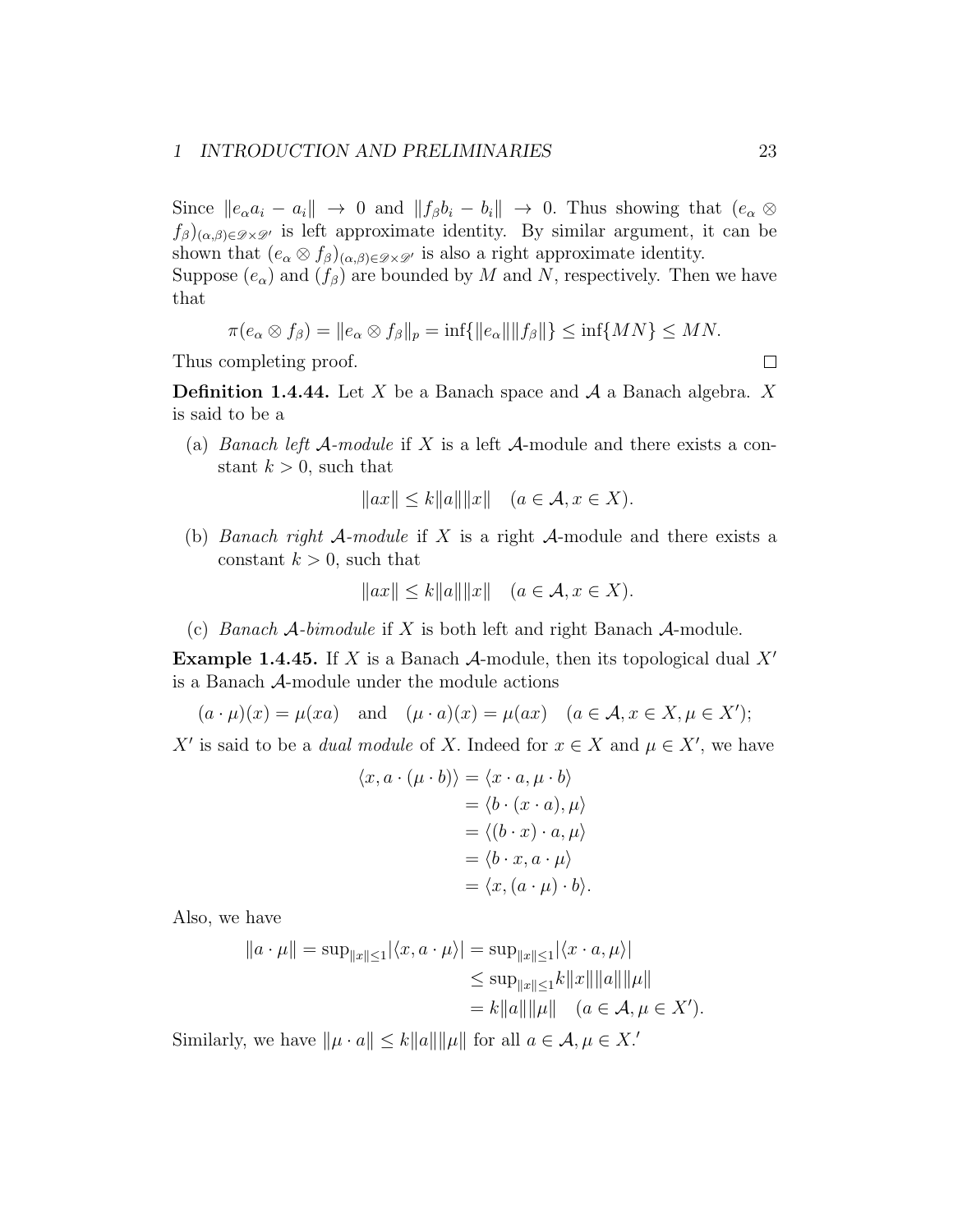Since $\|e_\alpha a_i - a_i\| \to 0$ and $\|f_\beta b_i - b_i\| \to 0$. Thus showing that $(e_\alpha \otimes f_\beta)_{(\alpha,\beta)\in\mathscr{D}\times\mathscr{D}'}$ is left approximate identity. By similar argument, it can be shown that $(e_\alpha \otimes f_\beta)_{(\alpha,\beta)\in\mathscr{D}\times\mathscr{D}'}$ is also a right approximate identity.
Suppose $(e_\alpha)$ and $(f_\beta)$ are bounded by $M$ and $N$, respectively. Then we have that

$$\pi(e_\alpha \otimes f_\beta) = \|e_\alpha \otimes f_\beta\|_p = \inf\{\|e_\alpha\|\|f_\beta\|\} \leq \inf\{MN\} \leq MN.$$

Thus completing proof. □

**Definition 1.4.44.** Let $X$ be a Banach space and $\mathcal{A}$ a Banach algebra. $X$ is said to be a

(a) *Banach left $\mathcal{A}$-module* if $X$ is a left $\mathcal{A}$-module and there exists a constant $k > 0$, such that

$$\|ax\| \leq k\|a\|\|x\| \quad (a \in \mathcal{A}, x \in X).$$

(b) *Banach right $\mathcal{A}$-module* if $X$ is a right $\mathcal{A}$-module and there exists a constant $k > 0$, such that

$$\|ax\| \leq k\|a\|\|x\| \quad (a \in \mathcal{A}, x \in X).$$

(c) *Banach $\mathcal{A}$-bimodule* if $X$ is both left and right Banach $\mathcal{A}$-module.

**Example 1.4.45.** If $X$ is a Banach $\mathcal{A}$-module, then its topological dual $X'$ is a Banach $\mathcal{A}$-module under the module actions

$$(a \cdot \mu)(x) = \mu(xa) \quad \text{and} \quad (\mu \cdot a)(x) = \mu(ax) \quad (a \in \mathcal{A}, x \in X, \mu \in X');$$

$X'$ is said to be a *dual module* of $X$. Indeed for $x \in X$ and $\mu \in X'$, we have

$$\begin{aligned}
\langle x, a \cdot (\mu \cdot b)\rangle &= \langle x \cdot a, \mu \cdot b\rangle \\
&= \langle b \cdot (x \cdot a), \mu\rangle \\
&= \langle (b \cdot x) \cdot a, \mu\rangle \\
&= \langle b \cdot x, a \cdot \mu\rangle \\
&= \langle x, (a \cdot \mu) \cdot b\rangle.
\end{aligned}$$

Also, we have

$$\begin{aligned}
\|a \cdot \mu\| = \sup_{\|x\|\leq 1}|\langle x, a \cdot \mu\rangle| &= \sup_{\|x\|\leq 1}|\langle x \cdot a, \mu\rangle| \\
&\leq \sup_{\|x\|\leq 1} k\|x\|\|a\|\|\mu\| \\
&= k\|a\|\|\mu\| \quad (a \in \mathcal{A}, \mu \in X').
\end{aligned}$$

Similarly, we have $\|\mu \cdot a\| \leq k\|a\|\|\mu\|$ for all $a \in \mathcal{A}, \mu \in X.'$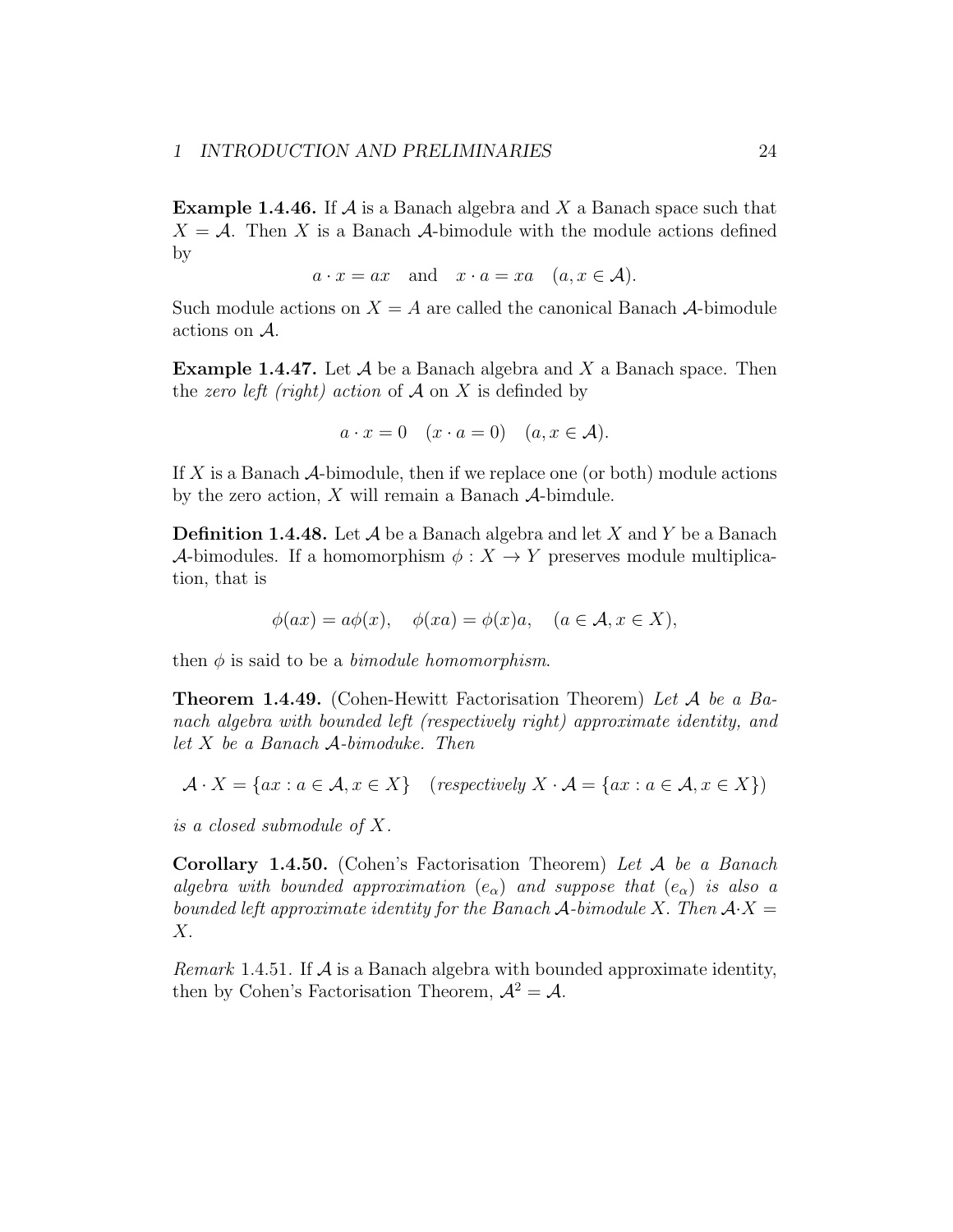**Example 1.4.46.** If $\mathcal{A}$ is a Banach algebra and $X$ a Banach space such that $X = \mathcal{A}$. Then $X$ is a Banach $\mathcal{A}$-bimodule with the module actions defined by

$$a \cdot x = ax \quad \text{and} \quad x \cdot a = xa \quad (a, x \in \mathcal{A}).$$

Such module actions on $X = A$ are called the canonical Banach $\mathcal{A}$-bimodule actions on $\mathcal{A}$.

**Example 1.4.47.** Let $\mathcal{A}$ be a Banach algebra and $X$ a Banach space. Then the *zero left (right) action* of $\mathcal{A}$ on $X$ is definded by

$$a \cdot x = 0 \quad (x \cdot a = 0) \quad (a, x \in \mathcal{A}).$$

If $X$ is a Banach $\mathcal{A}$-bimodule, then if we replace one (or both) module actions by the zero action, $X$ will remain a Banach $\mathcal{A}$-bimdule.

**Definition 1.4.48.** Let $\mathcal{A}$ be a Banach algebra and let $X$ and $Y$ be a Banach $\mathcal{A}$-bimodules. If a homomorphism $\phi : X \to Y$ preserves module multiplication, that is

$$\phi(ax) = a\phi(x), \quad \phi(xa) = \phi(x)a, \quad (a \in \mathcal{A}, x \in X),$$

then $\phi$ is said to be a *bimodule homomorphism*.

**Theorem 1.4.49.** (Cohen-Hewitt Factorisation Theorem) *Let $\mathcal{A}$ be a Banach algebra with bounded left (respectively right) approximate identity, and let $X$ be a Banach $\mathcal{A}$-bimoduke. Then*

$$\mathcal{A} \cdot X = \{ax : a \in \mathcal{A}, x \in X\} \quad (\textit{respectively } X \cdot \mathcal{A} = \{ax : a \in \mathcal{A}, x \in X\})$$

*is a closed submodule of $X$.*

**Corollary 1.4.50.** (Cohen's Factorisation Theorem) *Let $\mathcal{A}$ be a Banach algebra with bounded approximation $(e_\alpha)$ and suppose that $(e_\alpha)$ is also a bounded left approximate identity for the Banach $\mathcal{A}$-bimodule $X$. Then $\mathcal{A} \cdot X = X$.*

*Remark* 1.4.51. If $\mathcal{A}$ is a Banach algebra with bounded approximate identity, then by Cohen's Factorisation Theorem, $\mathcal{A}^2 = \mathcal{A}$.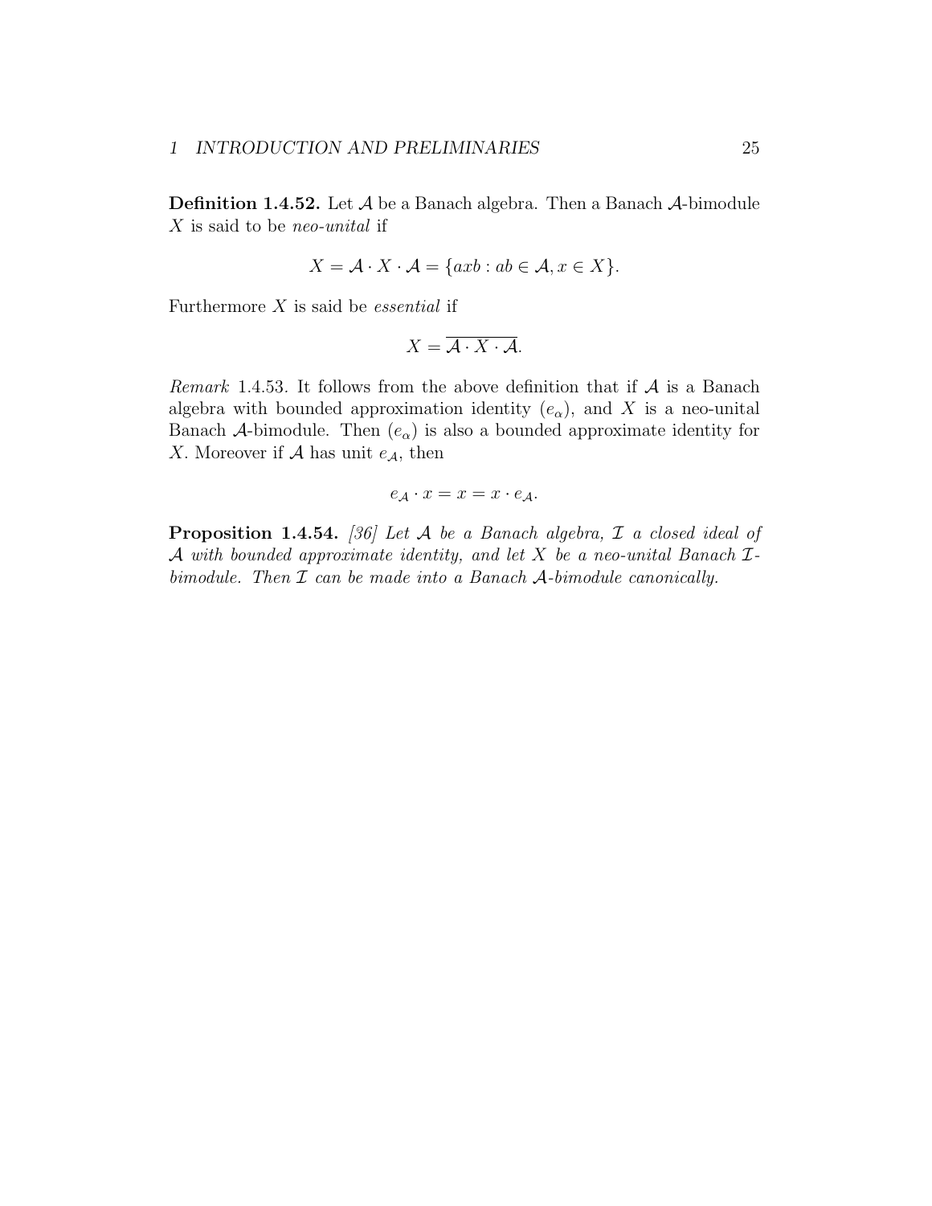**Definition 1.4.52.** Let $\mathcal{A}$ be a Banach algebra. Then a Banach $\mathcal{A}$-bimodule $X$ is said to be *neo-unital* if

$$X = \mathcal{A} \cdot X \cdot \mathcal{A} = \{axb : ab \in \mathcal{A}, x \in X\}.$$

Furthermore $X$ is said be *essential* if

$$X = \overline{\mathcal{A} \cdot X \cdot \mathcal{A}}.$$

*Remark* 1.4.53. It follows from the above definition that if $\mathcal{A}$ is a Banach algebra with bounded approximation identity $(e_\alpha)$, and $X$ is a neo-unital Banach $\mathcal{A}$-bimodule. Then $(e_\alpha)$ is also a bounded approximate identity for $X$. Moreover if $\mathcal{A}$ has unit $e_{\mathcal{A}}$, then

$$e_{\mathcal{A}} \cdot x = x = x \cdot e_{\mathcal{A}}.$$

**Proposition 1.4.54.** *[36] Let $\mathcal{A}$ be a Banach algebra, $\mathcal{I}$ a closed ideal of $\mathcal{A}$ with bounded approximate identity, and let $X$ be a neo-unital Banach $\mathcal{I}$-bimodule. Then $\mathcal{I}$ can be made into a Banach $\mathcal{A}$-bimodule canonically.*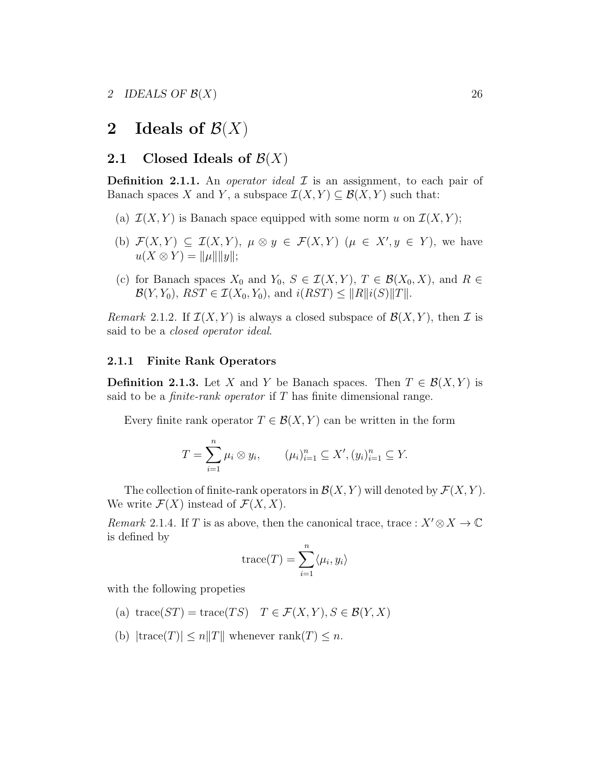# 2 Ideals of $\mathcal{B}(X)$

## 2.1 Closed Ideals of $\mathcal{B}(X)$

**Definition 2.1.1.** An *operator ideal* $\mathcal{I}$ is an assignment, to each pair of Banach spaces $X$ and $Y$, a subspace $\mathcal{I}(X,Y) \subseteq \mathcal{B}(X,Y)$ such that:

(a) $\mathcal{I}(X,Y)$ is Banach space equipped with some norm $u$ on $\mathcal{I}(X,Y)$;

(b) $\mathcal{F}(X,Y) \subseteq \mathcal{I}(X,Y)$, $\mu \otimes y \in \mathcal{F}(X,Y)$ ($\mu \in X', y \in Y$), we have $u(X \otimes Y) = \|\mu\|\|y\|$;

(c) for Banach spaces $X_0$ and $Y_0$, $S \in \mathcal{I}(X,Y)$, $T \in \mathcal{B}(X_0, X)$, and $R \in \mathcal{B}(Y, Y_0)$, $RST \in \mathcal{I}(X_0, Y_0)$, and $i(RST) \leq \|R\| i(S) \|T\|$.

*Remark* 2.1.2. If $\mathcal{I}(X,Y)$ is always a closed subspace of $\mathcal{B}(X,Y)$, then $\mathcal{I}$ is said to be a *closed operator ideal*.

### 2.1.1 Finite Rank Operators

**Definition 2.1.3.** Let $X$ and $Y$ be Banach spaces. Then $T \in \mathcal{B}(X,Y)$ is said to be a *finite-rank operator* if $T$ has finite dimensional range.

Every finite rank operator $T \in \mathcal{B}(X,Y)$ can be written in the form

$$T = \sum_{i=1}^{n} \mu_i \otimes y_i, \qquad (\mu_i)_{i=1}^n \subseteq X', (y_i)_{i=1}^n \subseteq Y.$$

The collection of finite-rank operators in $\mathcal{B}(X,Y)$ will denoted by $\mathcal{F}(X,Y)$. We write $\mathcal{F}(X)$ instead of $\mathcal{F}(X,X)$.

*Remark* 2.1.4. If $T$ is as above, then the canonical trace, trace : $X' \otimes X \to \mathbb{C}$ is defined by

$$\text{trace}(T) = \sum_{i=1}^{n} \langle \mu_i, y_i \rangle$$

with the following propeties

(a) $\text{trace}(ST) = \text{trace}(TS) \quad T \in \mathcal{F}(X,Y), S \in \mathcal{B}(Y,X)$

(b) $|\text{trace}(T)| \leq n\|T\|$ whenever $\text{rank}(T) \leq n$.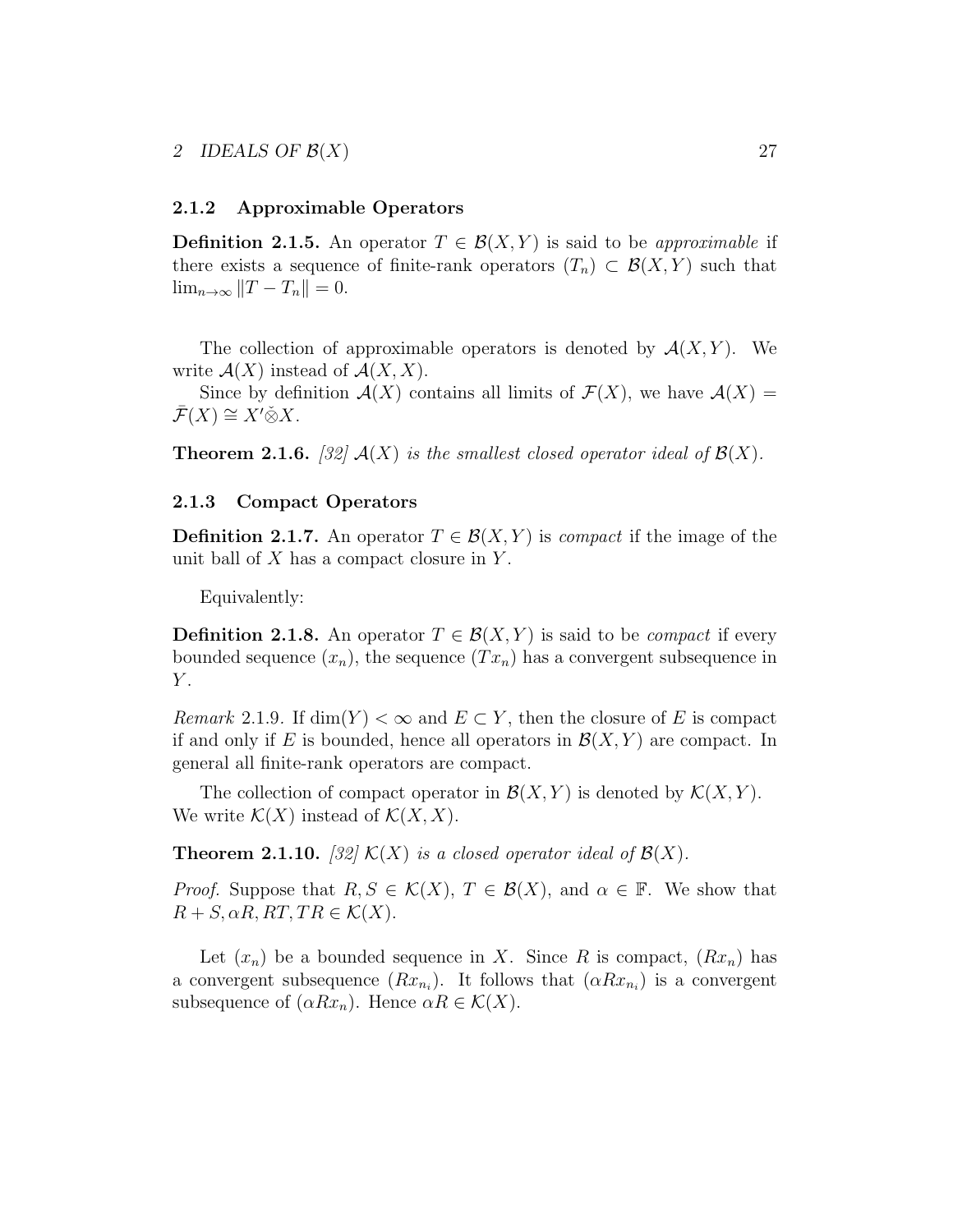### 2.1.2 Approximable Operators

**Definition 2.1.5.** An operator $T \in \mathcal{B}(X, Y)$ is said to be *approximable* if there exists a sequence of finite-rank operators $(T_n) \subset \mathcal{B}(X, Y)$ such that $\lim_{n\to\infty} \|T - T_n\| = 0$.

The collection of approximable operators is denoted by $\mathcal{A}(X, Y)$. We write $\mathcal{A}(X)$ instead of $\mathcal{A}(X, X)$.

Since by definition $\mathcal{A}(X)$ contains all limits of $\mathcal{F}(X)$, we have $\mathcal{A}(X) = \bar{\mathcal{F}}(X) \cong X' \check{\otimes} X$.

**Theorem 2.1.6.** *[32] $\mathcal{A}(X)$ is the smallest closed operator ideal of $\mathcal{B}(X)$.*

### 2.1.3 Compact Operators

**Definition 2.1.7.** An operator $T \in \mathcal{B}(X, Y)$ is *compact* if the image of the unit ball of $X$ has a compact closure in $Y$.

Equivalently:

**Definition 2.1.8.** An operator $T \in \mathcal{B}(X, Y)$ is said to be *compact* if every bounded sequence $(x_n)$, the sequence $(Tx_n)$ has a convergent subsequence in $Y$.

*Remark* 2.1.9. If $\dim(Y) < \infty$ and $E \subset Y$, then the closure of $E$ is compact if and only if $E$ is bounded, hence all operators in $\mathcal{B}(X, Y)$ are compact. In general all finite-rank operators are compact.

The collection of compact operator in $\mathcal{B}(X, Y)$ is denoted by $\mathcal{K}(X, Y)$. We write $\mathcal{K}(X)$ instead of $\mathcal{K}(X, X)$.

**Theorem 2.1.10.** *[32] $\mathcal{K}(X)$ is a closed operator ideal of $\mathcal{B}(X)$.*

*Proof.* Suppose that $R, S \in \mathcal{K}(X)$, $T \in \mathcal{B}(X)$, and $\alpha \in \mathbb{F}$. We show that $R + S, \alpha R, RT, TR \in \mathcal{K}(X)$.

Let $(x_n)$ be a bounded sequence in $X$. Since $R$ is compact, $(Rx_n)$ has a convergent subsequence $(Rx_{n_i})$. It follows that $(\alpha Rx_{n_i})$ is a convergent subsequence of $(\alpha Rx_n)$. Hence $\alpha R \in \mathcal{K}(X)$.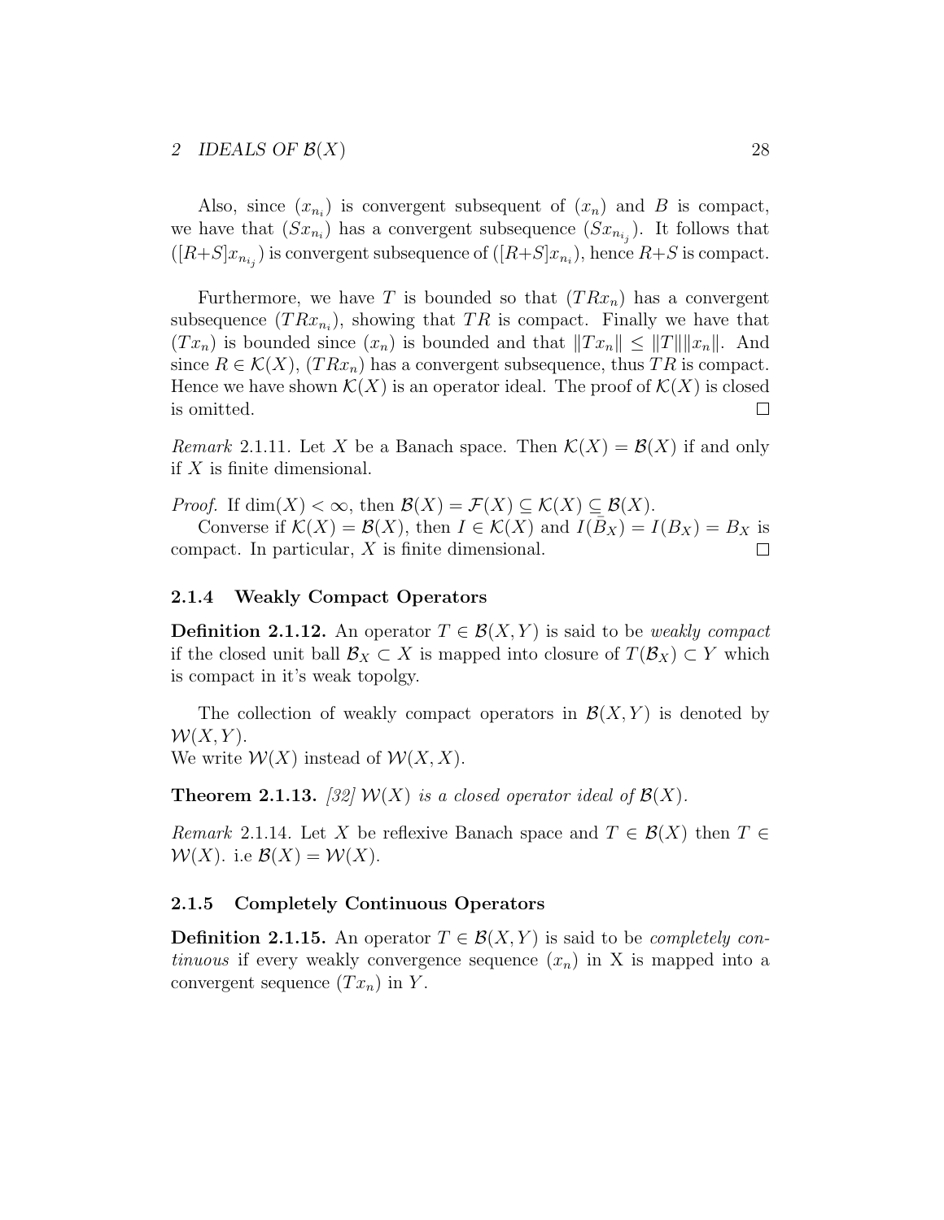Also, since $(x_{n_i})$ is convergent subsequent of $(x_n)$ and $B$ is compact, we have that $(Sx_{n_i})$ has a convergent subsequence $(Sx_{n_{i_j}})$. It follows that $([R+S]x_{n_{i_j}})$ is convergent subsequence of $([R+S]x_{n_i})$, hence $R+S$ is compact.

Furthermore, we have $T$ is bounded so that $(TRx_n)$ has a convergent subsequence $(TRx_{n_i})$, showing that $TR$ is compact. Finally we have that $(Tx_n)$ is bounded since $(x_n)$ is bounded and that $\|Tx_n\| \leq \|T\|\|x_n\|$. And since $R \in \mathcal{K}(X)$, $(TRx_n)$ has a convergent subsequence, thus $TR$ is compact. Hence we have shown $\mathcal{K}(X)$ is an operator ideal. The proof of $\mathcal{K}(X)$ is closed is omitted. □

*Remark* 2.1.11. Let $X$ be a Banach space. Then $\mathcal{K}(X) = \mathcal{B}(X)$ if and only if $X$ is finite dimensional.

*Proof.* If $\dim(X) < \infty$, then $\mathcal{B}(X) = \mathcal{F}(X) \subseteq \mathcal{K}(X) \subseteq \mathcal{B}(X)$.

Converse if $\mathcal{K}(X) = \mathcal{B}(X)$, then $I \in \mathcal{K}(X)$ and $I(\bar{B}_X) = I(B_X) = B_X$ is compact. In particular, $X$ is finite dimensional. □

### 2.1.4 Weakly Compact Operators

**Definition 2.1.12.** An operator $T \in \mathcal{B}(X, Y)$ is said to be *weakly compact* if the closed unit ball $\mathcal{B}_X \subset X$ is mapped into closure of $T(\mathcal{B}_X) \subset Y$ which is compact in it's weak topolgy.

The collection of weakly compact operators in $\mathcal{B}(X, Y)$ is denoted by $\mathcal{W}(X, Y)$.
We write $\mathcal{W}(X)$ instead of $\mathcal{W}(X, X)$.

**Theorem 2.1.13.** *[32] $\mathcal{W}(X)$ is a closed operator ideal of $\mathcal{B}(X)$.*

*Remark* 2.1.14. Let $X$ be reflexive Banach space and $T \in \mathcal{B}(X)$ then $T \in \mathcal{W}(X)$. i.e $\mathcal{B}(X) = \mathcal{W}(X)$.

### 2.1.5 Completely Continuous Operators

**Definition 2.1.15.** An operator $T \in \mathcal{B}(X, Y)$ is said to be *completely continuous* if every weakly convergence sequence $(x_n)$ in X is mapped into a convergent sequence $(Tx_n)$ in $Y$.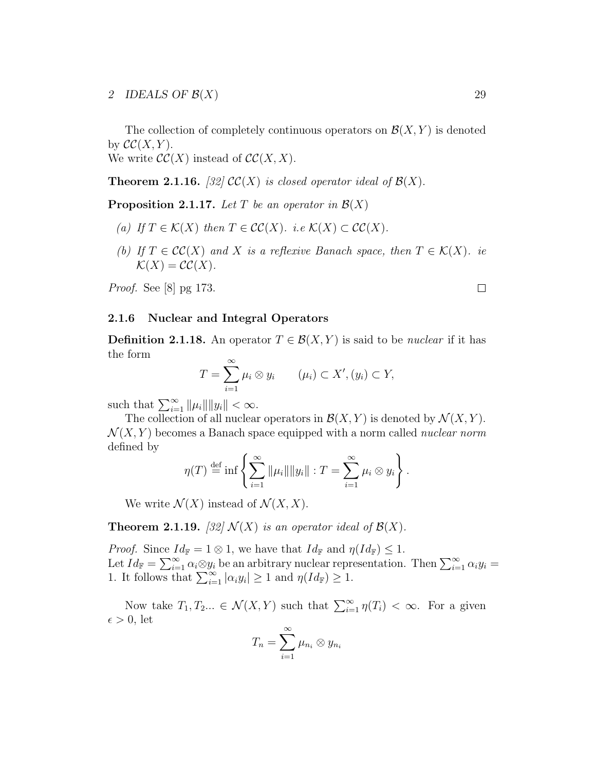The collection of completely continuous operators on $\mathcal{B}(X,Y)$ is denoted by $\mathcal{CC}(X,Y)$.
We write $\mathcal{CC}(X)$ instead of $\mathcal{CC}(X,X)$.

**Theorem 2.1.16.** *[32] $\mathcal{CC}(X)$ is closed operator ideal of $\mathcal{B}(X)$.*

**Proposition 2.1.17.** *Let $T$ be an operator in $\mathcal{B}(X)$*

*(a) If $T \in \mathcal{K}(X)$ then $T \in \mathcal{CC}(X)$. i.e $\mathcal{K}(X) \subset \mathcal{CC}(X)$.*

*(b) If $T \in \mathcal{CC}(X)$ and $X$ is a reflexive Banach space, then $T \in \mathcal{K}(X)$. ie $\mathcal{K}(X) = \mathcal{CC}(X)$.*

*Proof.* See [8] pg 173. □

### 2.1.6 Nuclear and Integral Operators

**Definition 2.1.18.** An operator $T \in \mathcal{B}(X,Y)$ is said to be *nuclear* if it has the form

$$T = \sum_{i=1}^{\infty} \mu_i \otimes y_i \qquad (\mu_i) \subset X', (y_i) \subset Y,$$

such that $\sum_{i=1}^{\infty} \|\mu_i\|\|y_i\| < \infty$.

The collection of all nuclear operators in $\mathcal{B}(X,Y)$ is denoted by $\mathcal{N}(X,Y)$. $\mathcal{N}(X,Y)$ becomes a Banach space equipped with a norm called *nuclear norm* defined by

$$\eta(T) \stackrel{\text{def}}{=} \inf \left\{ \sum_{i=1}^{\infty} \|\mu_i\|\|y_i\| : T = \sum_{i=1}^{\infty} \mu_i \otimes y_i \right\}.$$

We write $\mathcal{N}(X)$ instead of $\mathcal{N}(X,X)$.

**Theorem 2.1.19.** *[32] $\mathcal{N}(X)$ is an operator ideal of $\mathcal{B}(X)$.*

*Proof.* Since $Id_{\mathbb{F}} = 1 \otimes 1$, we have that $Id_{\mathbb{F}}$ and $\eta(Id_{\mathbb{F}}) \leq 1$.
Let $Id_{\mathbb{F}} = \sum_{i=1}^{\infty} \alpha_i \otimes y_i$ be an arbitrary nuclear representation. Then $\sum_{i=1}^{\infty} \alpha_i y_i = 1$. It follows that $\sum_{i=1}^{\infty} |\alpha_i y_i| \geq 1$ and $\eta(Id_{\mathbb{F}}) \geq 1$.

Now take $T_1, T_2 ... \in \mathcal{N}(X,Y)$ such that $\sum_{i=1}^{\infty} \eta(T_i) < \infty$. For a given $\epsilon > 0$, let

$$T_n = \sum_{i=1}^{\infty} \mu_{n_i} \otimes y_{n_i}$$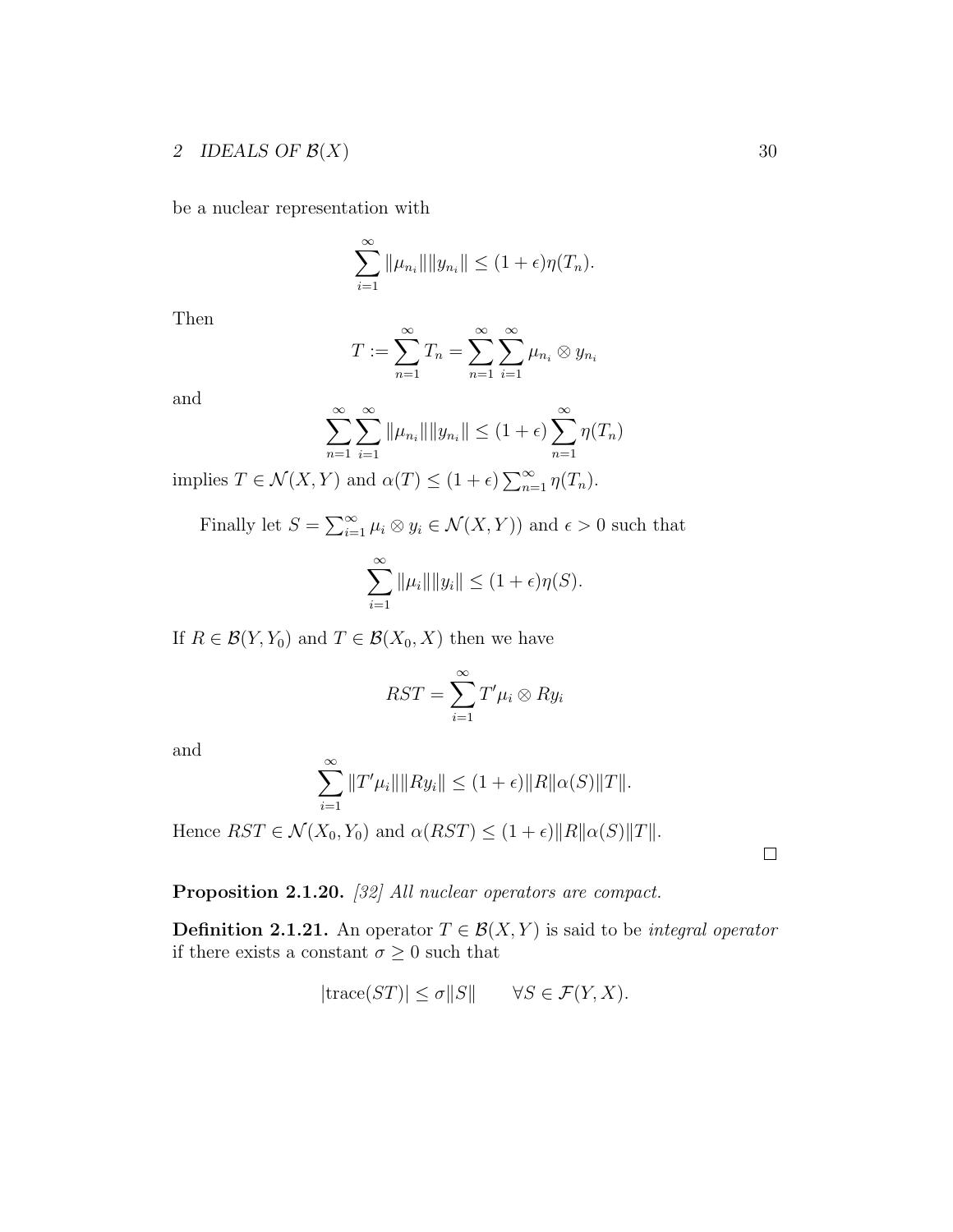be a nuclear representation with

$$\sum_{i=1}^{\infty} \|\mu_{n_i}\|\|y_{n_i}\| \leq (1+\epsilon)\eta(T_n).$$

Then

$$T := \sum_{n=1}^{\infty} T_n = \sum_{n=1}^{\infty}\sum_{i=1}^{\infty} \mu_{n_i} \otimes y_{n_i}$$

and

$$\sum_{n=1}^{\infty}\sum_{i=1}^{\infty} \|\mu_{n_i}\|\|y_{n_i}\| \leq (1+\epsilon)\sum_{n=1}^{\infty} \eta(T_n)$$

implies $T \in \mathcal{N}(X,Y)$ and $\alpha(T) \leq (1+\epsilon)\sum_{n=1}^{\infty} \eta(T_n)$.

Finally let $S = \sum_{i=1}^{\infty} \mu_i \otimes y_i \in \mathcal{N}(X,Y))$ and $\epsilon > 0$ such that

$$\sum_{i=1}^{\infty} \|\mu_i\|\|y_i\| \leq (1+\epsilon)\eta(S).$$

If $R \in \mathcal{B}(Y, Y_0)$ and $T \in \mathcal{B}(X_0, X)$ then we have

$$RST = \sum_{i=1}^{\infty} T'\mu_i \otimes Ry_i$$

and

$$\sum_{i=1}^{\infty} \|T'\mu_i\|\|Ry_i\| \leq (1+\epsilon)\|R\|\alpha(S)\|T\|.$$

Hence $RST \in \mathcal{N}(X_0, Y_0)$ and $\alpha(RST) \leq (1+\epsilon)\|R\|\alpha(S)\|T\|$.

□

**Proposition 2.1.20.** *[32] All nuclear operators are compact.*

**Definition 2.1.21.** An operator $T \in \mathcal{B}(X,Y)$ is said to be *integral operator* if there exists a constant $\sigma \geq 0$ such that

$$|\text{trace}(ST)| \leq \sigma\|S\| \qquad \forall S \in \mathcal{F}(Y,X).$$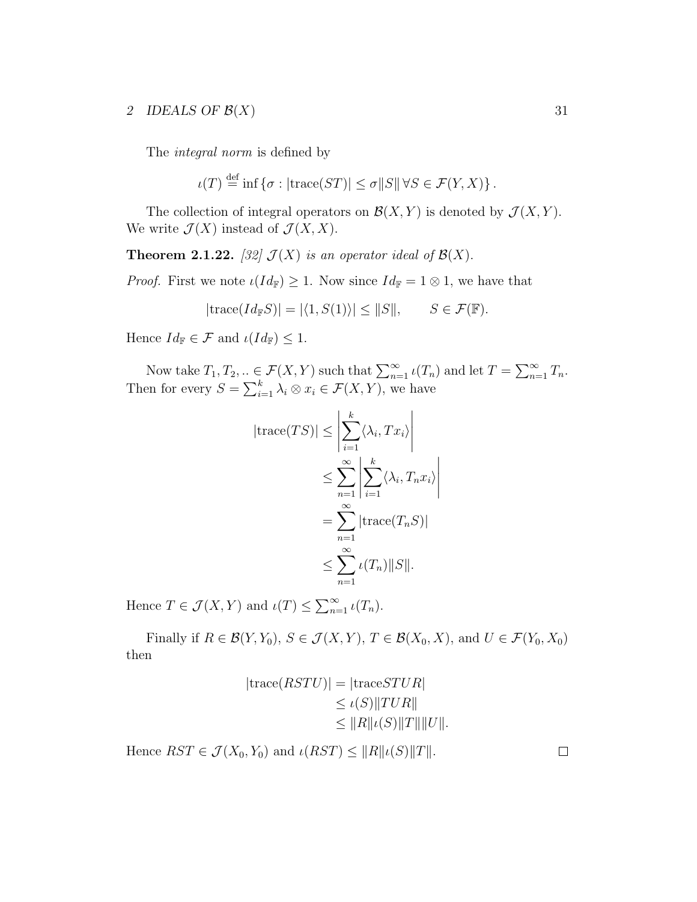The *integral norm* is defined by

$$\iota(T) \stackrel{\text{def}}{=} \inf\{\sigma : |\text{trace}(ST)| \leq \sigma\|S\| \,\forall S \in \mathcal{F}(Y, X)\}.$$

The collection of integral operators on $\mathcal{B}(X, Y)$ is denoted by $\mathcal{J}(X, Y)$. We write $\mathcal{J}(X)$ instead of $\mathcal{J}(X, X)$.

**Theorem 2.1.22.** *[32] $\mathcal{J}(X)$ is an operator ideal of $\mathcal{B}(X)$.*

*Proof.* First we note $\iota(Id_{\mathbb{F}}) \geq 1$. Now since $Id_{\mathbb{F}} = 1 \otimes 1$, we have that

$$|\text{trace}(Id_{\mathbb{F}} S)| = |\langle 1, S(1)\rangle| \leq \|S\|, \qquad S \in \mathcal{F}(\mathbb{F}).$$

Hence $Id_{\mathbb{F}} \in \mathcal{F}$ and $\iota(Id_{\mathbb{F}}) \leq 1$.

Now take $T_1, T_2, .. \in \mathcal{F}(X, Y)$ such that $\sum_{n=1}^{\infty} \iota(T_n)$ and let $T = \sum_{n=1}^{\infty} T_n$. Then for every $S = \sum_{i=1}^{k} \lambda_i \otimes x_i \in \mathcal{F}(X, Y)$, we have

$$\begin{aligned}
|\text{trace}(TS)| &\leq \left|\sum_{i=1}^{k} \langle \lambda_i, Tx_i\rangle\right| \\
&\leq \sum_{n=1}^{\infty} \left|\sum_{i=1}^{k} \langle \lambda_i, T_n x_i\rangle\right| \\
&= \sum_{n=1}^{\infty} |\text{trace}(T_n S)| \\
&\leq \sum_{n=1}^{\infty} \iota(T_n)\|S\|.
\end{aligned}$$

Hence $T \in \mathcal{J}(X, Y)$ and $\iota(T) \leq \sum_{n=1}^{\infty} \iota(T_n)$.

Finally if $R \in \mathcal{B}(Y, Y_0)$, $S \in \mathcal{J}(X, Y)$, $T \in \mathcal{B}(X_0, X)$, and $U \in \mathcal{F}(Y_0, X_0)$ then

$$\begin{aligned}
|\text{trace}(RSTU)| &= |\text{trace} STUR| \\
&\leq \iota(S)\|TUR\| \\
&\leq \|R\|\iota(S)\|T\|\|U\|.
\end{aligned}$$

Hence $RST \in \mathcal{J}(X_0, Y_0)$ and $\iota(RST) \leq \|R\|\iota(S)\|T\|$. ∎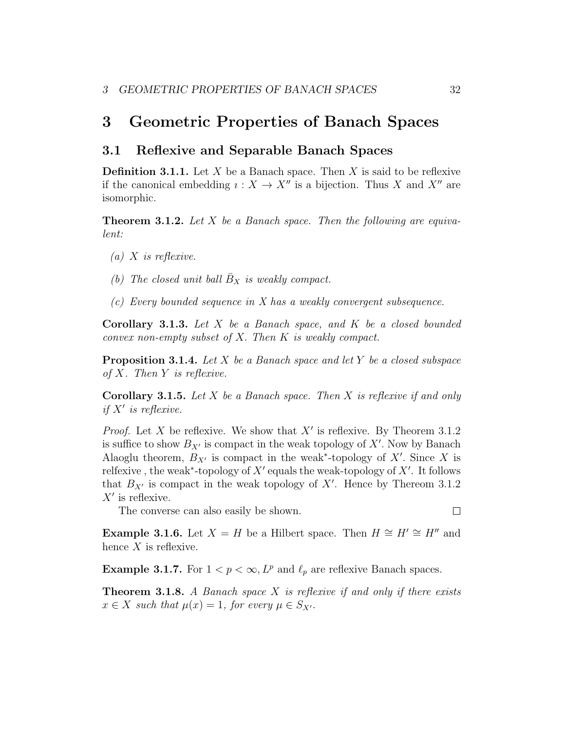# 3 Geometric Properties of Banach Spaces

## 3.1 Reflexive and Separable Banach Spaces

**Definition 3.1.1.** Let $X$ be a Banach space. Then $X$ is said to be reflexive if the canonical embedding $\imath : X \to X''$ is a bijection. Thus $X$ and $X''$ are isomorphic.

**Theorem 3.1.2.** *Let $X$ be a Banach space. Then the following are equivalent:*

*(a) $X$ is reflexive.*

*(b) The closed unit ball $\bar{B}_X$ is weakly compact.*

*(c) Every bounded sequence in $X$ has a weakly convergent subsequence.*

**Corollary 3.1.3.** *Let $X$ be a Banach space, and $K$ be a closed bounded convex non-empty subset of $X$. Then $K$ is weakly compact.*

**Proposition 3.1.4.** *Let $X$ be a Banach space and let $Y$ be a closed subspace of $X$. Then $Y$ is reflexive.*

**Corollary 3.1.5.** *Let $X$ be a Banach space. Then $X$ is reflexive if and only if $X'$ is reflexive.*

*Proof.* Let $X$ be reflexive. We show that $X'$ is reflexive. By Theorem 3.1.2 is suffice to show $B_{X'}$ is compact in the weak topology of $X'$. Now by Banach Alaoglu theorem, $B_{X'}$ is compact in the weak$^*$-topology of $X'$. Since $X$ is relfexive , the weak$^*$-topology of $X'$ equals the weak-topology of $X'$. It follows that $B_{X'}$ is compact in the weak topology of $X'$. Hence by Thereom 3.1.2 $X'$ is reflexive.

The converse can also easily be shown. □

**Example 3.1.6.** Let $X = H$ be a Hilbert space. Then $H \cong H' \cong H''$ and hence $X$ is reflexive.

**Example 3.1.7.** For $1 < p < \infty, L^p$ and $\ell_p$ are reflexive Banach spaces.

**Theorem 3.1.8.** *A Banach space $X$ is reflexive if and only if there exists $x \in X$ such that $\mu(x) = 1$, for every $\mu \in S_{X'}$.*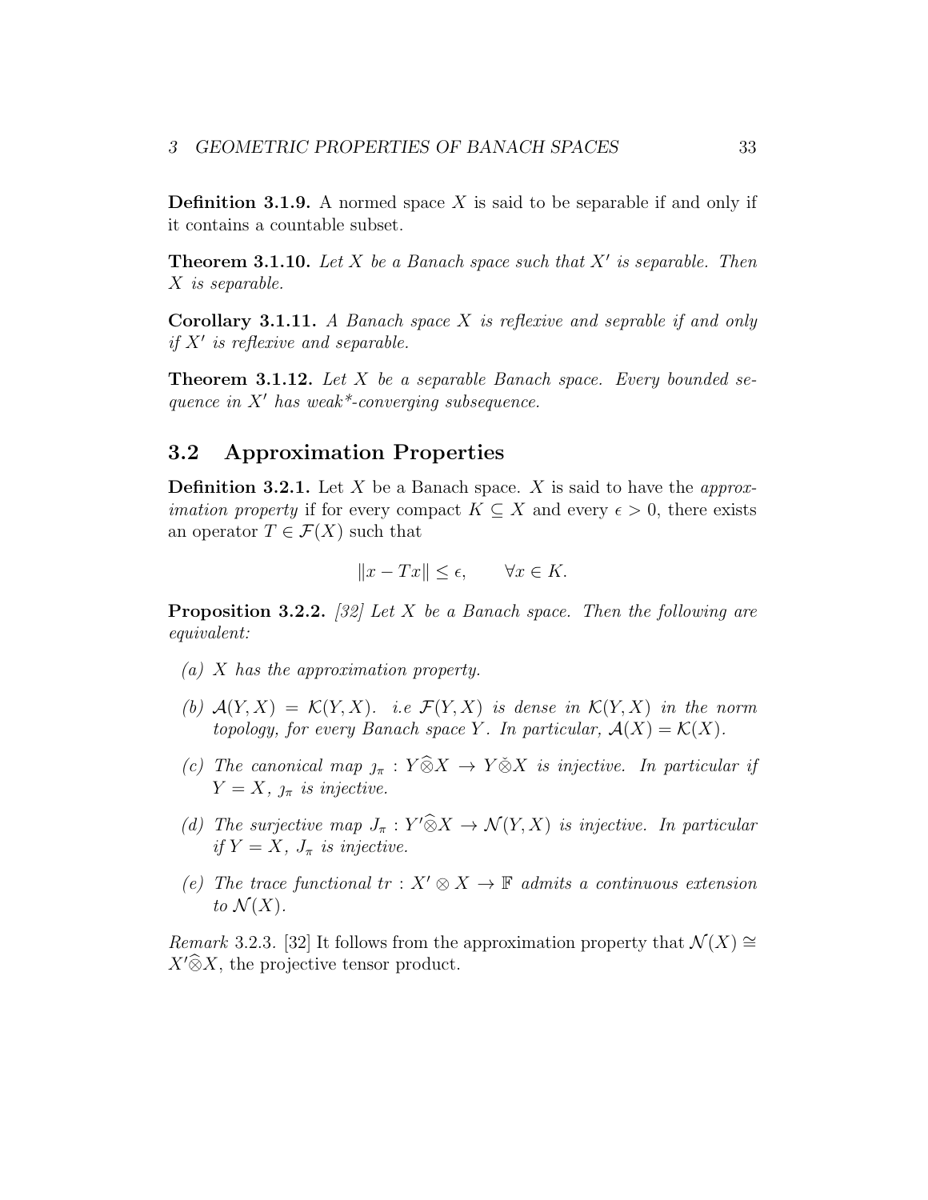**Definition 3.1.9.** A normed space $X$ is said to be separable if and only if it contains a countable subset.

**Theorem 3.1.10.** *Let $X$ be a Banach space such that $X'$ is separable. Then $X$ is separable.*

**Corollary 3.1.11.** *A Banach space $X$ is reflexive and seprable if and only if $X'$ is reflexive and separable.*

**Theorem 3.1.12.** *Let $X$ be a separable Banach space. Every bounded sequence in $X'$ has weak\*-converging subsequence.*

## 3.2 Approximation Properties

**Definition 3.2.1.** Let $X$ be a Banach space. $X$ is said to have the *approximation property* if for every compact $K \subseteq X$ and every $\epsilon > 0$, there exists an operator $T \in \mathcal{F}(X)$ such that

$$\|x - Tx\| \leq \epsilon, \qquad \forall x \in K.$$

**Proposition 3.2.2.** *[32] Let $X$ be a Banach space. Then the following are equivalent:*

*(a) $X$ has the approximation property.*

*(b) $\mathcal{A}(Y, X) = \mathcal{K}(Y, X)$. i.e $\mathcal{F}(Y, X)$ is dense in $\mathcal{K}(Y, X)$ in the norm topology, for every Banach space $Y$. In particular, $\mathcal{A}(X) = \mathcal{K}(X)$.*

*(c) The canonical map $\jmath_\pi : Y \widehat{\otimes} X \to Y \check{\otimes} X$ is injective. In particular if $Y = X$, $\jmath_\pi$ is injective.*

*(d) The surjective map $J_\pi : Y' \widehat{\otimes} X \to \mathcal{N}(Y, X)$ is injective. In particular if $Y = X$, $J_\pi$ is injective.*

*(e) The trace functional $tr : X' \otimes X \to \mathbb{F}$ admits a continuous extension to $\mathcal{N}(X)$.*

*Remark* 3.2.3. [32] It follows from the approximation property that $\mathcal{N}(X) \cong X' \widehat{\otimes} X$, the projective tensor product.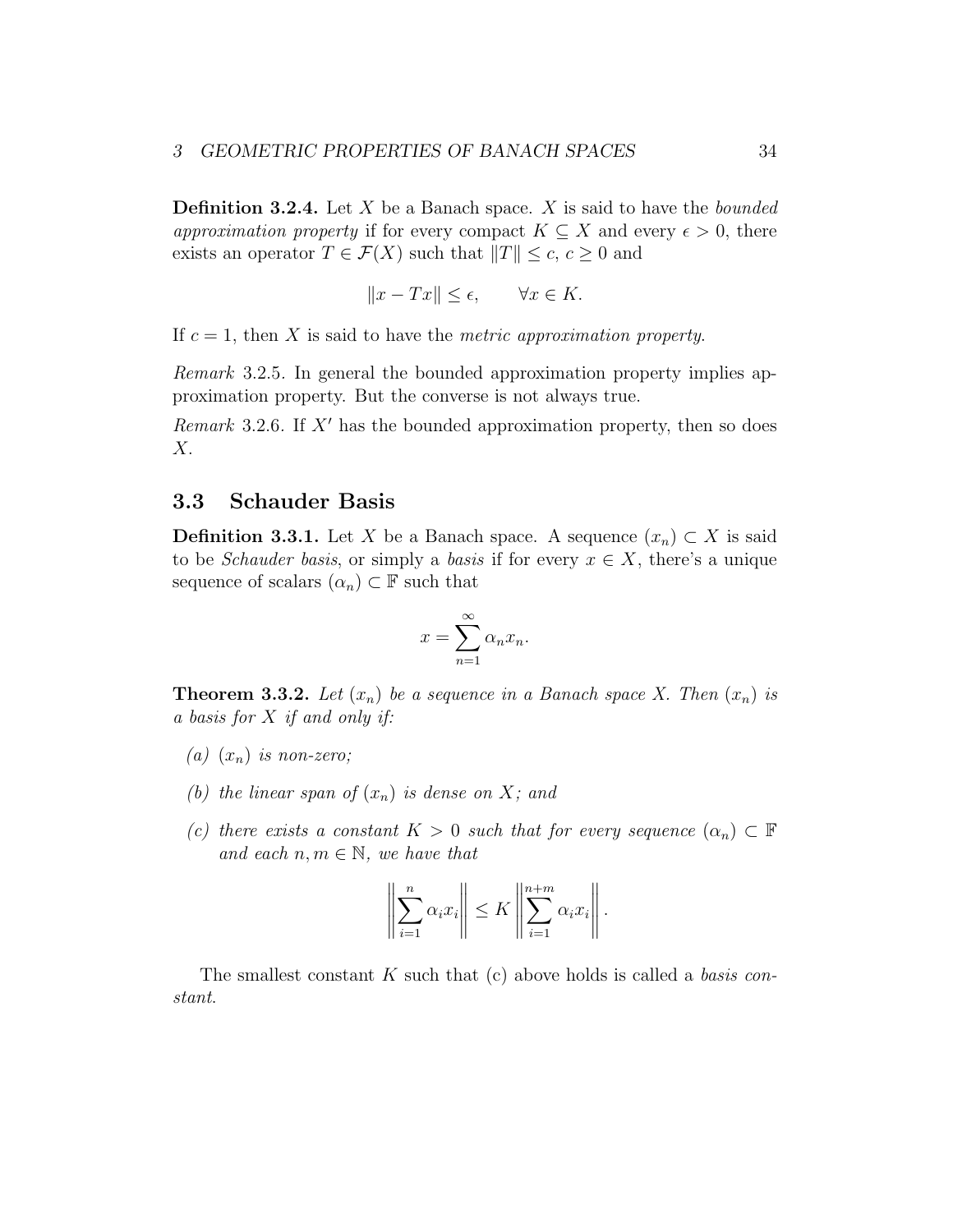**Definition 3.2.4.** Let $X$ be a Banach space. $X$ is said to have the *bounded approximation property* if for every compact $K \subseteq X$ and every $\epsilon > 0$, there exists an operator $T \in \mathcal{F}(X)$ such that $\|T\| \leq c$, $c \geq 0$ and

$$\|x - Tx\| \leq \epsilon, \qquad \forall x \in K.$$

If $c = 1$, then $X$ is said to have the *metric approximation property*.

*Remark* 3.2.5. In general the bounded approximation property implies approximation property. But the converse is not always true.

*Remark* 3.2.6. If $X'$ has the bounded approximation property, then so does $X$.

## 3.3 Schauder Basis

**Definition 3.3.1.** Let $X$ be a Banach space. A sequence $(x_n) \subset X$ is said to be *Schauder basis*, or simply a *basis* if for every $x \in X$, there's a unique sequence of scalars $(\alpha_n) \subset \mathbb{F}$ such that

$$x = \sum_{n=1}^{\infty} \alpha_n x_n.$$

**Theorem 3.3.2.** *Let $(x_n)$ be a sequence in a Banach space $X$. Then $(x_n)$ is a basis for $X$ if and only if:*

*(a) $(x_n)$ is non-zero;*

*(b) the linear span of $(x_n)$ is dense on $X$; and*

*(c) there exists a constant $K > 0$ such that for every sequence $(\alpha_n) \subset \mathbb{F}$ and each $n, m \in \mathbb{N}$, we have that*

$$\left\| \sum_{i=1}^{n} \alpha_i x_i \right\| \leq K \left\| \sum_{i=1}^{n+m} \alpha_i x_i \right\|.$$

The smallest constant $K$ such that (c) above holds is called a *basis constant*.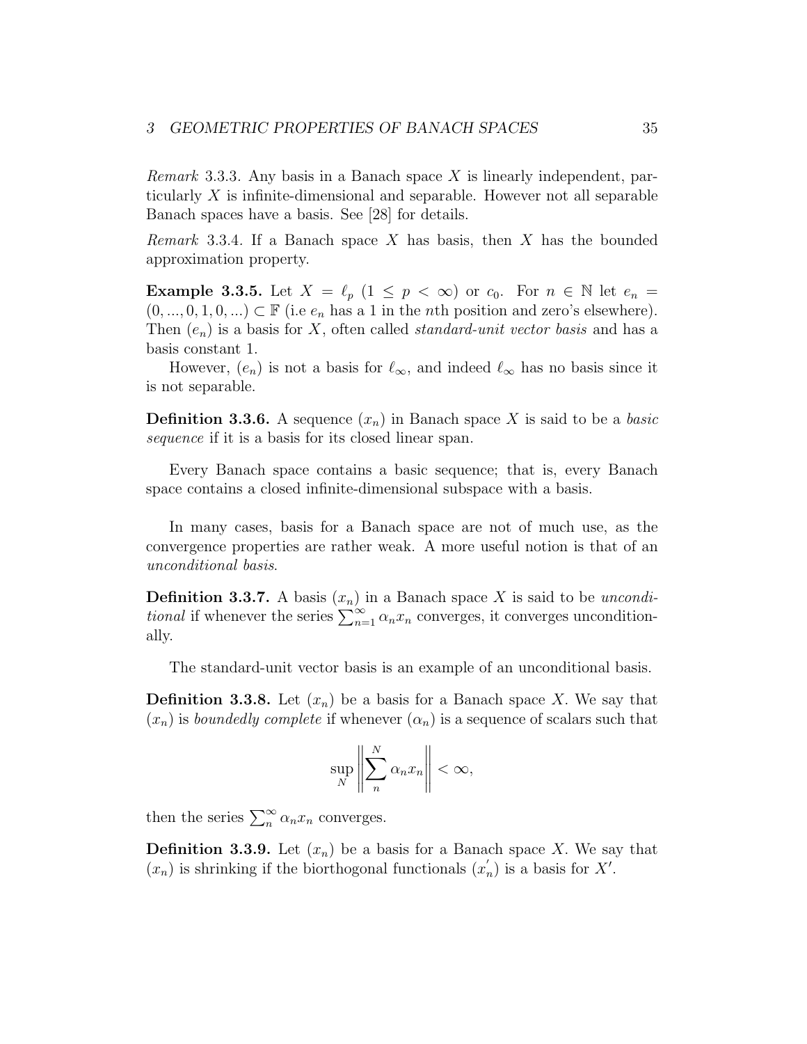*Remark* 3.3.3. Any basis in a Banach space $X$ is linearly independent, particularly $X$ is infinite-dimensional and separable. However not all separable Banach spaces have a basis. See [28] for details.

*Remark* 3.3.4. If a Banach space $X$ has basis, then $X$ has the bounded approximation property.

**Example 3.3.5.** Let $X = \ell_p$ $(1 \leq p < \infty)$ or $c_0$. For $n \in \mathbb{N}$ let $e_n = (0, ..., 0, 1, 0, ...) \subset \mathbb{F}$ (i.e $e_n$ has a 1 in the $n$th position and zero's elsewhere). Then $(e_n)$ is a basis for $X$, often called *standard-unit vector basis* and has a basis constant 1.

However, $(e_n)$ is not a basis for $\ell_\infty$, and indeed $\ell_\infty$ has no basis since it is not separable.

**Definition 3.3.6.** A sequence $(x_n)$ in Banach space $X$ is said to be a *basic sequence* if it is a basis for its closed linear span.

Every Banach space contains a basic sequence; that is, every Banach space contains a closed infinite-dimensional subspace with a basis.

In many cases, basis for a Banach space are not of much use, as the convergence properties are rather weak. A more useful notion is that of an *unconditional basis*.

**Definition 3.3.7.** A basis $(x_n)$ in a Banach space $X$ is said to be *unconditional* if whenever the series $\sum_{n=1}^{\infty} \alpha_n x_n$ converges, it converges unconditionally.

The standard-unit vector basis is an example of an unconditional basis.

**Definition 3.3.8.** Let $(x_n)$ be a basis for a Banach space $X$. We say that $(x_n)$ is *boundedly complete* if whenever $(\alpha_n)$ is a sequence of scalars such that

$$\sup_N \left\| \sum_n^N \alpha_n x_n \right\| < \infty,$$

then the series $\sum_n^{\infty} \alpha_n x_n$ converges.

**Definition 3.3.9.** Let $(x_n)$ be a basis for a Banach space $X$. We say that $(x_n)$ is shrinking if the biorthogonal functionals $(x_n^{'})$ is a basis for $X'$.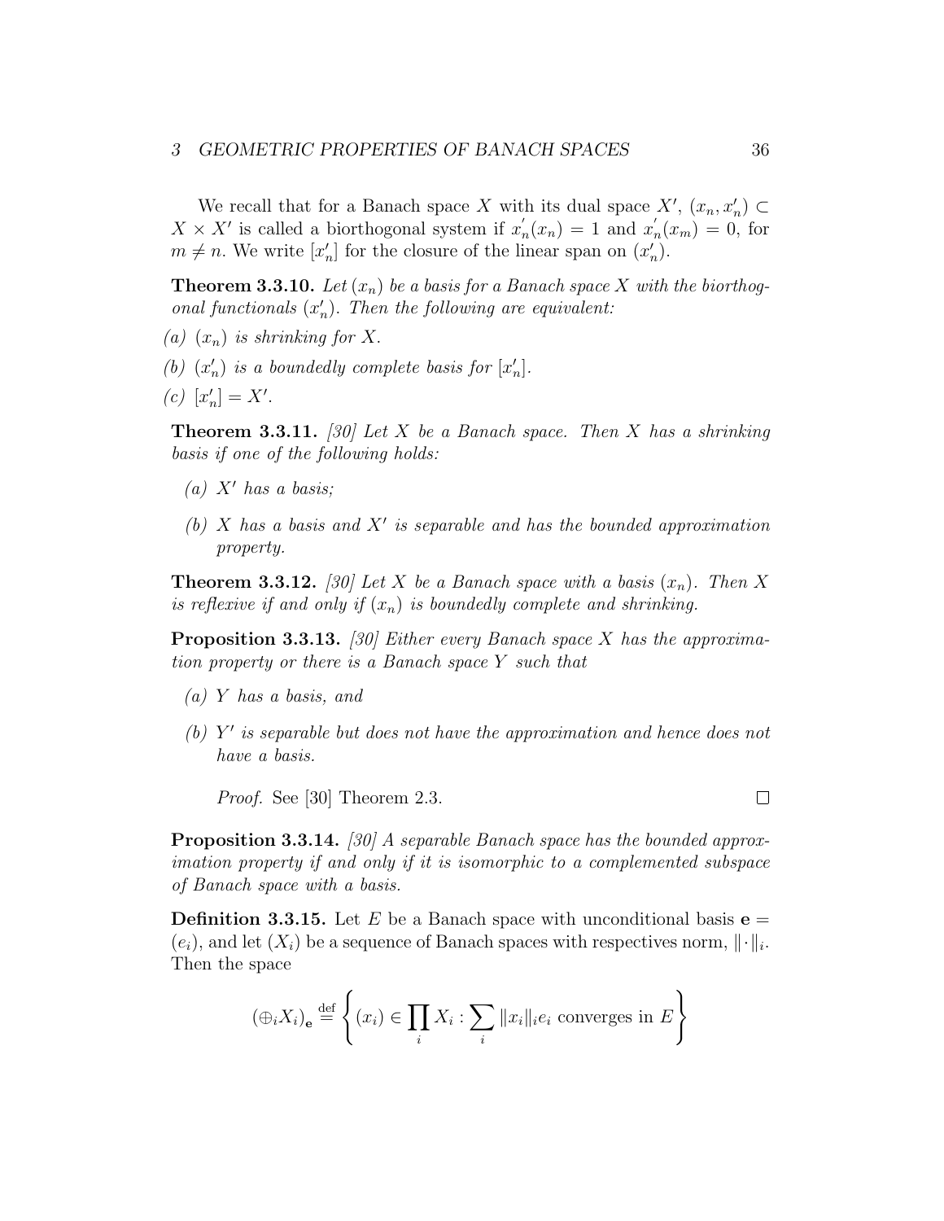We recall that for a Banach space $X$ with its dual space $X'$, $(x_n, x'_n) \subset X \times X'$ is called a biorthogonal system if $x'_n(x_n) = 1$ and $x'_n(x_m) = 0$, for $m \neq n$. We write $[x'_n]$ for the closure of the linear span on $(x'_n)$.

**Theorem 3.3.10.** *Let $(x_n)$ be a basis for a Banach space $X$ with the biorthogonal functionals $(x'_n)$. Then the following are equivalent:*

*(a) $(x_n)$ is shrinking for $X$.*

*(b) $(x'_n)$ is a boundedly complete basis for $[x'_n]$.*

*(c) $[x'_n] = X'$.*

**Theorem 3.3.11.** *[30] Let $X$ be a Banach space. Then $X$ has a shrinking basis if one of the following holds:*

*(a) $X'$ has a basis;*

*(b) $X$ has a basis and $X'$ is separable and has the bounded approximation property.*

**Theorem 3.3.12.** *[30] Let $X$ be a Banach space with a basis $(x_n)$. Then $X$ is reflexive if and only if $(x_n)$ is boundedly complete and shrinking.*

**Proposition 3.3.13.** *[30] Either every Banach space $X$ has the approximation property or there is a Banach space $Y$ such that*

*(a) $Y$ has a basis, and*

*(b) $Y'$ is separable but does not have the approximation and hence does not have a basis.*

*Proof.* See [30] Theorem 2.3. □

**Proposition 3.3.14.** *[30] A separable Banach space has the bounded approximation property if and only if it is isomorphic to a complemented subspace of Banach space with a basis.*

**Definition 3.3.15.** Let $E$ be a Banach space with unconditional basis $\mathbf{e} = (e_i)$, and let $(X_i)$ be a sequence of Banach spaces with respectives norm, $\|\cdot\|_i$. Then the space

$$(\oplus_i X_i)_{\mathbf{e}} \stackrel{\text{def}}{=} \left\{ (x_i) \in \prod_i X_i : \sum_i \|x_i\|_i e_i \text{ converges in } E \right\}$$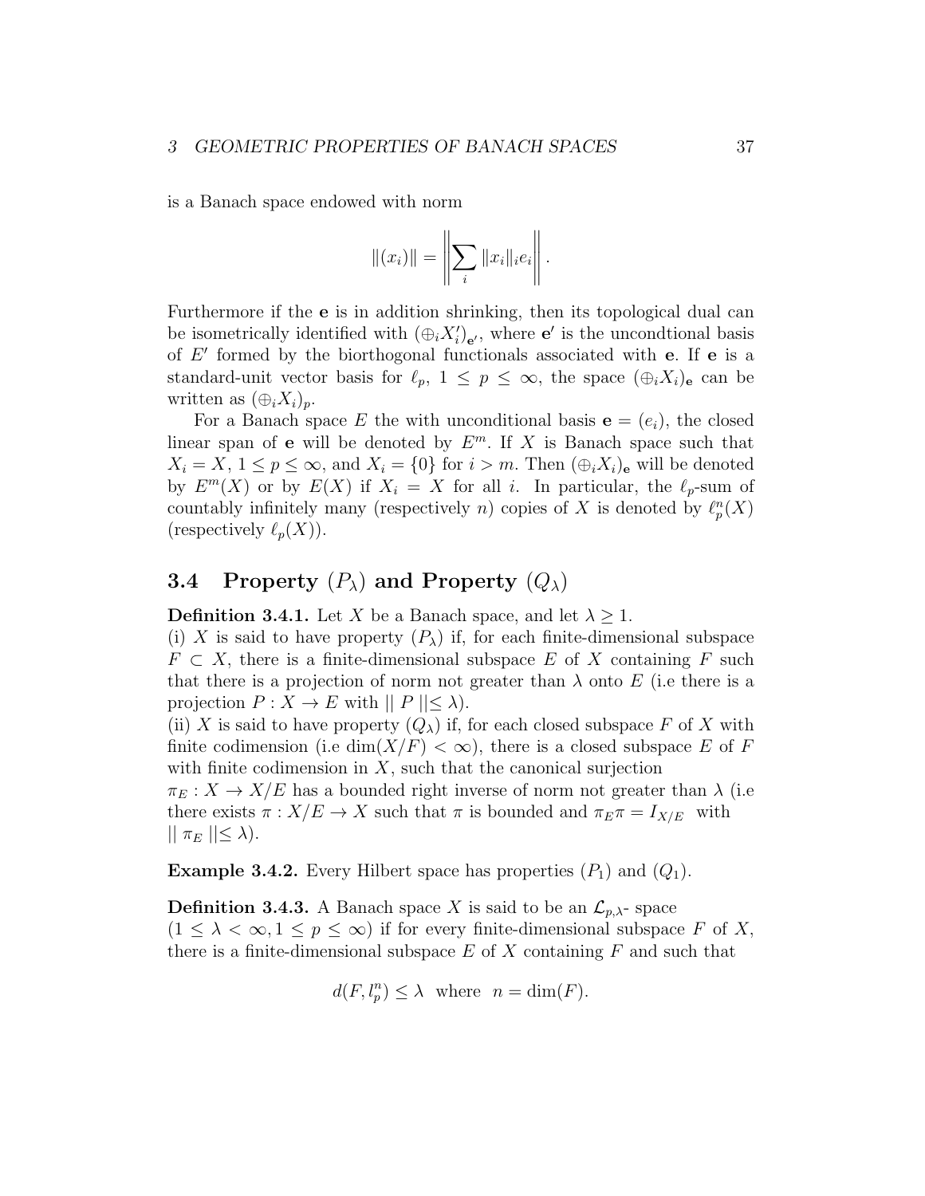is a Banach space endowed with norm

$$\|(x_i)\| = \left\| \sum_i \|x_i\|_i e_i \right\|.$$

Furthermore if the $\mathbf{e}$ is in addition shrinking, then its topological dual can be isometrically identified with $(\oplus_i X_i')_{\mathbf{e}'}$, where $\mathbf{e}'$ is the uncondtional basis of $E'$ formed by the biorthogonal functionals associated with $\mathbf{e}$. If $\mathbf{e}$ is a standard-unit vector basis for $\ell_p$, $1 \leq p \leq \infty$, the space $(\oplus_i X_i)_{\mathbf{e}}$ can be written as $(\oplus_i X_i)_p$.

For a Banach space $E$ the with unconditional basis $\mathbf{e} = (e_i)$, the closed linear span of $\mathbf{e}$ will be denoted by $E^m$. If $X$ is Banach space such that $X_i = X$, $1 \leq p \leq \infty$, and $X_i = \{0\}$ for $i > m$. Then $(\oplus_i X_i)_{\mathbf{e}}$ will be denoted by $E^m(X)$ or by $E(X)$ if $X_i = X$ for all $i$. In particular, the $\ell_p$-sum of countably infinitely many (respectively $n$) copies of $X$ is denoted by $\ell_p^n(X)$ (respectively $\ell_p(X)$).

## 3.4 Property $(P_\lambda)$ and Property $(Q_\lambda)$

**Definition 3.4.1.** Let $X$ be a Banach space, and let $\lambda \geq 1$.
(i) $X$ is said to have property $(P_\lambda)$ if, for each finite-dimensional subspace $F \subset X$, there is a finite-dimensional subspace $E$ of $X$ containing $F$ such that there is a projection of norm not greater than $\lambda$ onto $E$ (i.e there is a projection $P : X \to E$ with $\| P \| \leq \lambda$).
(ii) $X$ is said to have property $(Q_\lambda)$ if, for each closed subspace $F$ of $X$ with finite codimension (i.e $\dim(X/F) < \infty$), there is a closed subspace $E$ of $F$ with finite codimension in $X$, such that the canonical surjection
$\pi_E : X \to X/E$ has a bounded right inverse of norm not greater than $\lambda$ (i.e there exists $\pi : X/E \to X$ such that $\pi$ is bounded and $\pi_E \pi = I_{X/E}$ with $\| \pi_E \| \leq \lambda$).

**Example 3.4.2.** Every Hilbert space has properties $(P_1)$ and $(Q_1)$.

**Definition 3.4.3.** A Banach space $X$ is said to be an $\mathcal{L}_{p,\lambda}$- space $(1 \leq \lambda < \infty, 1 \leq p \leq \infty)$ if for every finite-dimensional subspace $F$ of $X$, there is a finite-dimensional subspace $E$ of $X$ containing $F$ and such that

$$d(F, l_p^n) \leq \lambda \text{ where } n = \dim(F).$$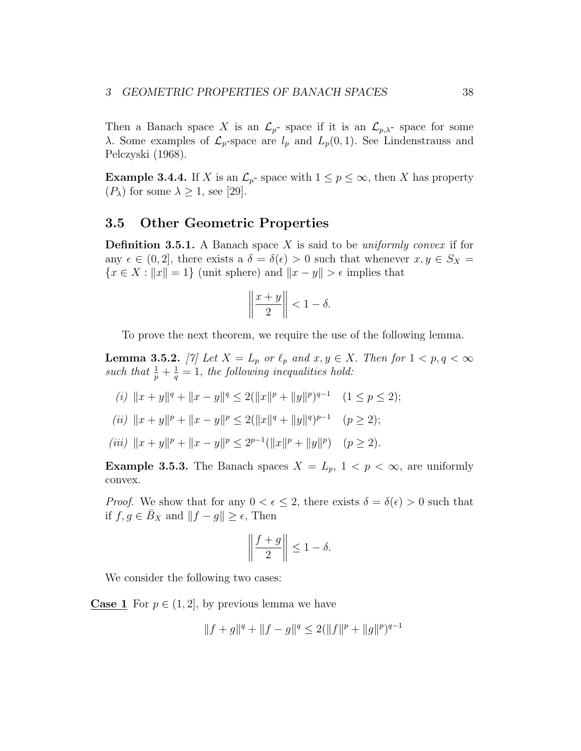Then a Banach space $X$ is an $\mathcal{L}_p$- space if it is an $\mathcal{L}_{p,\lambda}$- space for some $\lambda$. Some examples of $\mathcal{L}_p$-space are $l_p$ and $L_p(0,1)$. See Lindenstrauss and Pelczyski (1968).

**Example 3.4.4.** If $X$ is an $\mathcal{L}_p$- space with $1 \leq p \leq \infty$, then $X$ has property $(P_\lambda)$ for some $\lambda \geq 1$, see [29].

## 3.5 Other Geometric Properties

**Definition 3.5.1.** A Banach space $X$ is said to be *uniformly convex* if for any $\epsilon \in (0,2]$, there exists a $\delta = \delta(\epsilon) > 0$ such that whenever $x, y \in S_X = \{x \in X : \|x\| = 1\}$ (unit sphere) and $\|x - y\| > \epsilon$ implies that

$$\left\| \frac{x+y}{2} \right\| < 1 - \delta.$$

To prove the next theorem, we require the use of the following lemma.

**Lemma 3.5.2.** *[7] Let $X = L_p$ or $\ell_p$ and $x, y \in X$. Then for $1 < p, q < \infty$ such that $\frac{1}{p} + \frac{1}{q} = 1$, the following inequalities hold:*

*(i)* $\|x+y\|^q + \|x-y\|^q \leq 2(\|x\|^p + \|y\|^p)^{q-1} \quad (1 \leq p \leq 2);$

*(ii)* $\|x+y\|^p + \|x-y\|^p \leq 2(\|x\|^q + \|y\|^q)^{p-1} \quad (p \geq 2);$

*(iii)* $\|x+y\|^p + \|x-y\|^p \leq 2^{p-1}(\|x\|^p + \|y\|^p) \quad (p \geq 2).$

**Example 3.5.3.** The Banach spaces $X = L_p$, $1 < p < \infty$, are uniformly convex.

*Proof.* We show that for any $0 < \epsilon \leq 2$, there exists $\delta = \delta(\epsilon) > 0$ such that if $f, g \in \bar{B}_X$ and $\|f - g\| \geq \epsilon$, Then

$$\left\| \frac{f+g}{2} \right\| \leq 1 - \delta.$$

We consider the following two cases:

**Case 1** For $p \in (1,2]$, by previous lemma we have

$$\|f+g\|^q + \|f-g\|^q \leq 2(\|f\|^p + \|g\|^p)^{q-1}$$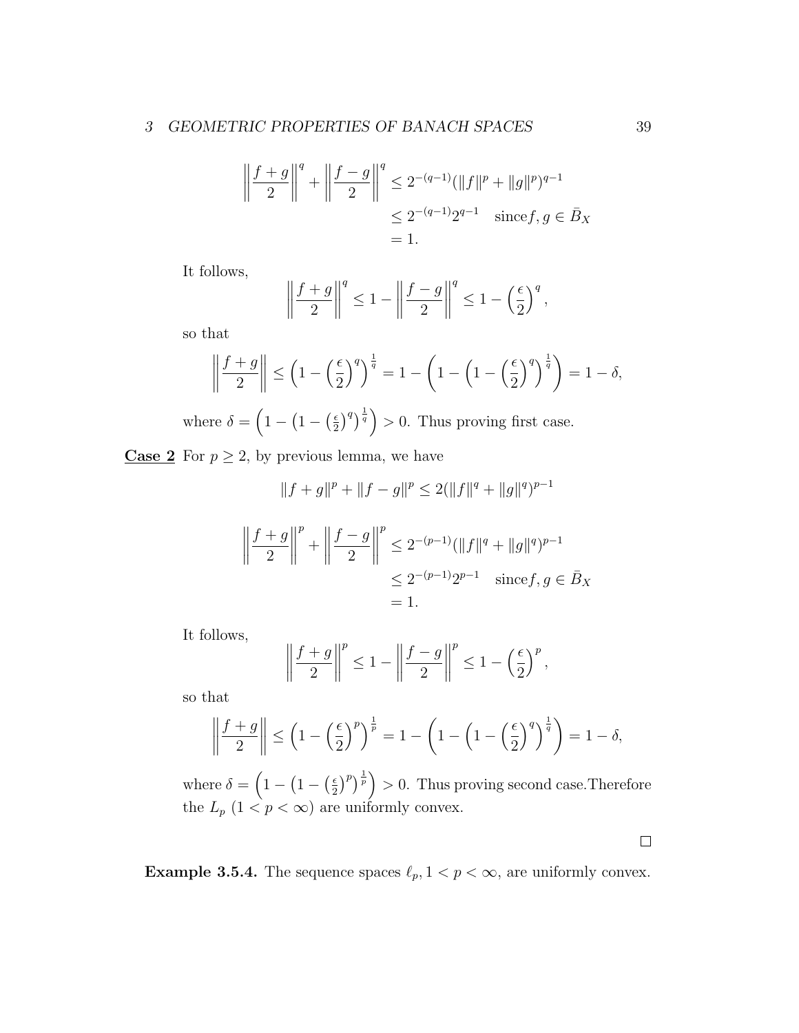$$
\begin{aligned}
\left\|\frac{f+g}{2}\right\|^q + \left\|\frac{f-g}{2}\right\|^q &\leq 2^{-(q-1)}(\|f\|^p + \|g\|^p)^{q-1} \\
&\leq 2^{-(q-1)}2^{q-1} \quad \text{since} f, g \in \bar{B}_X \\
&= 1.
\end{aligned}
$$

It follows,

$$
\left\|\frac{f+g}{2}\right\|^q \leq 1 - \left\|\frac{f-g}{2}\right\|^q \leq 1 - \left(\frac{\epsilon}{2}\right)^q,
$$

so that

$$
\left\|\frac{f+g}{2}\right\| \leq \left(1 - \left(\frac{\epsilon}{2}\right)^q\right)^{\frac{1}{q}} = 1 - \left(1 - \left(1 - \left(\frac{\epsilon}{2}\right)^q\right)^{\frac{1}{q}}\right) = 1 - \delta,
$$

where $\delta = \left(1 - \left(1 - \left(\frac{\epsilon}{2}\right)^q\right)^{\frac{1}{q}}\right) > 0$. Thus proving first case.

**Case 2** For $p \geq 2$, by previous lemma, we have

$$
\|f+g\|^p + \|f-g\|^p \leq 2(\|f\|^q + \|g\|^q)^{p-1}
$$

$$
\begin{aligned}
\left\|\frac{f+g}{2}\right\|^p + \left\|\frac{f-g}{2}\right\|^p &\leq 2^{-(p-1)}(\|f\|^q + \|g\|^q)^{p-1} \\
&\leq 2^{-(p-1)}2^{p-1} \quad \text{since} f, g \in \bar{B}_X \\
&= 1.
\end{aligned}
$$

It follows,

$$
\left\|\frac{f+g}{2}\right\|^p \leq 1 - \left\|\frac{f-g}{2}\right\|^p \leq 1 - \left(\frac{\epsilon}{2}\right)^p,
$$

so that

$$
\left\|\frac{f+g}{2}\right\| \leq \left(1 - \left(\frac{\epsilon}{2}\right)^p\right)^{\frac{1}{p}} = 1 - \left(1 - \left(1 - \left(\frac{\epsilon}{2}\right)^q\right)^{\frac{1}{q}}\right) = 1 - \delta,
$$

where $\delta = \left(1 - \left(1 - \left(\frac{\epsilon}{2}\right)^p\right)^{\frac{1}{p}}\right) > 0$. Thus proving second case.Therefore the $L_p$ $(1 < p < \infty)$ are uniformly convex.

□

**Example 3.5.4.** The sequence spaces $\ell_p, 1 < p < \infty$, are uniformly convex.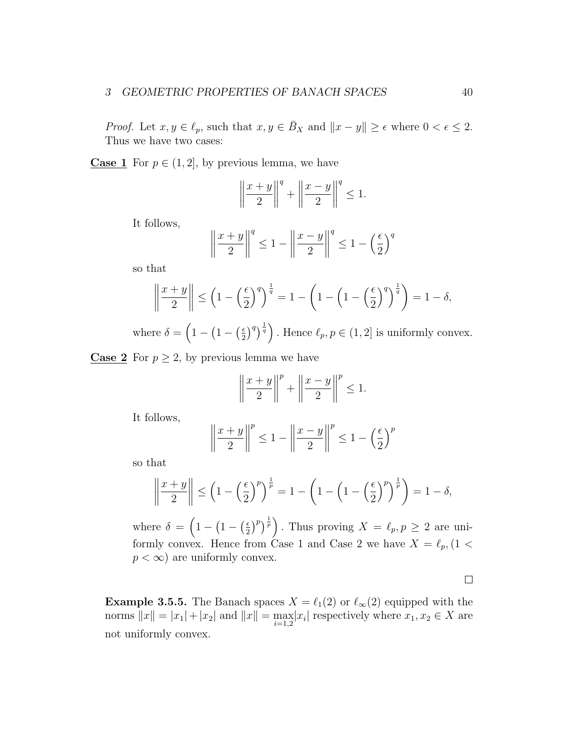*Proof.* Let $x, y \in \ell_p$, such that $x, y \in \bar{B}_X$ and $\|x - y\| \geq \epsilon$ where $0 < \epsilon \leq 2$. Thus we have two cases:

**Case 1** For $p \in (1, 2]$, by previous lemma, we have

$$\left\|\frac{x+y}{2}\right\|^q + \left\|\frac{x-y}{2}\right\|^q \leq 1.$$

It follows,

$$\left\|\frac{x+y}{2}\right\|^q \leq 1 - \left\|\frac{x-y}{2}\right\|^q \leq 1 - \left(\frac{\epsilon}{2}\right)^q$$

so that

$$\left\|\frac{x+y}{2}\right\| \leq \left(1 - \left(\frac{\epsilon}{2}\right)^q\right)^{\frac{1}{q}} = 1 - \left(1 - \left(1 - \left(\frac{\epsilon}{2}\right)^q\right)^{\frac{1}{q}}\right) = 1 - \delta,$$

where $\delta = \left(1 - \left(1 - \left(\frac{\epsilon}{2}\right)^q\right)^{\frac{1}{q}}\right)$. Hence $\ell_p, p \in (1, 2]$ is uniformly convex.

**Case 2** For $p \geq 2$, by previous lemma we have

$$\left\|\frac{x+y}{2}\right\|^p + \left\|\frac{x-y}{2}\right\|^p \leq 1.$$

It follows,

$$\left\|\frac{x+y}{2}\right\|^p \leq 1 - \left\|\frac{x-y}{2}\right\|^p \leq 1 - \left(\frac{\epsilon}{2}\right)^p$$

so that

$$\left\|\frac{x+y}{2}\right\| \leq \left(1 - \left(\frac{\epsilon}{2}\right)^p\right)^{\frac{1}{p}} = 1 - \left(1 - \left(1 - \left(\frac{\epsilon}{2}\right)^p\right)^{\frac{1}{p}}\right) = 1 - \delta,$$

where $\delta = \left(1 - \left(1 - \left(\frac{\epsilon}{2}\right)^p\right)^{\frac{1}{p}}\right)$. Thus proving $X = \ell_p, p \geq 2$ are uniformly convex. Hence from Case 1 and Case 2 we have $X = \ell_p, (1 < p < \infty)$ are uniformly convex.

□

**Example 3.5.5.** The Banach spaces $X = \ell_1(2)$ or $\ell_\infty(2)$ equipped with the norms $\|x\| = |x_1| + |x_2|$ and $\|x\| = \max\limits_{i=1,2} |x_i|$ respectively where $x_1, x_2 \in X$ are not uniformly convex.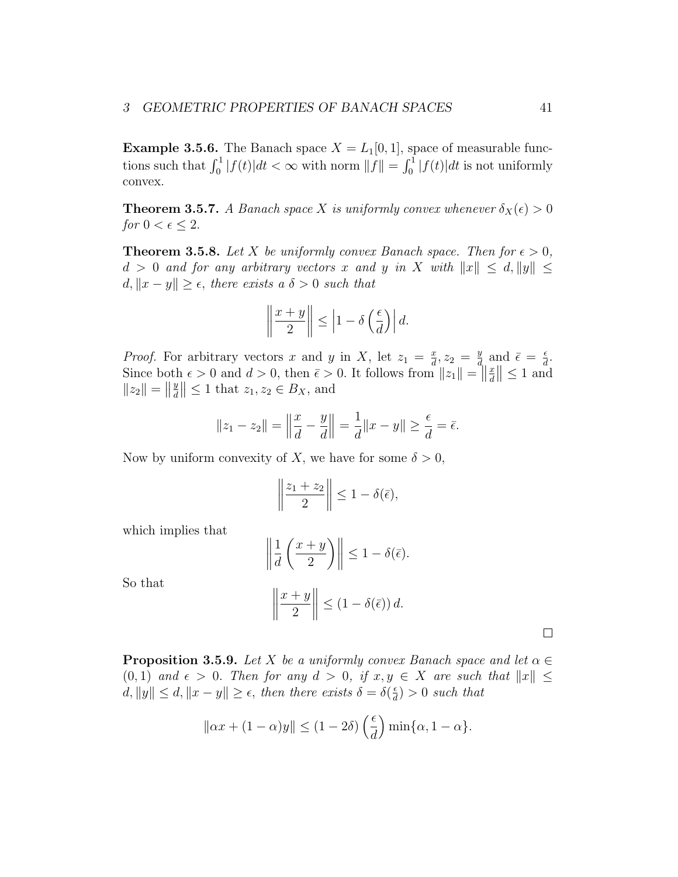**Example 3.5.6.** The Banach space $X = L_1[0,1]$, space of measurable functions such that $\int_0^1 |f(t)|dt < \infty$ with norm $\|f\| = \int_0^1 |f(t)|dt$ is not uniformly convex.

**Theorem 3.5.7.** *A Banach space $X$ is uniformly convex whenever $\delta_X(\epsilon) > 0$ for $0 < \epsilon \leq 2$.*

**Theorem 3.5.8.** *Let $X$ be uniformly convex Banach space. Then for $\epsilon > 0$, $d > 0$ and for any arbitrary vectors $x$ and $y$ in $X$ with $\|x\| \leq d, \|y\| \leq d, \|x - y\| \geq \epsilon$, there exists a $\delta > 0$ such that*

$$\left\| \frac{x+y}{2} \right\| \leq \left| 1 - \delta\left(\frac{\epsilon}{d}\right) \right| d.$$

*Proof.* For arbitrary vectors $x$ and $y$ in $X$, let $z_1 = \frac{x}{d}, z_2 = \frac{y}{d}$ and $\bar{\epsilon} = \frac{\epsilon}{d}$. Since both $\epsilon > 0$ and $d > 0$, then $\bar{\epsilon} > 0$. It follows from $\|z_1\| = \left\|\frac{x}{d}\right\| \leq 1$ and $\|z_2\| = \left\|\frac{y}{d}\right\| \leq 1$ that $z_1, z_2 \in B_X$, and

$$\|z_1 - z_2\| = \left\| \frac{x}{d} - \frac{y}{d} \right\| = \frac{1}{d}\|x - y\| \geq \frac{\epsilon}{d} = \bar{\epsilon}.$$

Now by uniform convexity of $X$, we have for some $\delta > 0$,

$$\left\| \frac{z_1 + z_2}{2} \right\| \leq 1 - \delta(\bar{\epsilon}),$$

which implies that

$$\left\| \frac{1}{d}\left(\frac{x+y}{2}\right) \right\| \leq 1 - \delta(\bar{\epsilon}).$$

So that

$$\left\| \frac{x+y}{2} \right\| \leq (1 - \delta(\bar{\epsilon}))\, d.$$

□

**Proposition 3.5.9.** *Let $X$ be a uniformly convex Banach space and let $\alpha \in (0,1)$ and $\epsilon > 0$. Then for any $d > 0$, if $x, y \in X$ are such that $\|x\| \leq d, \|y\| \leq d, \|x - y\| \geq \epsilon$, then there exists $\delta = \delta(\frac{\epsilon}{d}) > 0$ such that*

$$\|\alpha x + (1-\alpha)y\| \leq (1 - 2\delta)\left(\frac{\epsilon}{d}\right) \min\{\alpha, 1 - \alpha\}.$$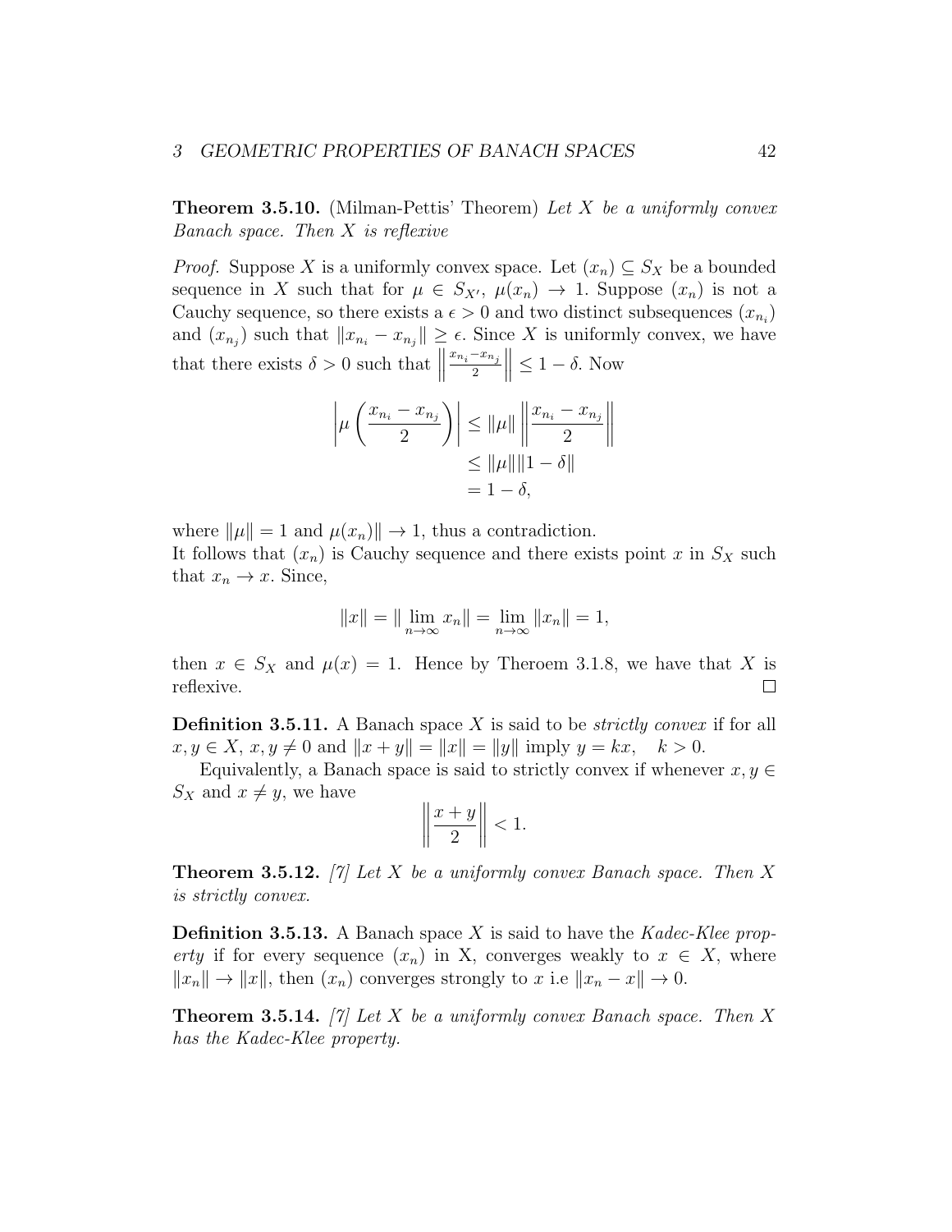**Theorem 3.5.10.** (Milman-Pettis' Theorem) *Let $X$ be a uniformly convex Banach space. Then $X$ is reflexive*

*Proof.* Suppose $X$ is a uniformly convex space. Let $(x_n) \subseteq S_X$ be a bounded sequence in $X$ such that for $\mu \in S_{X'}$, $\mu(x_n) \to 1$. Suppose $(x_n)$ is not a Cauchy sequence, so there exists a $\epsilon > 0$ and two distinct subsequences $(x_{n_i})$ and $(x_{n_j})$ such that $\|x_{n_i} - x_{n_j}\| \geq \epsilon$. Since $X$ is uniformly convex, we have that there exists $\delta > 0$ such that $\left\| \frac{x_{n_i} - x_{n_j}}{2} \right\| \leq 1 - \delta$. Now

$$\begin{aligned}
\left| \mu \left( \frac{x_{n_i} - x_{n_j}}{2} \right) \right| &\leq \|\mu\| \left\| \frac{x_{n_i} - x_{n_j}}{2} \right\| \\
&\leq \|\mu\| \|1 - \delta\| \\
&= 1 - \delta,
\end{aligned}$$

where $\|\mu\| = 1$ and $\mu(x_n)\| \to 1$, thus a contradiction.
It follows that $(x_n)$ is Cauchy sequence and there exists point $x$ in $S_X$ such that $x_n \to x$. Since,

$$\|x\| = \|\lim_{n \to \infty} x_n\| = \lim_{n \to \infty} \|x_n\| = 1,$$

then $x \in S_X$ and $\mu(x) = 1$. Hence by Theroem 3.1.8, we have that $X$ is reflexive. □

**Definition 3.5.11.** A Banach space $X$ is said to be *strictly convex* if for all $x, y \in X$, $x, y \neq 0$ and $\|x + y\| = \|x\| = \|y\|$ imply $y = kx, \quad k > 0$.

Equivalently, a Banach space is said to strictly convex if whenever $x, y \in S_X$ and $x \neq y$, we have

$$\left\| \frac{x + y}{2} \right\| < 1.$$

**Theorem 3.5.12.** *[7] Let $X$ be a uniformly convex Banach space. Then $X$ is strictly convex.*

**Definition 3.5.13.** A Banach space $X$ is said to have the *Kadec-Klee property* if for every sequence $(x_n)$ in X, converges weakly to $x \in X$, where $\|x_n\| \to \|x\|$, then $(x_n)$ converges strongly to $x$ i.e $\|x_n - x\| \to 0$.

**Theorem 3.5.14.** *[7] Let $X$ be a uniformly convex Banach space. Then $X$ has the Kadec-Klee property.*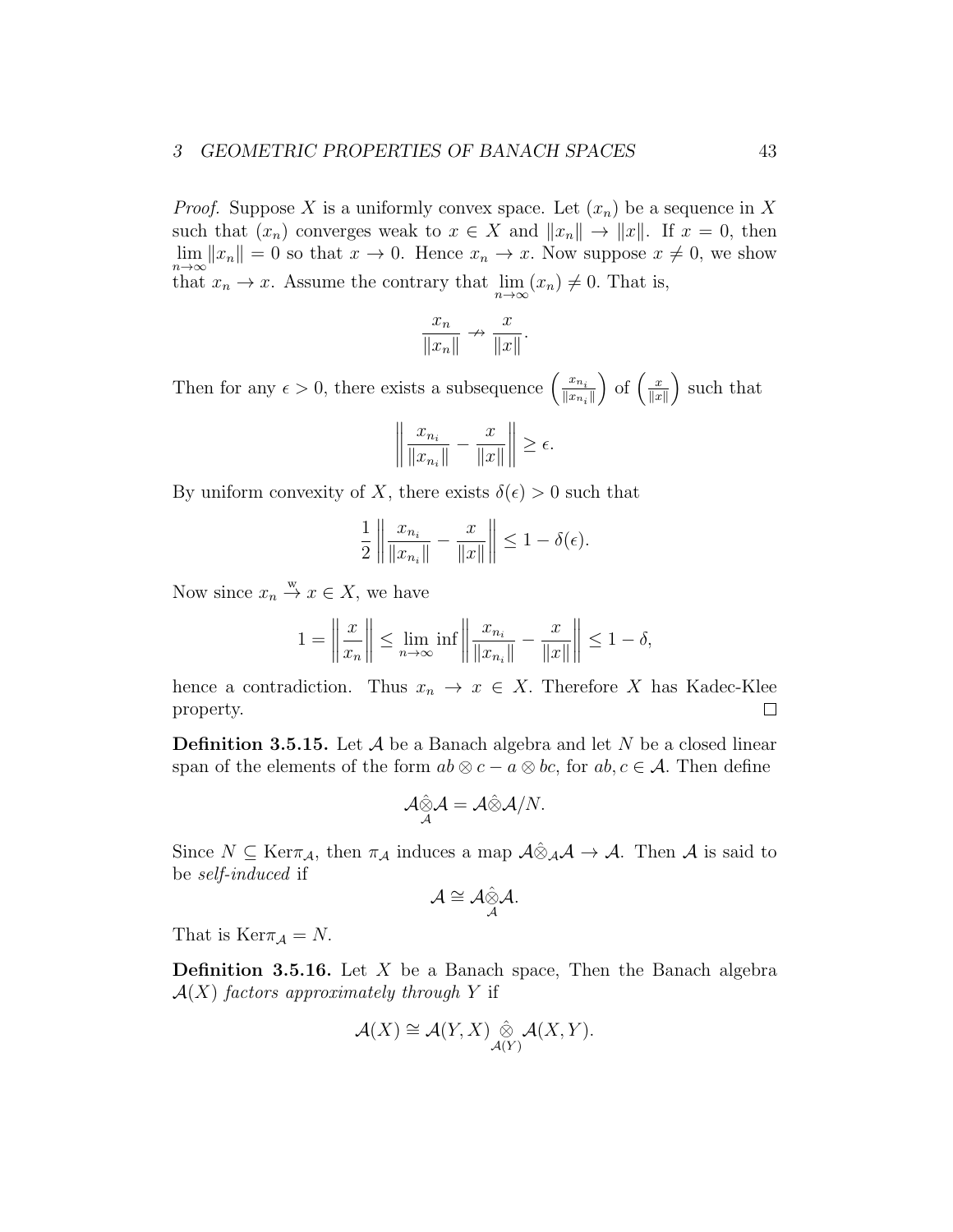*Proof.* Suppose $X$ is a uniformly convex space. Let $(x_n)$ be a sequence in $X$ such that $(x_n)$ converges weak to $x \in X$ and $\|x_n\| \to \|x\|$. If $x = 0$, then $\lim_{n\to\infty} \|x_n\| = 0$ so that $x \to 0$. Hence $x_n \to x$. Now suppose $x \neq 0$, we show that $x_n \to x$. Assume the contrary that $\lim_{n\to\infty}(x_n) \neq 0$. That is,

$$\frac{x_n}{\|x_n\|} \nrightarrow \frac{x}{\|x\|}.$$

Then for any $\epsilon > 0$, there exists a subsequence $\left(\frac{x_{n_i}}{\|x_{n_i}\|}\right)$ of $\left(\frac{x}{\|x\|}\right)$ such that

$$\left\| \frac{x_{n_i}}{\|x_{n_i}\|} - \frac{x}{\|x\|} \right\| \geq \epsilon.$$

By uniform convexity of $X$, there exists $\delta(\epsilon) > 0$ such that

$$\frac{1}{2}\left\| \frac{x_{n_i}}{\|x_{n_i}\|} - \frac{x}{\|x\|} \right\| \leq 1 - \delta(\epsilon).$$

Now since $x_n \xrightarrow{w} x \in X$, we have

$$1 = \left\| \frac{x}{x_n} \right\| \leq \lim_{n\to\infty} \inf \left\| \frac{x_{n_i}}{\|x_{n_i}\|} - \frac{x}{\|x\|} \right\| \leq 1 - \delta,$$

hence a contradiction. Thus $x_n \to x \in X$. Therefore $X$ has Kadec-Klee property. $\square$

**Definition 3.5.15.** Let $\mathcal{A}$ be a Banach algebra and let $N$ be a closed linear span of the elements of the form $ab \otimes c - a \otimes bc$, for $ab, c \in \mathcal{A}$. Then define

$$\mathcal{A}\underset{\mathcal{A}}{\hat{\otimes}}\mathcal{A} = \mathcal{A}\hat{\otimes}\mathcal{A}/N.$$

Since $N \subseteq \text{Ker}\pi_{\mathcal{A}}$, then $\pi_{\mathcal{A}}$ induces a map $\mathcal{A}\hat{\otimes}_{\mathcal{A}}\mathcal{A} \to \mathcal{A}$. Then $\mathcal{A}$ is said to be *self-induced* if

$$\mathcal{A} \cong \mathcal{A}\underset{\mathcal{A}}{\hat{\otimes}}\mathcal{A}.$$

That is $\text{Ker}\pi_{\mathcal{A}} = N$.

**Definition 3.5.16.** Let $X$ be a Banach space, Then the Banach algebra $\mathcal{A}(X)$ *factors approximately through* $Y$ if

$$\mathcal{A}(X) \cong \mathcal{A}(Y, X) \underset{\mathcal{A}(Y)}{\hat{\otimes}} \mathcal{A}(X, Y).$$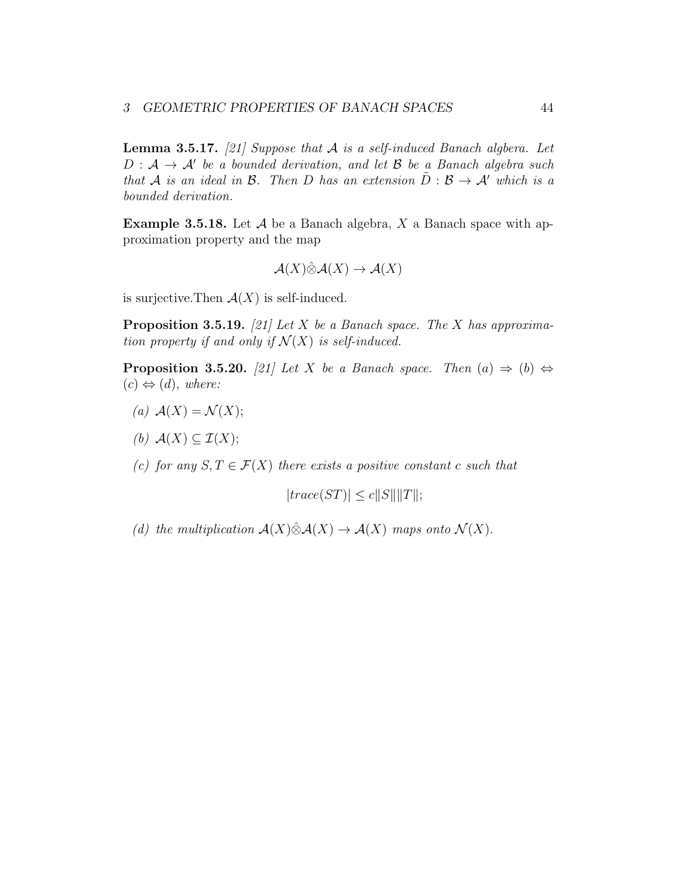**Lemma 3.5.17.** *[21] Suppose that $\mathcal{A}$ is a self-induced Banach algbera. Let $D : \mathcal{A} \to \mathcal{A}'$ be a bounded derivation, and let $\mathcal{B}$ be a Banach algebra such that $\mathcal{A}$ is an ideal in $\mathcal{B}$. Then $D$ has an extension $\tilde{D} : \mathcal{B} \to \mathcal{A}'$ which is a bounded derivation.*

**Example 3.5.18.** Let $\mathcal{A}$ be a Banach algebra, $X$ a Banach space with approximation property and the map

$$\mathcal{A}(X)\hat{\otimes}\mathcal{A}(X) \to \mathcal{A}(X)$$

is surjective.Then $\mathcal{A}(X)$ is self-induced.

**Proposition 3.5.19.** *[21] Let $X$ be a Banach space. The $X$ has approximation property if and only if $\mathcal{N}(X)$ is self-induced.*

**Proposition 3.5.20.** *[21] Let $X$ be a Banach space. Then (a) $\Rightarrow$ (b) $\Leftrightarrow$ (c) $\Leftrightarrow$ (d), where:*

*(a)* $\mathcal{A}(X) = \mathcal{N}(X)$;

*(b)* $\mathcal{A}(X) \subseteq \mathcal{I}(X)$;

*(c) for any $S, T \in \mathcal{F}(X)$ there exists a positive constant $c$ such that*

$$|trace(ST)| \leq c\|S\|\|T\|;$$

*(d) the multiplication $\mathcal{A}(X)\hat{\otimes}\mathcal{A}(X) \to \mathcal{A}(X)$ maps onto $\mathcal{N}(X)$.*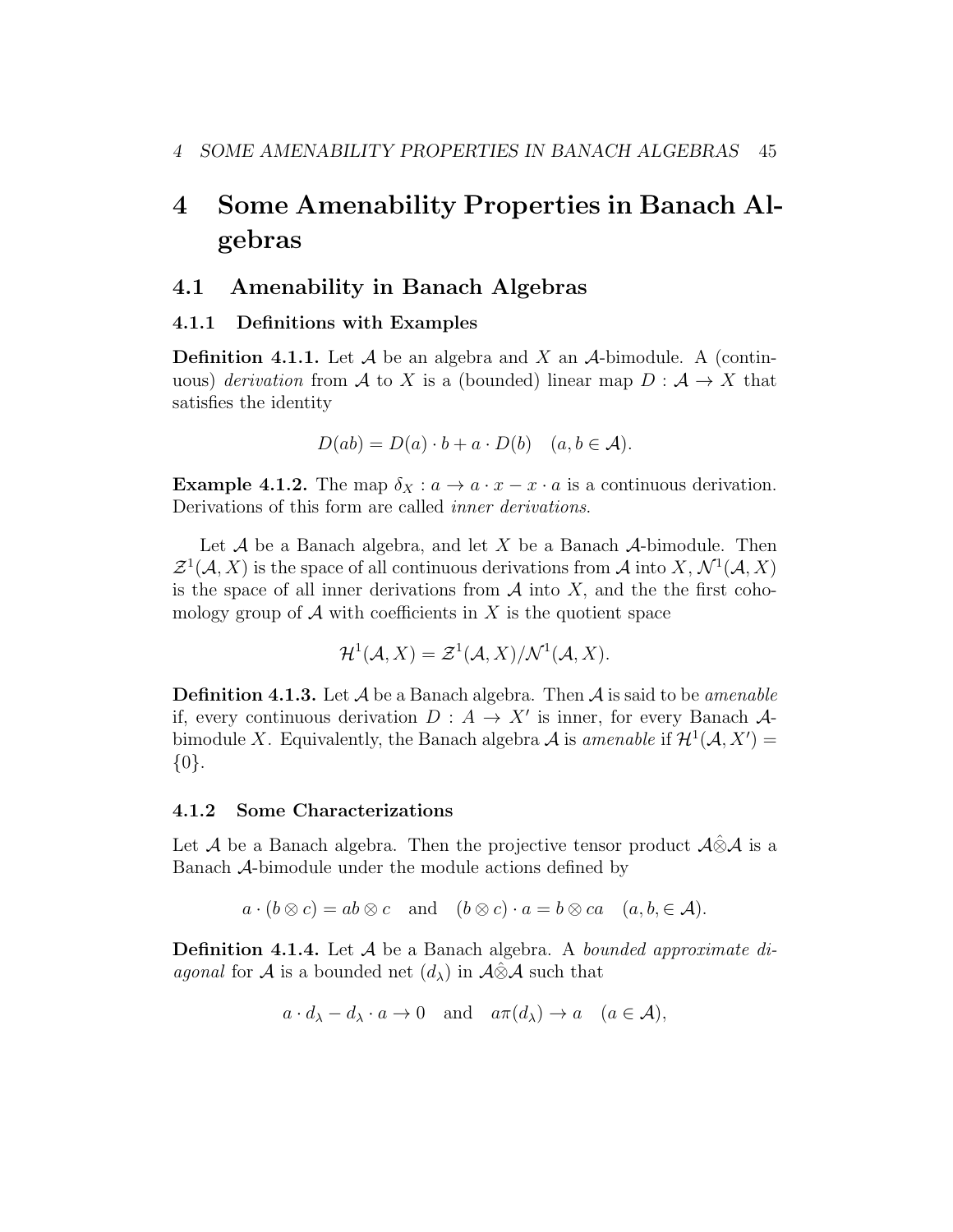# 4 Some Amenability Properties in Banach Algebras

## 4.1 Amenability in Banach Algebras

### 4.1.1 Definitions with Examples

**Definition 4.1.1.** Let $\mathcal{A}$ be an algebra and $X$ an $\mathcal{A}$-bimodule. A (continuous) *derivation* from $\mathcal{A}$ to $X$ is a (bounded) linear map $D : \mathcal{A} \to X$ that satisfies the identity

$$D(ab) = D(a) \cdot b + a \cdot D(b) \quad (a, b \in \mathcal{A}).$$

**Example 4.1.2.** The map $\delta_X : a \to a \cdot x - x \cdot a$ is a continuous derivation. Derivations of this form are called *inner derivations*.

Let $\mathcal{A}$ be a Banach algebra, and let $X$ be a Banach $\mathcal{A}$-bimodule. Then $\mathcal{Z}^1(\mathcal{A}, X)$ is the space of all continuous derivations from $\mathcal{A}$ into $X$, $\mathcal{N}^1(\mathcal{A}, X)$ is the space of all inner derivations from $\mathcal{A}$ into $X$, and the the first cohomology group of $\mathcal{A}$ with coefficients in $X$ is the quotient space

$$\mathcal{H}^1(\mathcal{A}, X) = \mathcal{Z}^1(\mathcal{A}, X)/\mathcal{N}^1(\mathcal{A}, X).$$

**Definition 4.1.3.** Let $\mathcal{A}$ be a Banach algebra. Then $\mathcal{A}$ is said to be *amenable* if, every continuous derivation $D : A \to X'$ is inner, for every Banach $\mathcal{A}$-bimodule $X$. Equivalently, the Banach algebra $\mathcal{A}$ is *amenable* if $\mathcal{H}^1(\mathcal{A}, X') = \{0\}$.

### 4.1.2 Some Characterizations

Let $\mathcal{A}$ be a Banach algebra. Then the projective tensor product $\mathcal{A}\hat{\otimes}\mathcal{A}$ is a Banach $\mathcal{A}$-bimodule under the module actions defined by

$$a \cdot (b \otimes c) = ab \otimes c \quad \text{and} \quad (b \otimes c) \cdot a = b \otimes ca \quad (a, b, \in \mathcal{A}).$$

**Definition 4.1.4.** Let $\mathcal{A}$ be a Banach algebra. A *bounded approximate diagonal* for $\mathcal{A}$ is a bounded net $(d_\lambda)$ in $\mathcal{A}\hat{\otimes}\mathcal{A}$ such that

$$a \cdot d_\lambda - d_\lambda \cdot a \to 0 \quad \text{and} \quad a\pi(d_\lambda) \to a \quad (a \in \mathcal{A}),$$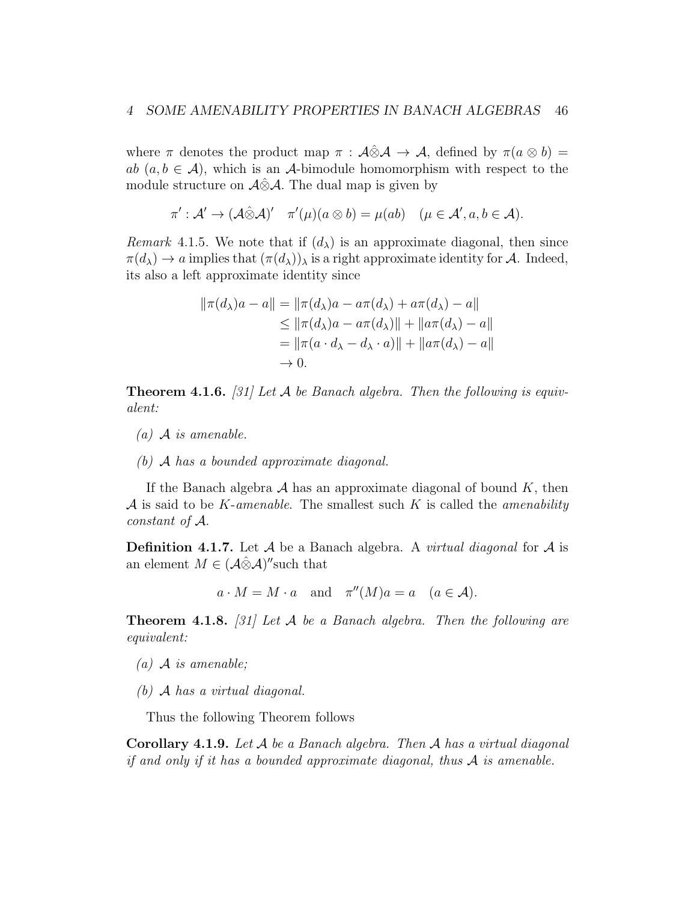where $\pi$ denotes the product map $\pi : \mathcal{A}\hat{\otimes}\mathcal{A} \to \mathcal{A}$, defined by $\pi(a \otimes b) = ab$ $(a, b \in \mathcal{A})$, which is an $\mathcal{A}$-bimodule homomorphism with respect to the module structure on $\mathcal{A}\hat{\otimes}\mathcal{A}$. The dual map is given by

$$\pi' : \mathcal{A}' \to (\mathcal{A}\hat{\otimes}\mathcal{A})' \quad \pi'(\mu)(a \otimes b) = \mu(ab) \quad (\mu \in \mathcal{A}', a, b \in \mathcal{A}).$$

*Remark* 4.1.5. We note that if $(d_\lambda)$ is an approximate diagonal, then since $\pi(d_\lambda) \to a$ implies that $(\pi(d_\lambda))_\lambda$ is a right approximate identity for $\mathcal{A}$. Indeed, its also a left approximate identity since

$$\begin{aligned}
\|\pi(d_\lambda)a - a\| &= \|\pi(d_\lambda)a - a\pi(d_\lambda) + a\pi(d_\lambda) - a\| \\
&\leq \|\pi(d_\lambda)a - a\pi(d_\lambda)\| + \|a\pi(d_\lambda) - a\| \\
&= \|\pi(a \cdot d_\lambda - d_\lambda \cdot a)\| + \|a\pi(d_\lambda) - a\| \\
&\to 0.
\end{aligned}$$

**Theorem 4.1.6.** *[31] Let $\mathcal{A}$ be Banach algebra. Then the following is equivalent:*

*(a) $\mathcal{A}$ is amenable.*

*(b) $\mathcal{A}$ has a bounded approximate diagonal.*

If the Banach algebra $\mathcal{A}$ has an approximate diagonal of bound $K$, then $\mathcal{A}$ is said to be *$K$-amenable*. The smallest such $K$ is called the *amenability constant of $\mathcal{A}$*.

**Definition 4.1.7.** Let $\mathcal{A}$ be a Banach algebra. A *virtual diagonal* for $\mathcal{A}$ is an element $M \in (\mathcal{A}\hat{\otimes}\mathcal{A})''$such that

$$a \cdot M = M \cdot a \quad \text{and} \quad \pi''(M)a = a \quad (a \in \mathcal{A}).$$

**Theorem 4.1.8.** *[31] Let $\mathcal{A}$ be a Banach algebra. Then the following are equivalent:*

*(a) $\mathcal{A}$ is amenable;*

*(b) $\mathcal{A}$ has a virtual diagonal.*

Thus the following Theorem follows

**Corollary 4.1.9.** *Let $\mathcal{A}$ be a Banach algebra. Then $\mathcal{A}$ has a virtual diagonal if and only if it has a bounded approximate diagonal, thus $\mathcal{A}$ is amenable.*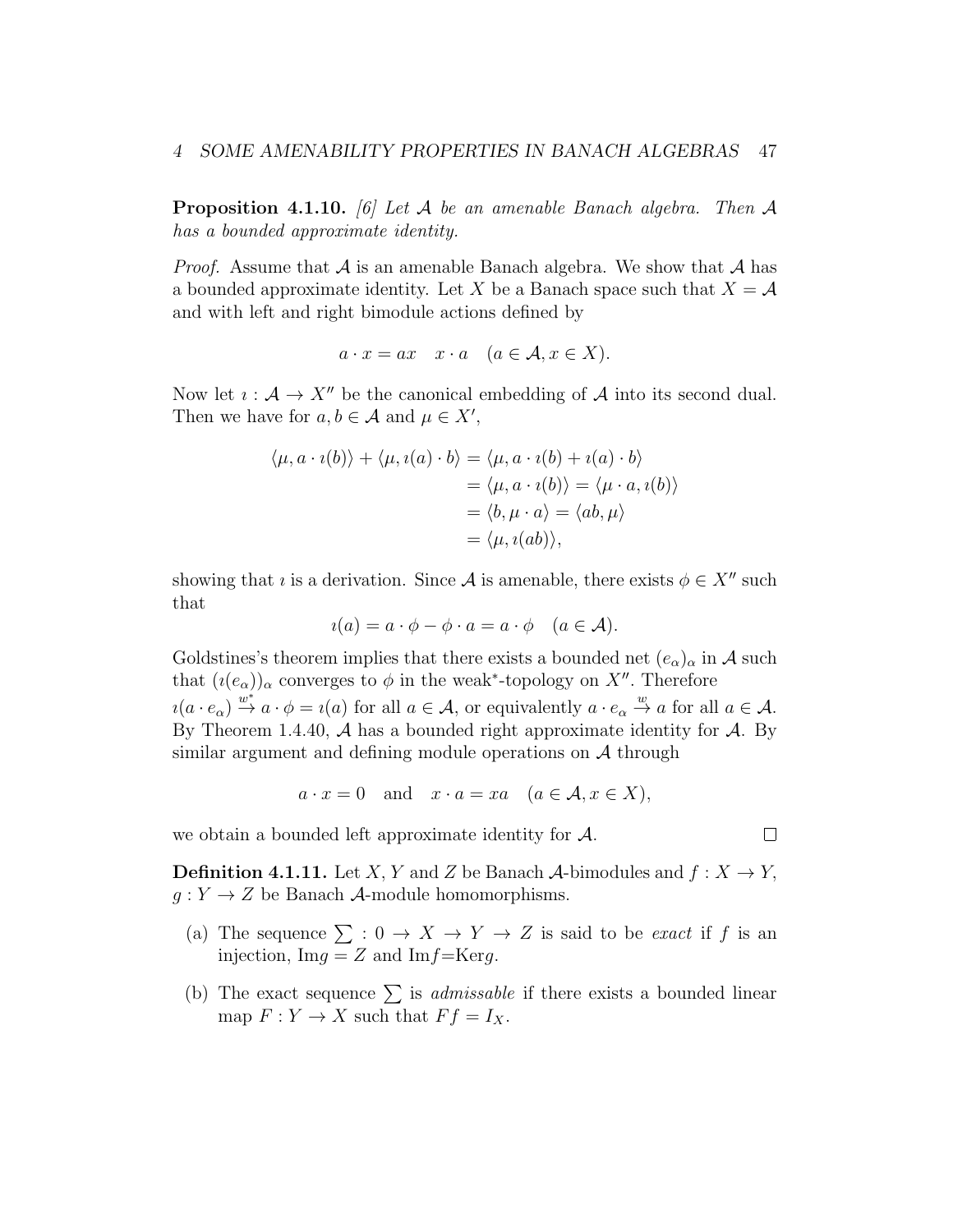**Proposition 4.1.10.** *[6] Let $\mathcal{A}$ be an amenable Banach algebra. Then $\mathcal{A}$ has a bounded approximate identity.*

*Proof.* Assume that $\mathcal{A}$ is an amenable Banach algebra. We show that $\mathcal{A}$ has a bounded approximate identity. Let $X$ be a Banach space such that $X = \mathcal{A}$ and with left and right bimodule actions defined by

$$a \cdot x = ax \quad x \cdot a \quad (a \in \mathcal{A}, x \in X).$$

Now let $\imath : \mathcal{A} \to X''$ be the canonical embedding of $\mathcal{A}$ into its second dual. Then we have for $a, b \in \mathcal{A}$ and $\mu \in X'$,

$$\begin{aligned}
\langle \mu, a \cdot \imath(b) \rangle + \langle \mu, \imath(a) \cdot b \rangle &= \langle \mu, a \cdot \imath(b) + \imath(a) \cdot b \rangle \\
&= \langle \mu, a \cdot \imath(b) \rangle = \langle \mu \cdot a, \imath(b) \rangle \\
&= \langle b, \mu \cdot a \rangle = \langle ab, \mu \rangle \\
&= \langle \mu, \imath(ab) \rangle,
\end{aligned}$$

showing that $\imath$ is a derivation. Since $\mathcal{A}$ is amenable, there exists $\phi \in X''$ such that

$$\imath(a) = a \cdot \phi - \phi \cdot a = a \cdot \phi \quad (a \in \mathcal{A}).$$

Goldstines's theorem implies that there exists a bounded net $(e_\alpha)_\alpha$ in $\mathcal{A}$ such that $(\imath(e_\alpha))_\alpha$ converges to $\phi$ in the weak$^*$-topology on $X''$. Therefore $\imath(a \cdot e_\alpha) \overset{w^*}{\to} a \cdot \phi = \imath(a)$ for all $a \in \mathcal{A}$, or equivalently $a \cdot e_\alpha \overset{w}{\to} a$ for all $a \in \mathcal{A}$. By Theorem 1.4.40, $\mathcal{A}$ has a bounded right approximate identity for $\mathcal{A}$. By similar argument and defining module operations on $\mathcal{A}$ through

$$a \cdot x = 0 \quad \text{and} \quad x \cdot a = xa \quad (a \in \mathcal{A}, x \in X),$$

we obtain a bounded left approximate identity for $\mathcal{A}$. $\square$

**Definition 4.1.11.** Let $X, Y$ and $Z$ be Banach $\mathcal{A}$-bimodules and $f : X \to Y$, $g : Y \to Z$ be Banach $\mathcal{A}$-module homomorphisms.

(a) The sequence $\sum : 0 \to X \to Y \to Z$ is said to be *exact* if $f$ is an injection, Im$g = Z$ and Im$f$=Ker$g$.

(b) The exact sequence $\sum$ is *admissable* if there exists a bounded linear map $F : Y \to X$ such that $Ff = I_X$.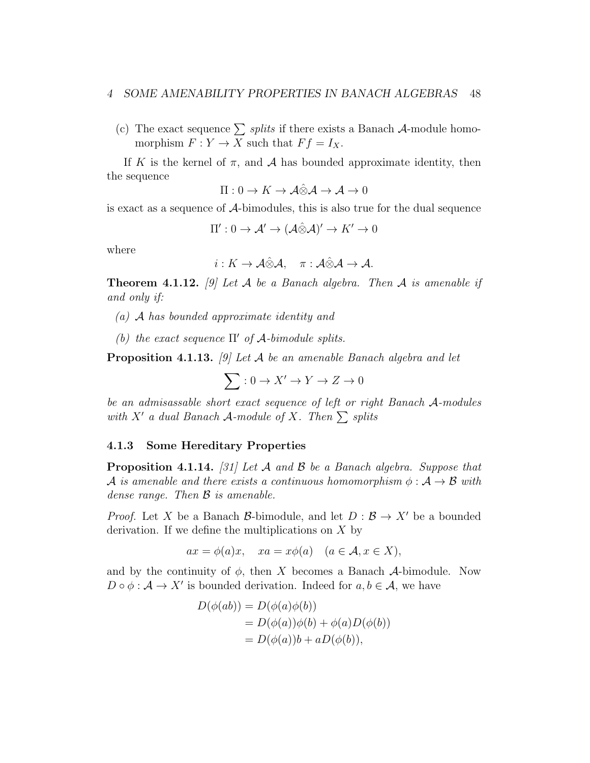(c) The exact sequence $\sum$ *splits* if there exists a Banach $\mathcal{A}$-module homomorphism $F : Y \to X$ such that $Ff = I_X$.

If $K$ is the kernel of $\pi$, and $\mathcal{A}$ has bounded approximate identity, then the sequence

$$\Pi : 0 \to K \to \mathcal{A}\hat{\otimes}\mathcal{A} \to \mathcal{A} \to 0$$

is exact as a sequence of $\mathcal{A}$-bimodules, this is also true for the dual sequence

$$\Pi' : 0 \to \mathcal{A}' \to (\mathcal{A}\hat{\otimes}\mathcal{A})' \to K' \to 0$$

where

$$i : K \to \mathcal{A}\hat{\otimes}\mathcal{A}, \quad \pi : \mathcal{A}\hat{\otimes}\mathcal{A} \to \mathcal{A}.$$

**Theorem 4.1.12.** *[9] Let $\mathcal{A}$ be a Banach algebra. Then $\mathcal{A}$ is amenable if and only if:*

*(a) $\mathcal{A}$ has bounded approximate identity and*

*(b) the exact sequence $\Pi'$ of $\mathcal{A}$-bimodule splits.*

**Proposition 4.1.13.** *[9] Let $\mathcal{A}$ be an amenable Banach algebra and let*

$$\sum : 0 \to X' \to Y \to Z \to 0$$

*be an admisassable short exact sequence of left or right Banach $\mathcal{A}$-modules with $X'$ a dual Banach $\mathcal{A}$-module of $X$. Then $\sum$ splits*

### 4.1.3 Some Hereditary Properties

**Proposition 4.1.14.** *[31] Let $\mathcal{A}$ and $\mathcal{B}$ be a Banach algebra. Suppose that $\mathcal{A}$ is amenable and there exists a continuous homomorphism $\phi : \mathcal{A} \to \mathcal{B}$ with dense range. Then $\mathcal{B}$ is amenable.*

*Proof.* Let $X$ be a Banach $\mathcal{B}$-bimodule, and let $D : \mathcal{B} \to X'$ be a bounded derivation. If we define the multiplications on $X$ by

$$ax = \phi(a)x, \quad xa = x\phi(a) \quad (a \in \mathcal{A}, x \in X),$$

and by the continuity of $\phi$, then $X$ becomes a Banach $\mathcal{A}$-bimodule. Now $D \circ \phi : \mathcal{A} \to X'$ is bounded derivation. Indeed for $a, b \in \mathcal{A}$, we have

$$\begin{aligned}
D(\phi(ab)) &= D(\phi(a)\phi(b)) \\
&= D(\phi(a))\phi(b) + \phi(a)D(\phi(b)) \\
&= D(\phi(a))b + aD(\phi(b)),
\end{aligned}$$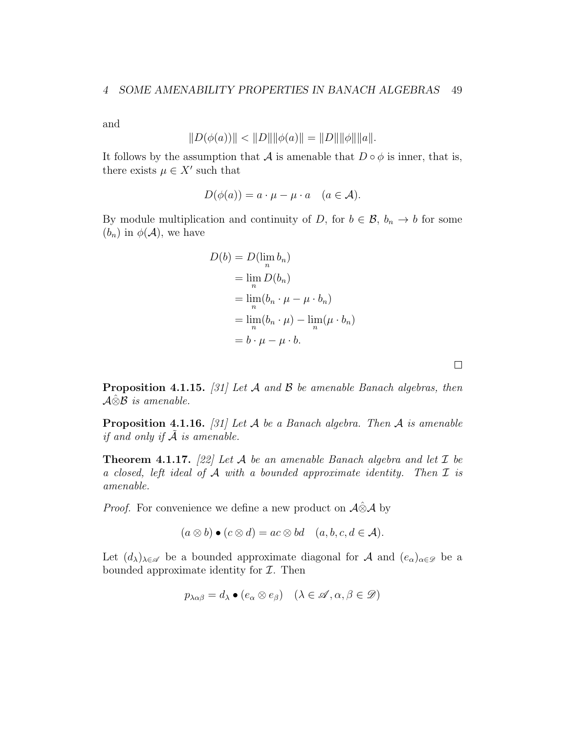and

$$\|D(\phi(a))\| < \|D\|\|\phi(a)\| = \|D\|\|\phi\|\|a\|.$$

It follows by the assumption that $\mathcal{A}$ is amenable that $D \circ \phi$ is inner, that is, there exists $\mu \in X'$ such that

$$D(\phi(a)) = a \cdot \mu - \mu \cdot a \quad (a \in \mathcal{A}).$$

By module multiplication and continuity of $D$, for $b \in \mathcal{B}$, $b_n \to b$ for some $(b_n)$ in $\phi(\mathcal{A})$, we have

$$\begin{aligned}
D(b) &= D(\lim_n b_n) \\
&= \lim_n D(b_n) \\
&= \lim_n (b_n \cdot \mu - \mu \cdot b_n) \\
&= \lim_n (b_n \cdot \mu) - \lim_n (\mu \cdot b_n) \\
&= b \cdot \mu - \mu \cdot b.
\end{aligned}$$

□

**Proposition 4.1.15.** *[31] Let $\mathcal{A}$ and $\mathcal{B}$ be amenable Banach algebras, then $\mathcal{A}\hat{\otimes}\mathcal{B}$ is amenable.*

**Proposition 4.1.16.** *[31] Let $\mathcal{A}$ be a Banach algebra. Then $\mathcal{A}$ is amenable if and only if $\tilde{\mathcal{A}}$ is amenable.*

**Theorem 4.1.17.** *[22] Let $\mathcal{A}$ be an amenable Banach algebra and let $\mathcal{I}$ be a closed, left ideal of $\mathcal{A}$ with a bounded approximate identity. Then $\mathcal{I}$ is amenable.*

*Proof.* For convenience we define a new product on $\mathcal{A}\hat{\otimes}\mathcal{A}$ by

$$(a \otimes b) \bullet (c \otimes d) = ac \otimes bd \quad (a, b, c, d \in \mathcal{A}).$$

Let $(d_\lambda)_{\lambda \in \mathscr{A}}$ be a bounded approximate diagonal for $\mathcal{A}$ and $(e_\alpha)_{\alpha \in \mathscr{D}}$ be a bounded approximate identity for $\mathcal{I}$. Then

$$p_{\lambda\alpha\beta} = d_\lambda \bullet (e_\alpha \otimes e_\beta) \quad (\lambda \in \mathscr{A}, \alpha, \beta \in \mathscr{D})$$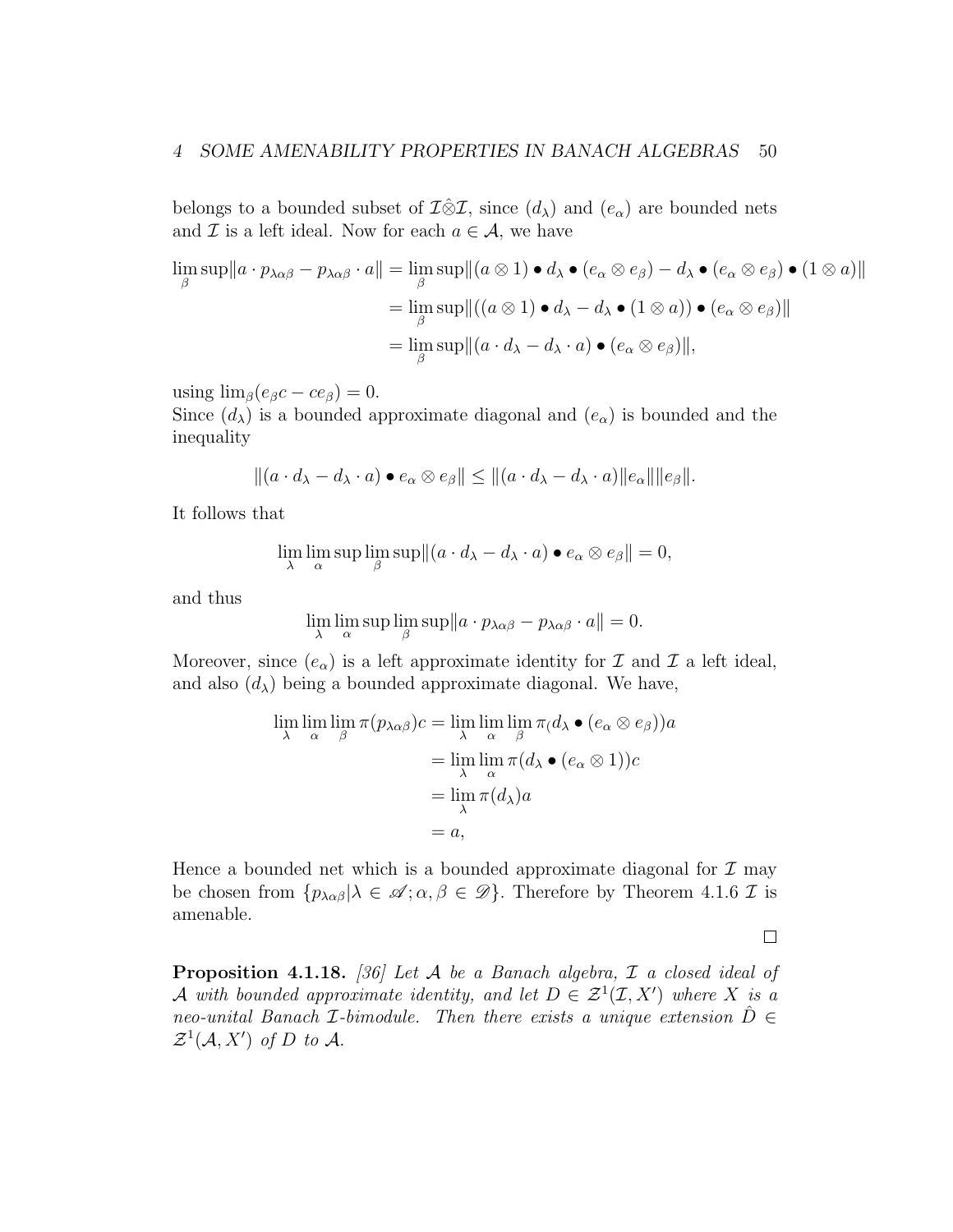belongs to a bounded subset of $\mathcal{I}\hat{\otimes}\mathcal{I}$, since $(d_\lambda)$ and $(e_\alpha)$ are bounded nets and $\mathcal{I}$ is a left ideal. Now for each $a \in \mathcal{A}$, we have

$$
\begin{aligned}
\limsup_\beta \|a \cdot p_{\lambda\alpha\beta} - p_{\lambda\alpha\beta} \cdot a\| &= \limsup_\beta \|(a \otimes 1) \bullet d_\lambda \bullet (e_\alpha \otimes e_\beta) - d_\lambda \bullet (e_\alpha \otimes e_\beta) \bullet (1 \otimes a)\| \\
&= \limsup_\beta \|((a \otimes 1) \bullet d_\lambda - d_\lambda \bullet (1 \otimes a)) \bullet (e_\alpha \otimes e_\beta)\| \\
&= \limsup_\beta \|(a \cdot d_\lambda - d_\lambda \cdot a) \bullet (e_\alpha \otimes e_\beta)\|,
\end{aligned}
$$

using $\lim_\beta (e_\beta c - c e_\beta) = 0$.
Since $(d_\lambda)$ is a bounded approximate diagonal and $(e_\alpha)$ is bounded and the inequality

$$
\|(a \cdot d_\lambda - d_\lambda \cdot a) \bullet e_\alpha \otimes e_\beta\| \leq \|(a \cdot d_\lambda - d_\lambda \cdot a)\| \|e_\alpha\| \|e_\beta\|.
$$

It follows that

$$
\lim_\lambda \limsup_\alpha \limsup_\beta \|(a \cdot d_\lambda - d_\lambda \cdot a) \bullet e_\alpha \otimes e_\beta\| = 0,
$$

and thus

$$
\lim_\lambda \limsup_\alpha \limsup_\beta \|a \cdot p_{\lambda\alpha\beta} - p_{\lambda\alpha\beta} \cdot a\| = 0.
$$

Moreover, since $(e_\alpha)$ is a left approximate identity for $\mathcal{I}$ and $\mathcal{I}$ a left ideal, and also $(d_\lambda)$ being a bounded approximate diagonal. We have,

$$
\begin{aligned}
\lim_\lambda \lim_\alpha \lim_\beta \pi(p_{\lambda\alpha\beta})c &= \lim_\lambda \lim_\alpha \lim_\beta \pi(d_\lambda \bullet (e_\alpha \otimes e_\beta))a \\
&= \lim_\lambda \lim_\alpha \pi(d_\lambda \bullet (e_\alpha \otimes 1))c \\
&= \lim_\lambda \pi(d_\lambda)a \\
&= a,
\end{aligned}
$$

Hence a bounded net which is a bounded approximate diagonal for $\mathcal{I}$ may be chosen from $\{p_{\lambda\alpha\beta} | \lambda \in \mathscr{A}; \alpha, \beta \in \mathscr{D}\}$. Therefore by Theorem 4.1.6 $\mathcal{I}$ is amenable.

□

**Proposition 4.1.18.** *[36] Let $\mathcal{A}$ be a Banach algebra, $\mathcal{I}$ a closed ideal of $\mathcal{A}$ with bounded approximate identity, and let $D \in \mathcal{Z}^1(\mathcal{I}, X')$ where $X$ is a neo-unital Banach $\mathcal{I}$-bimodule. Then there exists a unique extension $\hat{D} \in \mathcal{Z}^1(\mathcal{A}, X')$ of $D$ to $\mathcal{A}$.*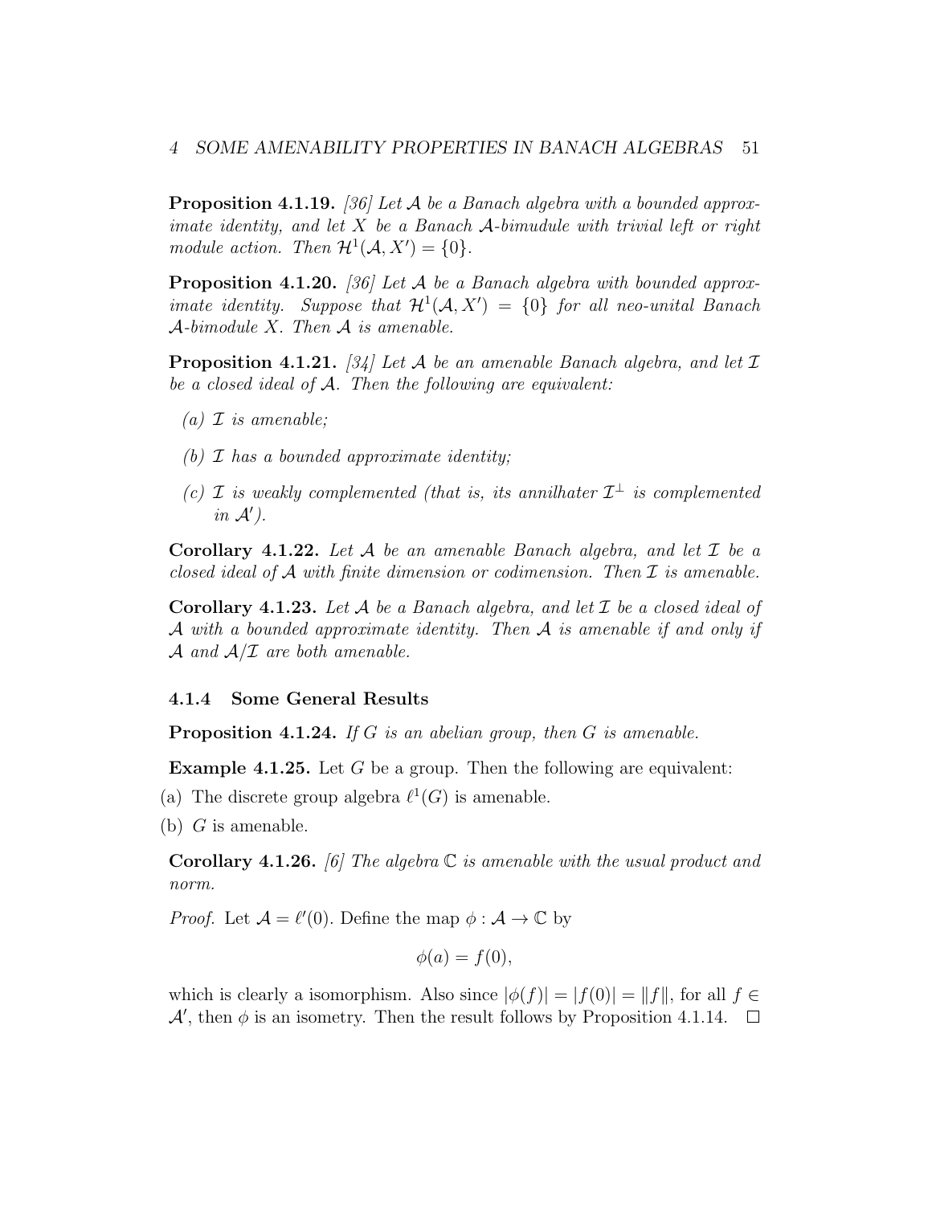**Proposition 4.1.19.** *[36] Let $\mathcal{A}$ be a Banach algebra with a bounded approximate identity, and let $X$ be a Banach $\mathcal{A}$-bimudule with trivial left or right module action. Then $\mathcal{H}^1(\mathcal{A}, X') = \{0\}$.*

**Proposition 4.1.20.** *[36] Let $\mathcal{A}$ be a Banach algebra with bounded approximate identity. Suppose that $\mathcal{H}^1(\mathcal{A}, X') = \{0\}$ for all neo-unital Banach $\mathcal{A}$-bimodule $X$. Then $\mathcal{A}$ is amenable.*

**Proposition 4.1.21.** *[34] Let $\mathcal{A}$ be an amenable Banach algebra, and let $\mathcal{I}$ be a closed ideal of $\mathcal{A}$. Then the following are equivalent:*

*(a) $\mathcal{I}$ is amenable;*

*(b) $\mathcal{I}$ has a bounded approximate identity;*

*(c) $\mathcal{I}$ is weakly complemented (that is, its annilhater $\mathcal{I}^{\perp}$ is complemented in $\mathcal{A}'$).*

**Corollary 4.1.22.** *Let $\mathcal{A}$ be an amenable Banach algebra, and let $\mathcal{I}$ be a closed ideal of $\mathcal{A}$ with finite dimension or codimension. Then $\mathcal{I}$ is amenable.*

**Corollary 4.1.23.** *Let $\mathcal{A}$ be a Banach algebra, and let $\mathcal{I}$ be a closed ideal of $\mathcal{A}$ with a bounded approximate identity. Then $\mathcal{A}$ is amenable if and only if $\mathcal{A}$ and $\mathcal{A}/\mathcal{I}$ are both amenable.*

#### 4.1.4 Some General Results

**Proposition 4.1.24.** *If $G$ is an abelian group, then $G$ is amenable.*

**Example 4.1.25.** Let $G$ be a group. Then the following are equivalent:

(a) The discrete group algebra $\ell^1(G)$ is amenable.

(b) $G$ is amenable.

**Corollary 4.1.26.** *[6] The algebra $\mathbb{C}$ is amenable with the usual product and norm.*

*Proof.* Let $\mathcal{A} = \ell'(0)$. Define the map $\phi : \mathcal{A} \to \mathbb{C}$ by

$$\phi(a) = f(0),$$

which is clearly a isomorphism. Also since $|\phi(f)| = |f(0)| = \|f\|$, for all $f \in \mathcal{A}'$, then $\phi$ is an isometry. Then the result follows by Proposition 4.1.14. $\square$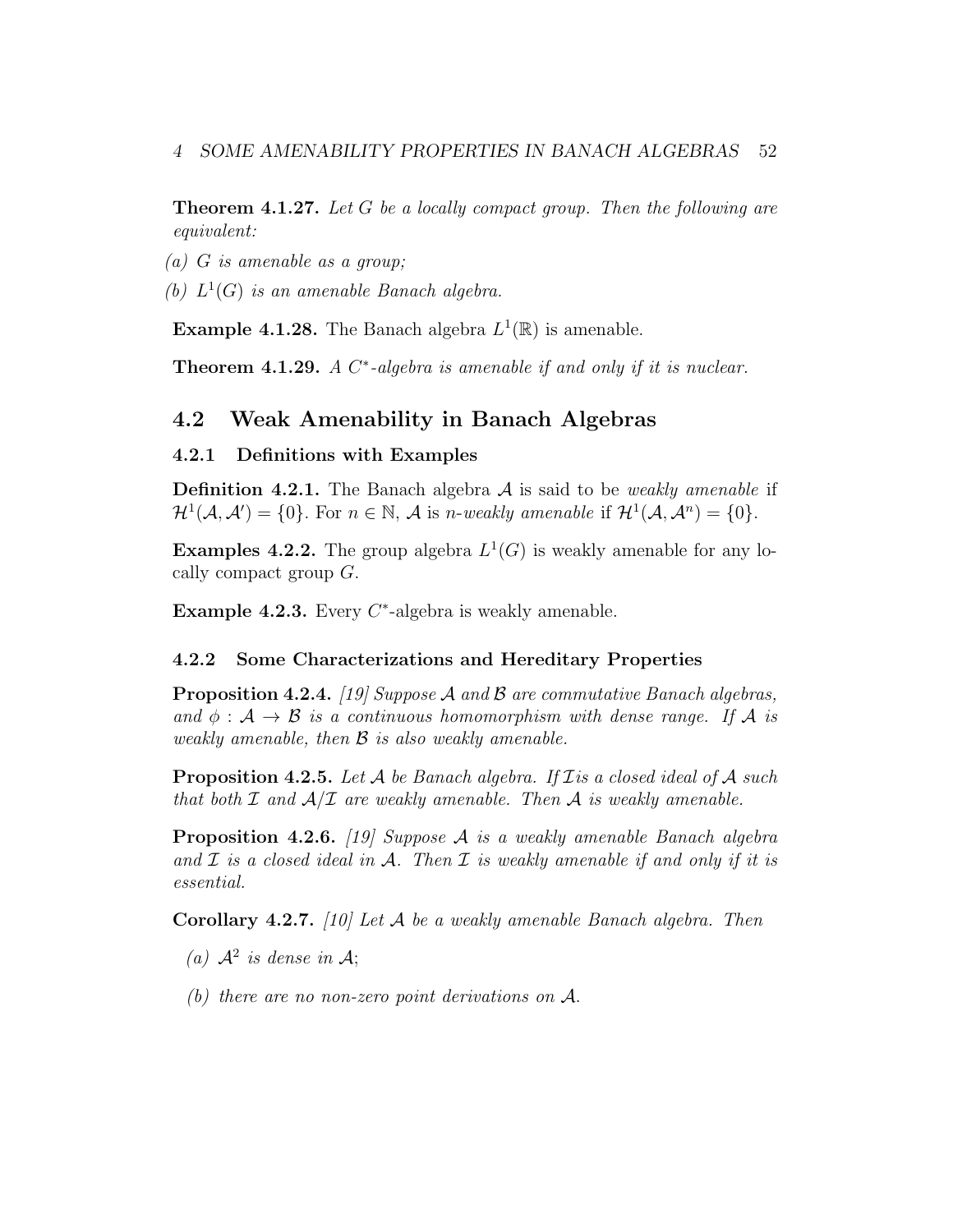**Theorem 4.1.27.** *Let $G$ be a locally compact group. Then the following are equivalent:*

*(a) $G$ is amenable as a group;*

*(b) $L^1(G)$ is an amenable Banach algebra.*

**Example 4.1.28.** The Banach algebra $L^1(\mathbb{R})$ is amenable.

**Theorem 4.1.29.** *A $C^*$-algebra is amenable if and only if it is nuclear.*

## 4.2 Weak Amenability in Banach Algebras

### 4.2.1 Definitions with Examples

**Definition 4.2.1.** The Banach algebra $\mathcal{A}$ is said to be *weakly amenable* if $\mathcal{H}^1(\mathcal{A}, \mathcal{A}') = \{0\}$. For $n \in \mathbb{N}$, $\mathcal{A}$ is *n-weakly amenable* if $\mathcal{H}^1(\mathcal{A}, \mathcal{A}^n) = \{0\}$.

**Examples 4.2.2.** The group algebra $L^1(G)$ is weakly amenable for any locally compact group $G$.

**Example 4.2.3.** Every $C^*$-algebra is weakly amenable.

### 4.2.2 Some Characterizations and Hereditary Properties

**Proposition 4.2.4.** *[19] Suppose $\mathcal{A}$ and $\mathcal{B}$ are commutative Banach algebras, and $\phi : \mathcal{A} \to \mathcal{B}$ is a continuous homomorphism with dense range. If $\mathcal{A}$ is weakly amenable, then $\mathcal{B}$ is also weakly amenable.*

**Proposition 4.2.5.** *Let $\mathcal{A}$ be Banach algebra. If $\mathcal{I}$is a closed ideal of $\mathcal{A}$ such that both $\mathcal{I}$ and $\mathcal{A}/\mathcal{I}$ are weakly amenable. Then $\mathcal{A}$ is weakly amenable.*

**Proposition 4.2.6.** *[19] Suppose $\mathcal{A}$ is a weakly amenable Banach algebra and $\mathcal{I}$ is a closed ideal in $\mathcal{A}$. Then $\mathcal{I}$ is weakly amenable if and only if it is essential.*

**Corollary 4.2.7.** *[10] Let $\mathcal{A}$ be a weakly amenable Banach algebra. Then*

*(a) $\mathcal{A}^2$ is dense in $\mathcal{A}$;*

*(b) there are no non-zero point derivations on $\mathcal{A}$.*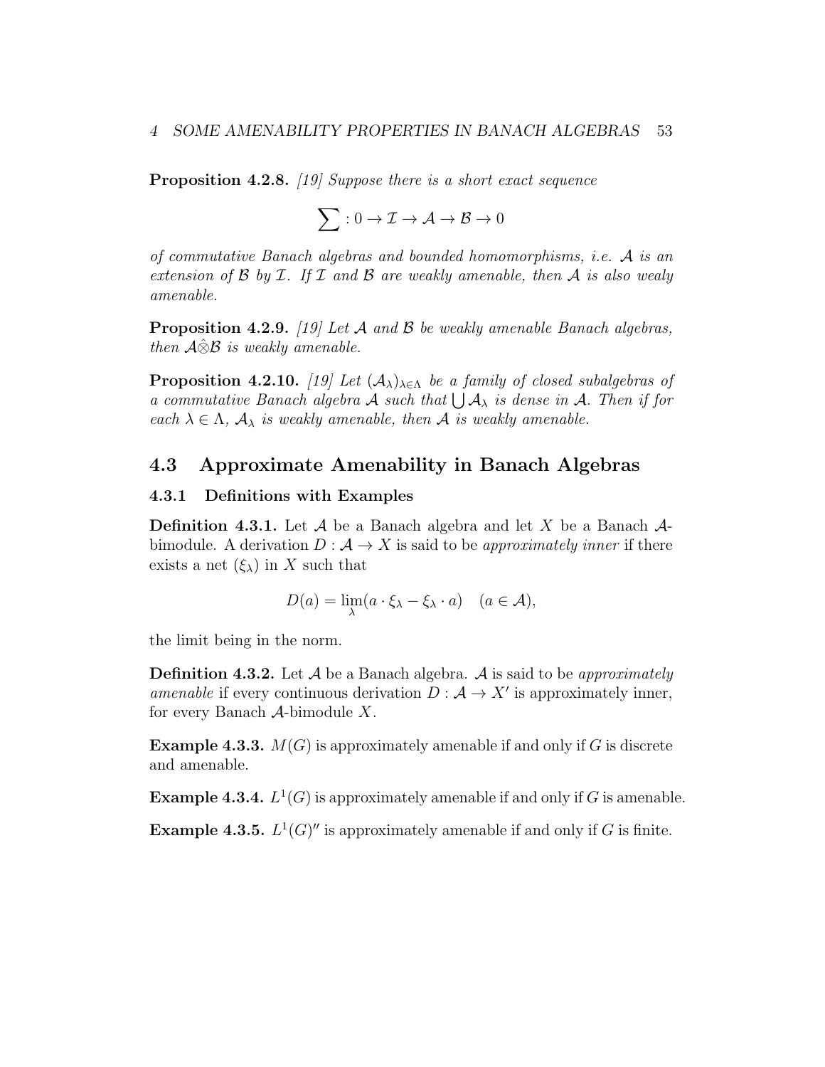**Proposition 4.2.8.** *[19] Suppose there is a short exact sequence*

$$\sum : 0 \to \mathcal{I} \to \mathcal{A} \to \mathcal{B} \to 0$$

*of commutative Banach algebras and bounded homomorphisms, i.e. $\mathcal{A}$ is an extension of $\mathcal{B}$ by $\mathcal{I}$. If $\mathcal{I}$ and $\mathcal{B}$ are weakly amenable, then $\mathcal{A}$ is also wealy amenable.*

**Proposition 4.2.9.** *[19] Let $\mathcal{A}$ and $\mathcal{B}$ be weakly amenable Banach algebras, then $\mathcal{A}\hat{\otimes}\mathcal{B}$ is weakly amenable.*

**Proposition 4.2.10.** *[19] Let $(\mathcal{A}_\lambda)_{\lambda\in\Lambda}$ be a family of closed subalgebras of a commutative Banach algebra $\mathcal{A}$ such that $\bigcup \mathcal{A}_\lambda$ is dense in $\mathcal{A}$. Then if for each $\lambda \in \Lambda$, $\mathcal{A}_\lambda$ is weakly amenable, then $\mathcal{A}$ is weakly amenable.*

## 4.3 Approximate Amenability in Banach Algebras

### 4.3.1 Definitions with Examples

**Definition 4.3.1.** Let $\mathcal{A}$ be a Banach algebra and let $X$ be a Banach $\mathcal{A}$-bimodule. A derivation $D : \mathcal{A} \to X$ is said to be *approximately inner* if there exists a net $(\xi_\lambda)$ in $X$ such that

$$D(a) = \lim_{\lambda}(a \cdot \xi_\lambda - \xi_\lambda \cdot a) \quad (a \in \mathcal{A}),$$

the limit being in the norm.

**Definition 4.3.2.** Let $\mathcal{A}$ be a Banach algebra. $\mathcal{A}$ is said to be *approximately amenable* if every continuous derivation $D : \mathcal{A} \to X'$ is approximately inner, for every Banach $\mathcal{A}$-bimodule $X$.

**Example 4.3.3.** $M(G)$ is approximately amenable if and only if $G$ is discrete and amenable.

**Example 4.3.4.** $L^1(G)$ is approximately amenable if and only if $G$ is amenable.

**Example 4.3.5.** $L^1(G)''$ is approximately amenable if and only if $G$ is finite.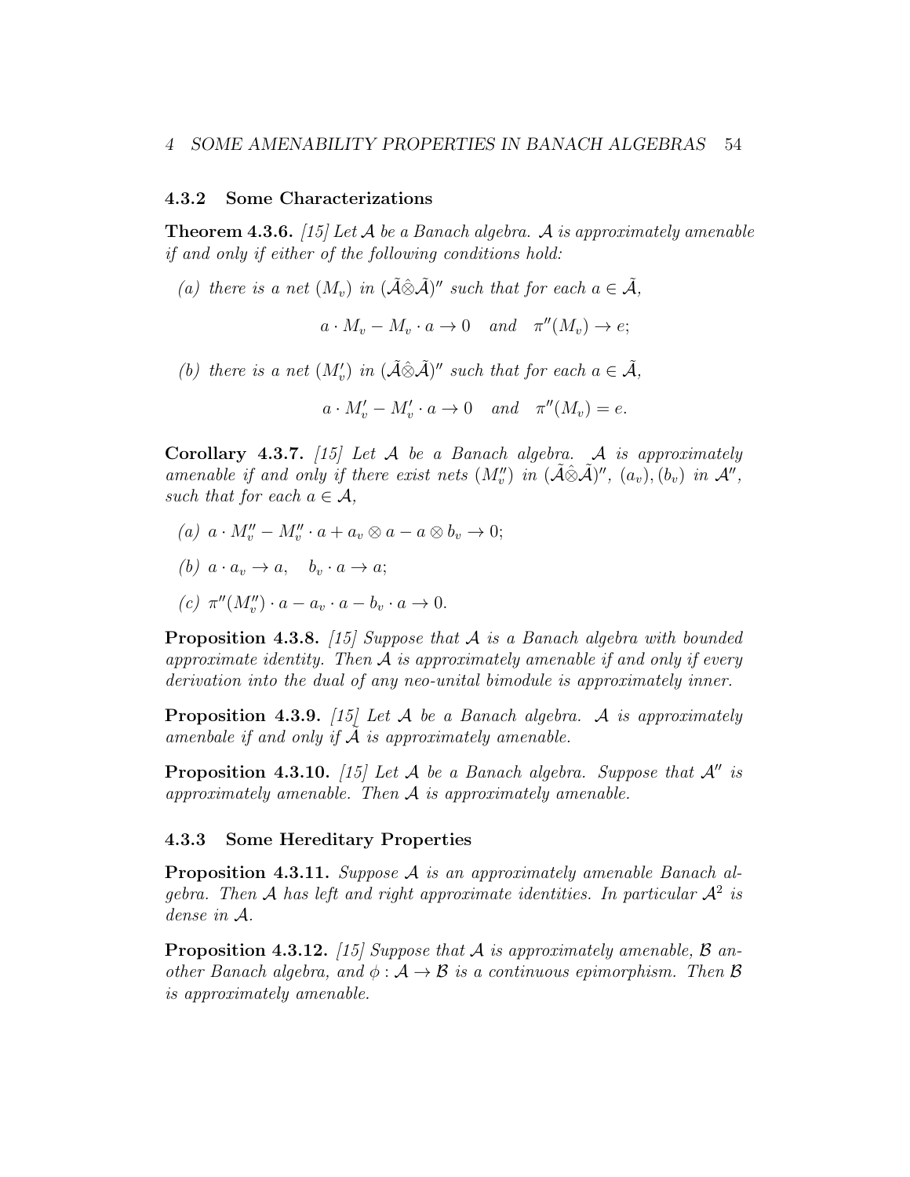### 4.3.2 Some Characterizations

**Theorem 4.3.6.** *[15] Let $\mathcal{A}$ be a Banach algebra. $\mathcal{A}$ is approximately amenable if and only if either of the following conditions hold:*

*(a) there is a net $(M_v)$ in $(\tilde{\mathcal{A}}\hat{\otimes}\tilde{\mathcal{A}})''$ such that for each $a \in \tilde{\mathcal{A}}$,*

$$a \cdot M_v - M_v \cdot a \to 0 \quad \text{and} \quad \pi''(M_v) \to e;$$

*(b) there is a net $(M'_v)$ in $(\tilde{\mathcal{A}}\hat{\otimes}\tilde{\mathcal{A}})''$ such that for each $a \in \tilde{\mathcal{A}}$,*

$$a \cdot M'_v - M'_v \cdot a \to 0 \quad \text{and} \quad \pi''(M_v) = e.$$

**Corollary 4.3.7.** *[15] Let $\mathcal{A}$ be a Banach algebra. $\mathcal{A}$ is approximately amenable if and only if there exist nets $(M''_v)$ in $(\tilde{\mathcal{A}}\hat{\otimes}\tilde{\mathcal{A}})''$, $(a_v), (b_v)$ in $\mathcal{A}''$, such that for each $a \in \mathcal{A}$,*

*(a) $a \cdot M''_v - M''_v \cdot a + a_v \otimes a - a \otimes b_v \to 0$;*

*(b) $a \cdot a_v \to a, \quad b_v \cdot a \to a$;*

*(c) $\pi''(M''_v) \cdot a - a_v \cdot a - b_v \cdot a \to 0$.*

**Proposition 4.3.8.** *[15] Suppose that $\mathcal{A}$ is a Banach algebra with bounded approximate identity. Then $\mathcal{A}$ is approximately amenable if and only if every derivation into the dual of any neo-unital bimodule is approximately inner.*

**Proposition 4.3.9.** *[15] Let $\mathcal{A}$ be a Banach algebra. $\mathcal{A}$ is approximately amenbale if and only if $\tilde{\mathcal{A}}$ is approximately amenable.*

**Proposition 4.3.10.** *[15] Let $\mathcal{A}$ be a Banach algebra. Suppose that $\mathcal{A}''$ is approximately amenable. Then $\mathcal{A}$ is approximately amenable.*

### 4.3.3 Some Hereditary Properties

**Proposition 4.3.11.** *Suppose $\mathcal{A}$ is an approximately amenable Banach algebra. Then $\mathcal{A}$ has left and right approximate identities. In particular $\mathcal{A}^2$ is dense in $\mathcal{A}$.*

**Proposition 4.3.12.** *[15] Suppose that $\mathcal{A}$ is approximately amenable, $\mathcal{B}$ another Banach algebra, and $\phi : \mathcal{A} \to \mathcal{B}$ is a continuous epimorphism. Then $\mathcal{B}$ is approximately amenable.*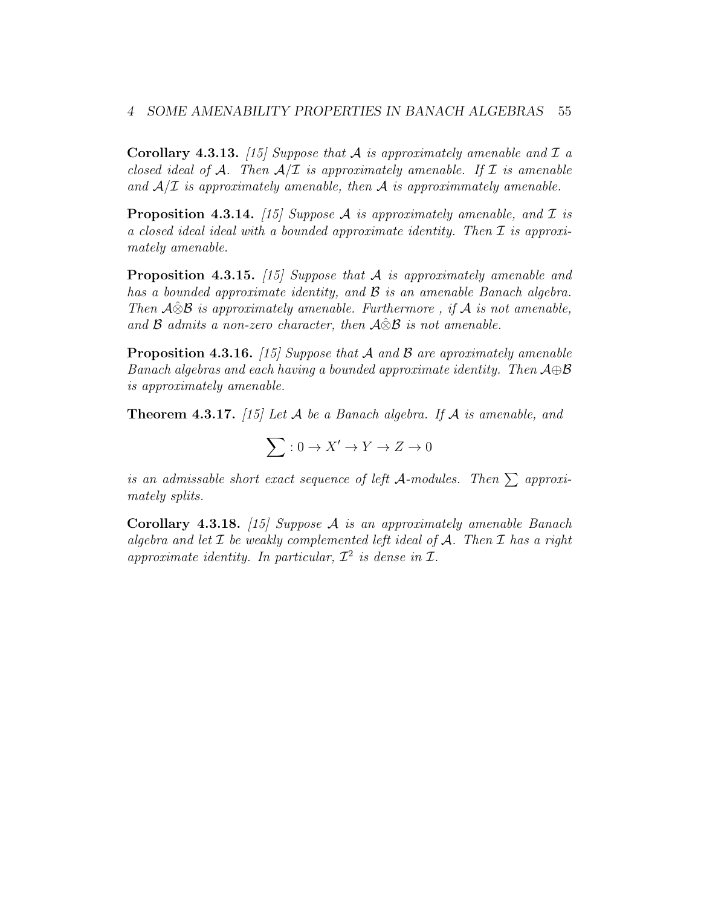**Corollary 4.3.13.** *[15] Suppose that $\mathcal{A}$ is approximately amenable and $\mathcal{I}$ a closed ideal of $\mathcal{A}$. Then $\mathcal{A}/\mathcal{I}$ is approximately amenable. If $\mathcal{I}$ is amenable and $\mathcal{A}/\mathcal{I}$ is approximately amenable, then $\mathcal{A}$ is approximmately amenable.*

**Proposition 4.3.14.** *[15] Suppose $\mathcal{A}$ is approximately amenable, and $\mathcal{I}$ is a closed ideal ideal with a bounded approximate identity. Then $\mathcal{I}$ is approximately amenable.*

**Proposition 4.3.15.** *[15] Suppose that $\mathcal{A}$ is approximately amenable and has a bounded approximate identity, and $\mathcal{B}$ is an amenable Banach algebra. Then $\mathcal{A}\hat{\otimes}\mathcal{B}$ is approximately amenable. Furthermore , if $\mathcal{A}$ is not amenable, and $\mathcal{B}$ admits a non-zero character, then $\mathcal{A}\hat{\otimes}\mathcal{B}$ is not amenable.*

**Proposition 4.3.16.** *[15] Suppose that $\mathcal{A}$ and $\mathcal{B}$ are aproximately amenable Banach algebras and each having a bounded approximate identity. Then $\mathcal{A}\oplus\mathcal{B}$ is approximately amenable.*

**Theorem 4.3.17.** *[15] Let $\mathcal{A}$ be a Banach algebra. If $\mathcal{A}$ is amenable, and*

$$\sum : 0 \to X' \to Y \to Z \to 0$$

*is an admissable short exact sequence of left $\mathcal{A}$-modules. Then $\sum$ approximately splits.*

**Corollary 4.3.18.** *[15] Suppose $\mathcal{A}$ is an approximately amenable Banach algebra and let $\mathcal{I}$ be weakly complemented left ideal of $\mathcal{A}$. Then $\mathcal{I}$ has a right approximate identity. In particular, $\mathcal{I}^2$ is dense in $\mathcal{I}$.*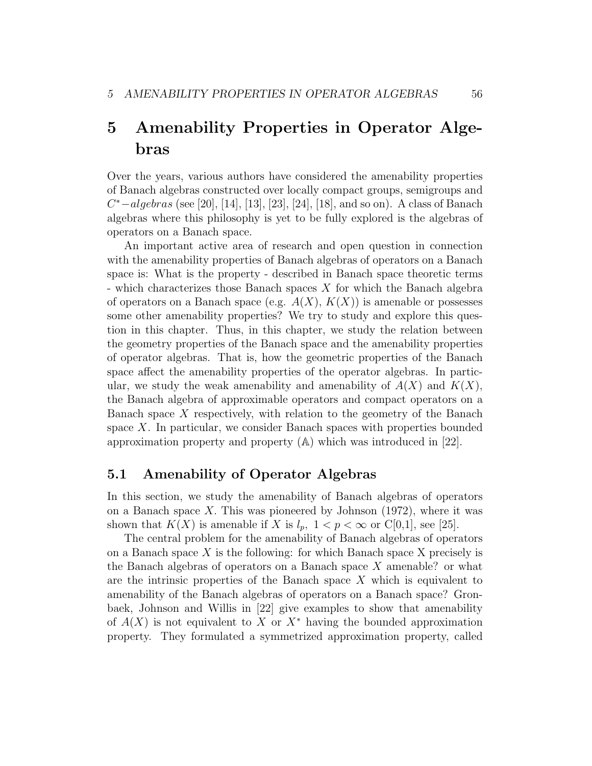# 5 Amenability Properties in Operator Algebras

Over the years, various authors have considered the amenability properties of Banach algebras constructed over locally compact groups, semigroups and $C^*-algebras$ (see [20], [14], [13], [23], [24], [18], and so on). A class of Banach algebras where this philosophy is yet to be fully explored is the algebras of operators on a Banach space.

An important active area of research and open question in connection with the amenability properties of Banach algebras of operators on a Banach space is: What is the property - described in Banach space theoretic terms - which characterizes those Banach spaces $X$ for which the Banach algebra of operators on a Banach space (e.g. $A(X)$, $K(X)$) is amenable or possesses some other amenability properties? We try to study and explore this question in this chapter. Thus, in this chapter, we study the relation between the geometry properties of the Banach space and the amenability properties of operator algebras. That is, how the geometric properties of the Banach space affect the amenability properties of the operator algebras. In particular, we study the weak amenability and amenability of $A(X)$ and $K(X)$, the Banach algebra of approximable operators and compact operators on a Banach space $X$ respectively, with relation to the geometry of the Banach space $X$. In particular, we consider Banach spaces with properties bounded approximation property and property $(\mathbb{A})$ which was introduced in [22].

## 5.1 Amenability of Operator Algebras

In this section, we study the amenability of Banach algebras of operators on a Banach space $X$. This was pioneered by Johnson (1972), where it was shown that $K(X)$ is amenable if $X$ is $l_p$, $1 < p < \infty$ or C[0,1], see [25].

The central problem for the amenability of Banach algebras of operators on a Banach space $X$ is the following: for which Banach space X precisely is the Banach algebras of operators on a Banach space $X$ amenable? or what are the intrinsic properties of the Banach space $X$ which is equivalent to amenability of the Banach algebras of operators on a Banach space? Gronbaek, Johnson and Willis in [22] give examples to show that amenability of $A(X)$ is not equivalent to $X$ or $X^*$ having the bounded approximation property. They formulated a symmetrized approximation property, called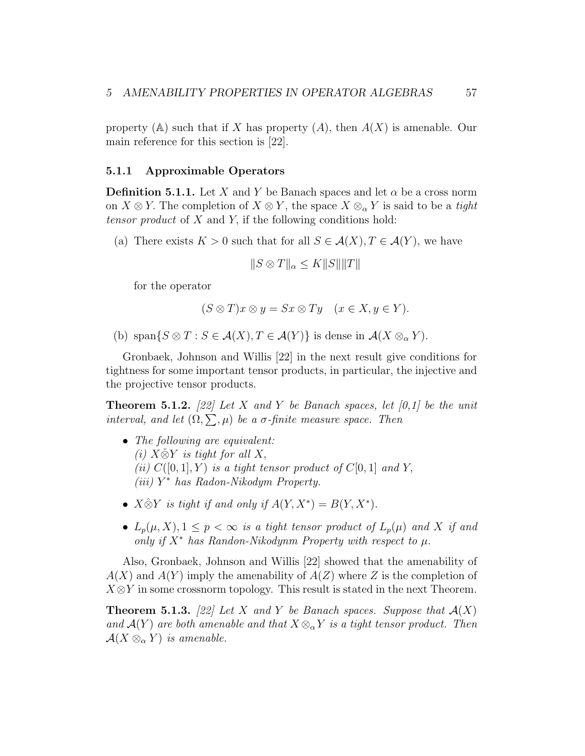property ($\mathbb{A}$) such that if $X$ has property $(A)$, then $A(X)$ is amenable. Our main reference for this section is [22].

### 5.1.1 Approximable Operators

**Definition 5.1.1.** Let $X$ and $Y$ be Banach spaces and let $\alpha$ be a cross norm on $X \otimes Y$. The completion of $X \otimes Y$, the space $X \otimes_\alpha Y$ is said to be a *tight tensor product* of $X$ and $Y$, if the following conditions hold:

(a) There exists $K > 0$ such that for all $S \in \mathcal{A}(X), T \in \mathcal{A}(Y)$, we have

$$\|S \otimes T\|_\alpha \leq K\|S\|\|T\|$$

for the operator

$$(S \otimes T)x \otimes y = Sx \otimes Ty \quad (x \in X, y \in Y).$$

(b) $\text{span}\{S \otimes T : S \in \mathcal{A}(X), T \in \mathcal{A}(Y)\}$ is dense in $\mathcal{A}(X \otimes_\alpha Y)$.

Gronbaek, Johnson and Willis [22] in the next result give conditions for tightness for some important tensor products, in particular, the injective and the projective tensor products.

**Theorem 5.1.2.** *[22] Let $X$ and $Y$ be Banach spaces, let [0,1] be the unit interval, and let $(\Omega, \sum, \mu)$ be a $\sigma$-finite measure space. Then*

- *The following are equivalent:*
  *(i) $X\check{\otimes}Y$ is tight for all $X$,*
  *(ii) $C([0,1], Y)$ is a tight tensor product of $C[0,1]$ and $Y$,*
  *(iii) $Y^*$ has Radon-Nikodym Property.*
- *$X\hat{\otimes}Y$ is tight if and only if $A(Y, X^*) = B(Y, X^*)$.*
- *$L_p(\mu, X), 1 \leq p < \infty$ is a tight tensor product of $L_p(\mu)$ and $X$ if and only if $X^*$ has Randon-Nikodynm Property with respect to $\mu$.*

Also, Gronbaek, Johnson and Willis [22] showed that the amenability of $A(X)$ and $A(Y)$ imply the amenability of $A(Z)$ where $Z$ is the completion of $X \otimes Y$ in some crossnorm topology. This result is stated in the next Theorem.

**Theorem 5.1.3.** *[22] Let $X$ and $Y$ be Banach spaces. Suppose that $\mathcal{A}(X)$ and $\mathcal{A}(Y)$ are both amenable and that $X \otimes_\alpha Y$ is a tight tensor product. Then $\mathcal{A}(X \otimes_\alpha Y)$ is amenable.*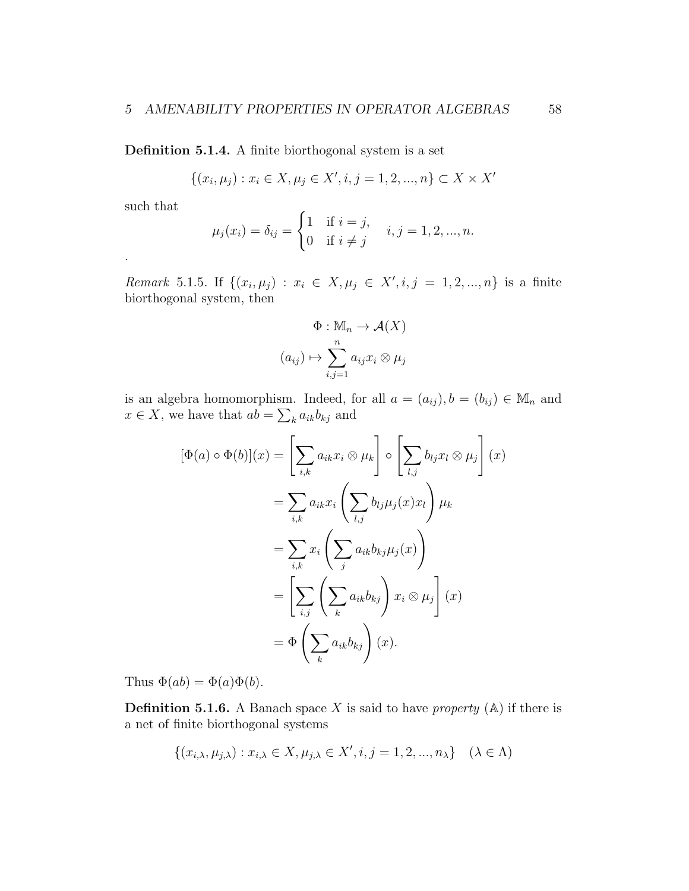**Definition 5.1.4.** A finite biorthogonal system is a set

$$\{(x_i, \mu_j) : x_i \in X, \mu_j \in X', i, j = 1, 2, ..., n\} \subset X \times X'$$

such that

$$\mu_j(x_i) = \delta_{ij} = \begin{cases} 1 & \text{if } i = j, \\ 0 & \text{if } i \neq j \end{cases} \quad i, j = 1, 2, ..., n.$$

.

*Remark* 5.1.5. If $\{(x_i, \mu_j) : x_i \in X, \mu_j \in X', i, j = 1, 2, ..., n\}$ is a finite biorthogonal system, then

$$\Phi : \mathbb{M}_n \to \mathcal{A}(X)$$
$$(a_{ij}) \mapsto \sum_{i,j=1}^{n} a_{ij} x_i \otimes \mu_j$$

is an algebra homomorphism. Indeed, for all $a = (a_{ij}), b = (b_{ij}) \in \mathbb{M}_n$ and $x \in X$, we have that $ab = \sum_k a_{ik} b_{kj}$ and

$$\begin{aligned}
[\Phi(a) \circ \Phi(b)](x) &= \left[\sum_{i,k} a_{ik} x_i \otimes \mu_k\right] \circ \left[\sum_{l,j} b_{lj} x_l \otimes \mu_j\right](x) \\
&= \sum_{i,k} a_{ik} x_i \left(\sum_{l,j} b_{lj} \mu_j(x) x_l\right) \mu_k \\
&= \sum_{i,k} x_i \left(\sum_j a_{ik} b_{kj} \mu_j(x)\right) \\
&= \left[\sum_{i,j} \left(\sum_k a_{ik} b_{kj}\right) x_i \otimes \mu_j\right](x) \\
&= \Phi\left(\sum_k a_{ik} b_{kj}\right)(x).
\end{aligned}$$

Thus $\Phi(ab) = \Phi(a)\Phi(b)$.

**Definition 5.1.6.** A Banach space $X$ is said to have *property* $(\mathbb{A})$ if there is a net of finite biorthogonal systems

$$\{(x_{i,\lambda}, \mu_{j,\lambda}) : x_{i,\lambda} \in X, \mu_{j,\lambda} \in X', i, j = 1, 2, ..., n_\lambda\} \quad (\lambda \in \Lambda)$$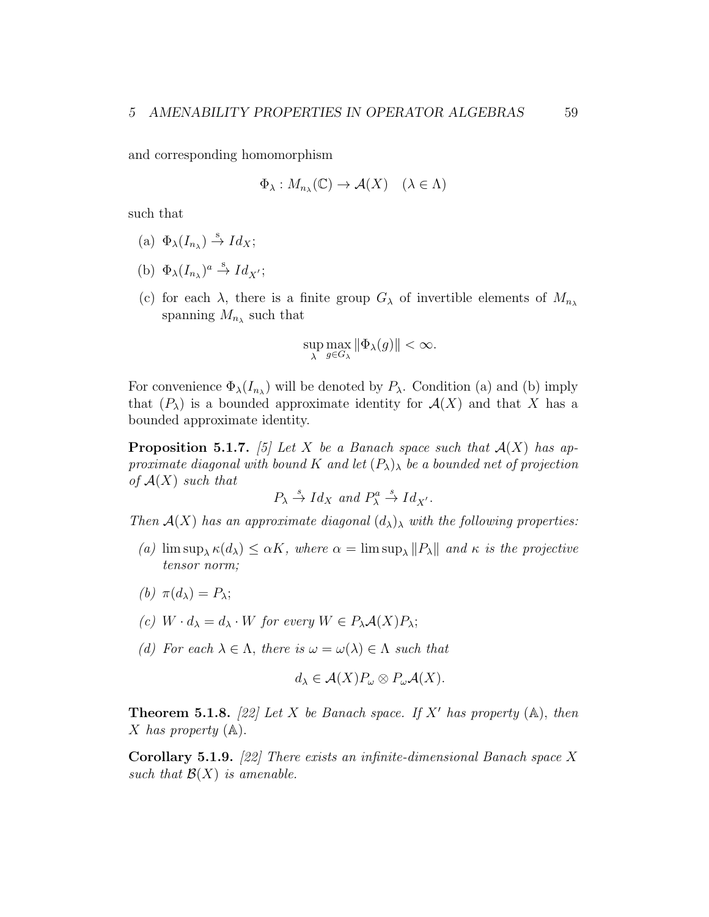and corresponding homomorphism

$$\Phi_\lambda : M_{n_\lambda}(\mathbb{C}) \to \mathcal{A}(X) \quad (\lambda \in \Lambda)$$

such that

(a) $\Phi_\lambda(I_{n_\lambda}) \xrightarrow{s} Id_X$;

(b) $\Phi_\lambda(I_{n_\lambda})^a \xrightarrow{s} Id_{X'}$;

(c) for each $\lambda$, there is a finite group $G_\lambda$ of invertible elements of $M_{n_\lambda}$ spanning $M_{n_\lambda}$ such that

$$\sup_\lambda \max_{g \in G_\lambda} \|\Phi_\lambda(g)\| < \infty.$$

For convenience $\Phi_\lambda(I_{n_\lambda})$ will be denoted by $P_\lambda$. Condition (a) and (b) imply that $(P_\lambda)$ is a bounded approximate identity for $\mathcal{A}(X)$ and that $X$ has a bounded approximate identity.

**Proposition 5.1.7.** *[5] Let $X$ be a Banach space such that $\mathcal{A}(X)$ has approximate diagonal with bound $K$ and let $(P_\lambda)_\lambda$ be a bounded net of projection of $\mathcal{A}(X)$ such that*

$$P_\lambda \xrightarrow{s} Id_X \text{ and } P_\lambda^a \xrightarrow{s} Id_{X'}.$$

*Then $\mathcal{A}(X)$ has an approximate diagonal $(d_\lambda)_\lambda$ with the following properties:*

*(a) $\limsup_\lambda \kappa(d_\lambda) \leq \alpha K$, where $\alpha = \limsup_\lambda \|P_\lambda\|$ and $\kappa$ is the projective tensor norm;*

*(b) $\pi(d_\lambda) = P_\lambda$;*

*(c) $W \cdot d_\lambda = d_\lambda \cdot W$ for every $W \in P_\lambda \mathcal{A}(X) P_\lambda$;*

*(d) For each $\lambda \in \Lambda$, there is $\omega = \omega(\lambda) \in \Lambda$ such that*

$$d_\lambda \in \mathcal{A}(X)P_\omega \otimes P_\omega \mathcal{A}(X).$$

**Theorem 5.1.8.** *[22] Let $X$ be Banach space. If $X'$ has property $(\mathbb{A})$, then $X$ has property $(\mathbb{A})$.*

**Corollary 5.1.9.** *[22] There exists an infinite-dimensional Banach space $X$ such that $\mathcal{B}(X)$ is amenable.*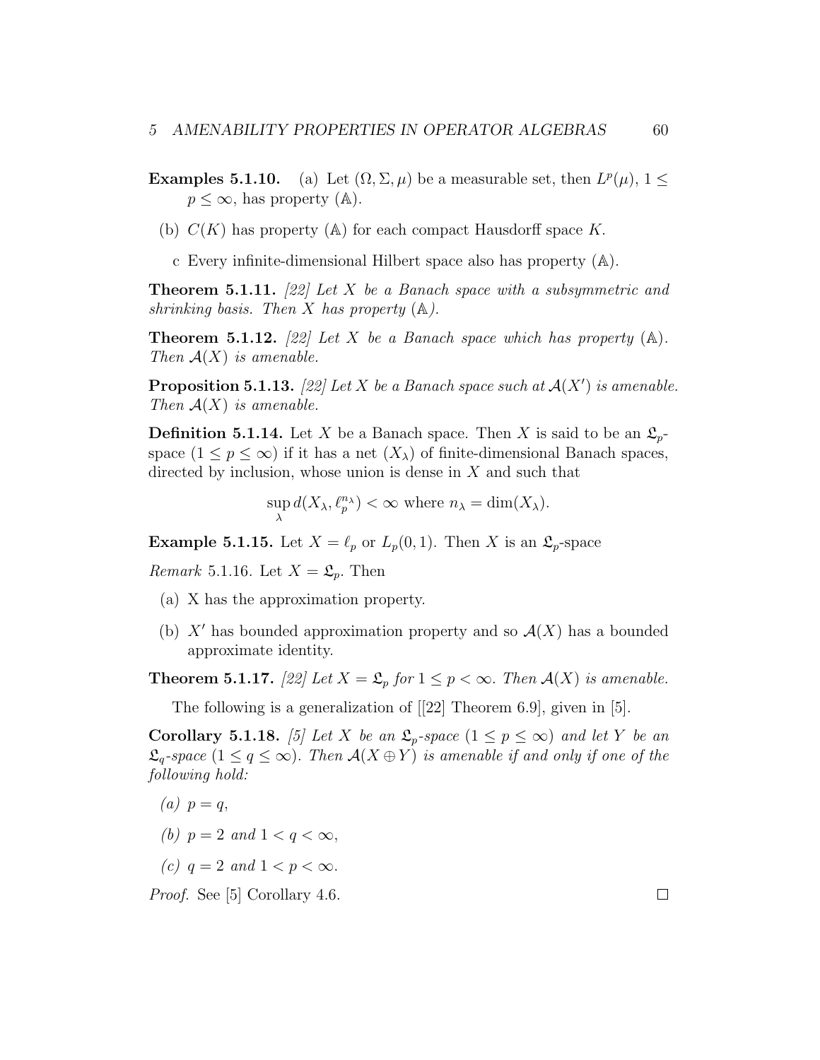**Examples 5.1.10.** (a) Let $(\Omega, \Sigma, \mu)$ be a measurable set, then $L^p(\mu)$, $1 \leq p \leq \infty$, has property $(\mathbb{A})$.

(b) $C(K)$ has property $(\mathbb{A})$ for each compact Hausdorff space $K$.

c Every infinite-dimensional Hilbert space also has property $(\mathbb{A})$.

**Theorem 5.1.11.** *[22] Let $X$ be a Banach space with a subsymmetric and shrinking basis. Then $X$ has property $(\mathbb{A})$.*

**Theorem 5.1.12.** *[22] Let $X$ be a Banach space which has property $(\mathbb{A})$. Then $\mathcal{A}(X)$ is amenable.*

**Proposition 5.1.13.** *[22] Let $X$ be a Banach space such at $\mathcal{A}(X')$ is amenable. Then $\mathcal{A}(X)$ is amenable.*

**Definition 5.1.14.** Let $X$ be a Banach space. Then $X$ is said to be an $\mathfrak{L}_p$-space $(1 \leq p \leq \infty)$ if it has a net $(X_\lambda)$ of finite-dimensional Banach spaces, directed by inclusion, whose union is dense in $X$ and such that

$$\sup_\lambda d(X_\lambda, \ell_p^{n_\lambda}) < \infty \text{ where } n_\lambda = \dim(X_\lambda).$$

**Example 5.1.15.** Let $X = \ell_p$ or $L_p(0,1)$. Then $X$ is an $\mathfrak{L}_p$-space

*Remark* 5.1.16. Let $X = \mathfrak{L}_p$. Then

(a) X has the approximation property.

(b) $X'$ has bounded approximation property and so $\mathcal{A}(X)$ has a bounded approximate identity.

**Theorem 5.1.17.** *[22] Let $X = \mathfrak{L}_p$ for $1 \leq p < \infty$. Then $\mathcal{A}(X)$ is amenable.*

The following is a generalization of [[22] Theorem 6.9], given in [5].

**Corollary 5.1.18.** *[5] Let $X$ be an $\mathfrak{L}_p$-space $(1 \leq p \leq \infty)$ and let $Y$ be an $\mathfrak{L}_q$-space $(1 \leq q \leq \infty)$. Then $\mathcal{A}(X \oplus Y)$ is amenable if and only if one of the following hold:*

*(a)* $p = q$,

*(b)* $p = 2$ *and* $1 < q < \infty$,

*(c)* $q = 2$ *and* $1 < p < \infty$.

*Proof.* See [5] Corollary 4.6. □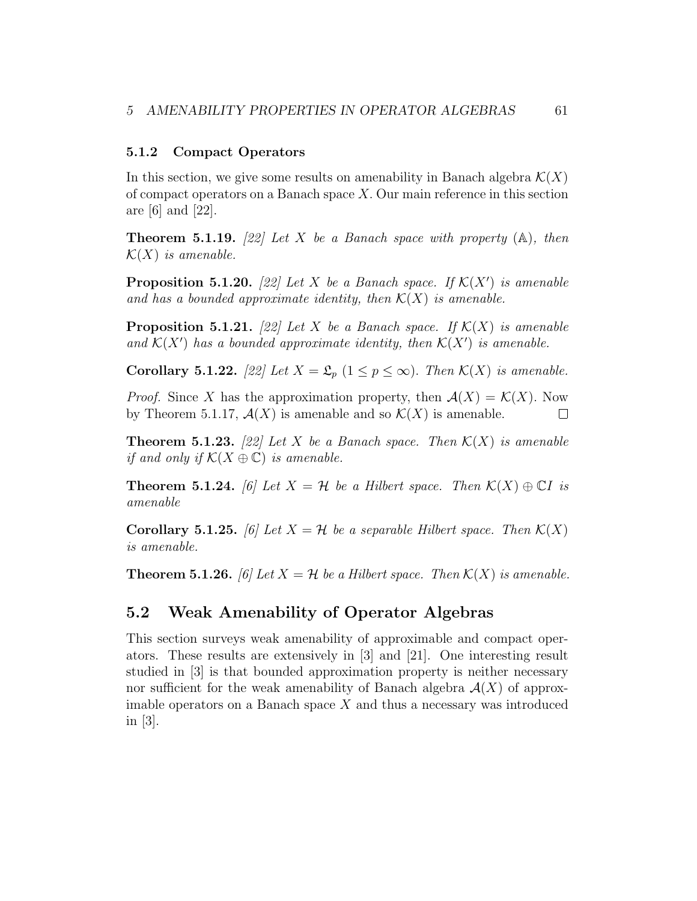### 5.1.2 Compact Operators

In this section, we give some results on amenability in Banach algebra $\mathcal{K}(X)$ of compact operators on a Banach space $X$. Our main reference in this section are [6] and [22].

**Theorem 5.1.19.** *[22] Let $X$ be a Banach space with property $(\mathbb{A})$, then $\mathcal{K}(X)$ is amenable.*

**Proposition 5.1.20.** *[22] Let $X$ be a Banach space. If $\mathcal{K}(X')$ is amenable and has a bounded approximate identity, then $\mathcal{K}(X)$ is amenable.*

**Proposition 5.1.21.** *[22] Let $X$ be a Banach space. If $\mathcal{K}(X)$ is amenable and $\mathcal{K}(X')$ has a bounded approximate identity, then $\mathcal{K}(X')$ is amenable.*

**Corollary 5.1.22.** *[22] Let $X = \mathfrak{L}_p$ $(1 \leq p \leq \infty)$. Then $\mathcal{K}(X)$ is amenable.*

*Proof.* Since $X$ has the approximation property, then $\mathcal{A}(X) = \mathcal{K}(X)$. Now by Theorem 5.1.17, $\mathcal{A}(X)$ is amenable and so $\mathcal{K}(X)$ is amenable. □

**Theorem 5.1.23.** *[22] Let $X$ be a Banach space. Then $\mathcal{K}(X)$ is amenable if and only if $\mathcal{K}(X \oplus \mathbb{C})$ is amenable.*

**Theorem 5.1.24.** *[6] Let $X = \mathcal{H}$ be a Hilbert space. Then $\mathcal{K}(X) \oplus \mathbb{C}I$ is amenable*

**Corollary 5.1.25.** *[6] Let $X = \mathcal{H}$ be a separable Hilbert space. Then $\mathcal{K}(X)$ is amenable.*

**Theorem 5.1.26.** *[6] Let $X = \mathcal{H}$ be a Hilbert space. Then $\mathcal{K}(X)$ is amenable.*

## 5.2 Weak Amenability of Operator Algebras

This section surveys weak amenability of approximable and compact operators. These results are extensively in [3] and [21]. One interesting result studied in [3] is that bounded approximation property is neither necessary nor sufficient for the weak amenability of Banach algebra $\mathcal{A}(X)$ of approximable operators on a Banach space $X$ and thus a necessary was introduced in [3].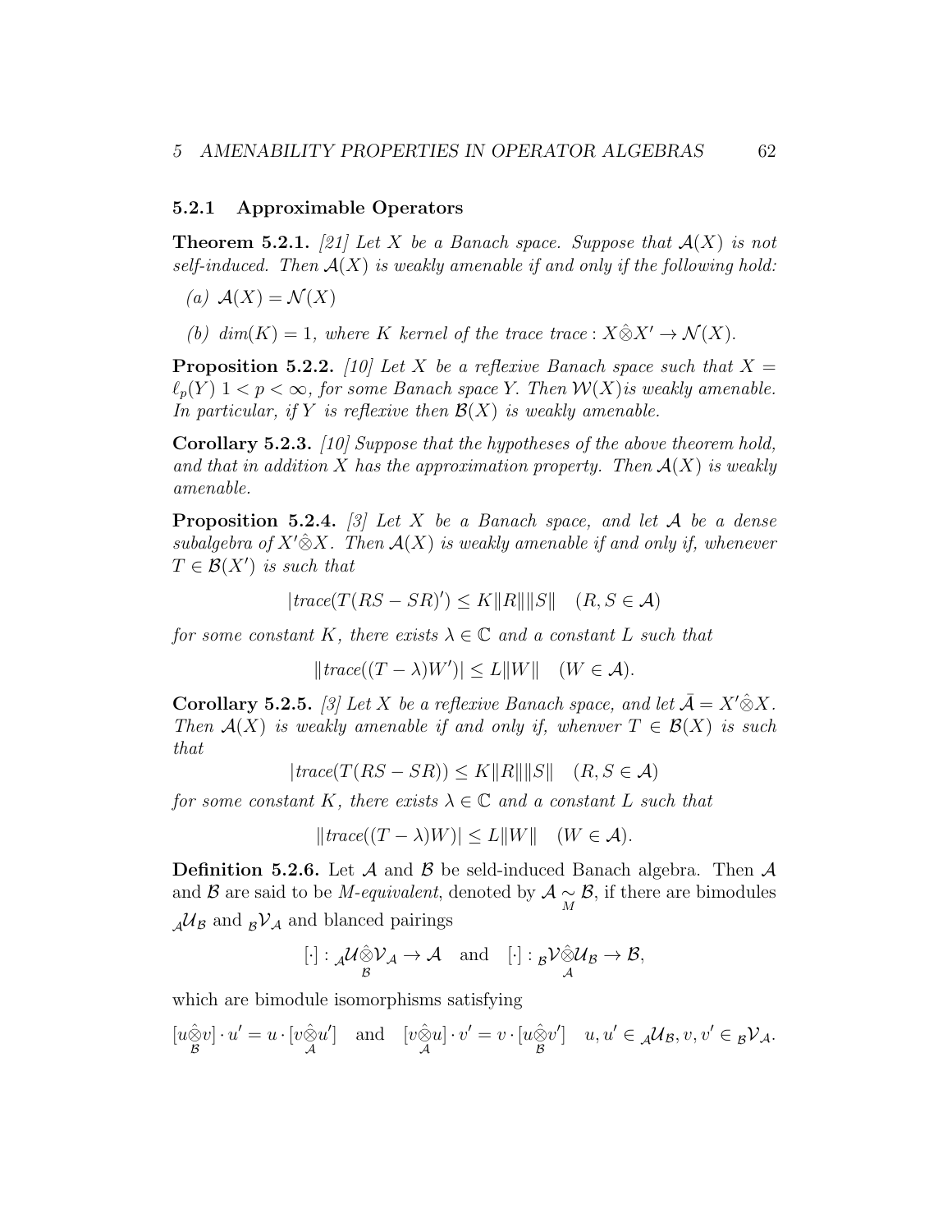### 5.2.1 Approximable Operators

**Theorem 5.2.1.** *[21] Let $X$ be a Banach space. Suppose that $\mathcal{A}(X)$ is not self-induced. Then $\mathcal{A}(X)$ is weakly amenable if and only if the following hold:*

*(a) $\mathcal{A}(X) = \mathcal{N}(X)$*

*(b) $dim(K) = 1$, where $K$ kernel of the trace $trace : X\hat{\otimes}X' \to \mathcal{N}(X)$.*

**Proposition 5.2.2.** *[10] Let $X$ be a reflexive Banach space such that $X = \ell_p(Y)$ $1 < p < \infty$, for some Banach space $Y$. Then $\mathcal{W}(X)$is weakly amenable. In particular, if $Y$ is reflexive then $\mathcal{B}(X)$ is weakly amenable.*

**Corollary 5.2.3.** *[10] Suppose that the hypotheses of the above theorem hold, and that in addition $X$ has the approximation property. Then $\mathcal{A}(X)$ is weakly amenable.*

**Proposition 5.2.4.** *[3] Let $X$ be a Banach space, and let $\mathcal{A}$ be a dense subalgebra of $X'\hat{\otimes}X$. Then $\mathcal{A}(X)$ is weakly amenable if and only if, whenever $T \in \mathcal{B}(X')$ is such that*

$$|trace(T(RS - SR)') \leq K\|R\|\|S\| \quad (R, S \in \mathcal{A})$$

*for some constant $K$, there exists $\lambda \in \mathbb{C}$ and a constant $L$ such that*

$$\|trace((T - \lambda)W')| \leq L\|W\| \quad (W \in \mathcal{A}).$$

**Corollary 5.2.5.** *[3] Let $X$ be a reflexive Banach space, and let $\bar{\mathcal{A}} = X'\hat{\otimes}X$. Then $\mathcal{A}(X)$ is weakly amenable if and only if, whenver $T \in \mathcal{B}(X)$ is such that*

$$|trace(T(RS - SR)) \leq K\|R\|\|S\| \quad (R, S \in \mathcal{A})$$

*for some constant $K$, there exists $\lambda \in \mathbb{C}$ and a constant $L$ such that*

$$\|trace((T - \lambda)W)| \leq L\|W\| \quad (W \in \mathcal{A}).$$

**Definition 5.2.6.** Let $\mathcal{A}$ and $\mathcal{B}$ be seld-induced Banach algebra. Then $\mathcal{A}$ and $\mathcal{B}$ are said to be *M-equivalent*, denoted by $\mathcal{A} \underset{M}{\sim} \mathcal{B}$, if there are bimodules ${}_{\mathcal{A}}\mathcal{U}_{\mathcal{B}}$ and ${}_{\mathcal{B}}\mathcal{V}_{\mathcal{A}}$ and blanced pairings

$$[\cdot] : {}_{\mathcal{A}}\mathcal{U}\underset{\mathcal{B}}{\hat{\otimes}}\mathcal{V}_{\mathcal{A}} \to \mathcal{A} \quad \text{and} \quad [\cdot] : {}_{\mathcal{B}}\mathcal{V}\underset{\mathcal{A}}{\hat{\otimes}}\mathcal{U}_{\mathcal{B}} \to \mathcal{B},$$

which are bimodule isomorphisms satisfying

$$[u\underset{\mathcal{B}}{\hat{\otimes}}v] \cdot u' = u \cdot [v\underset{\mathcal{A}}{\hat{\otimes}}u'] \quad \text{and} \quad [v\underset{\mathcal{A}}{\hat{\otimes}}u] \cdot v' = v \cdot [u\underset{\mathcal{B}}{\hat{\otimes}}v'] \quad u, u' \in {}_{\mathcal{A}}\mathcal{U}_{\mathcal{B}}, v, v' \in {}_{\mathcal{B}}\mathcal{V}_{\mathcal{A}}.$$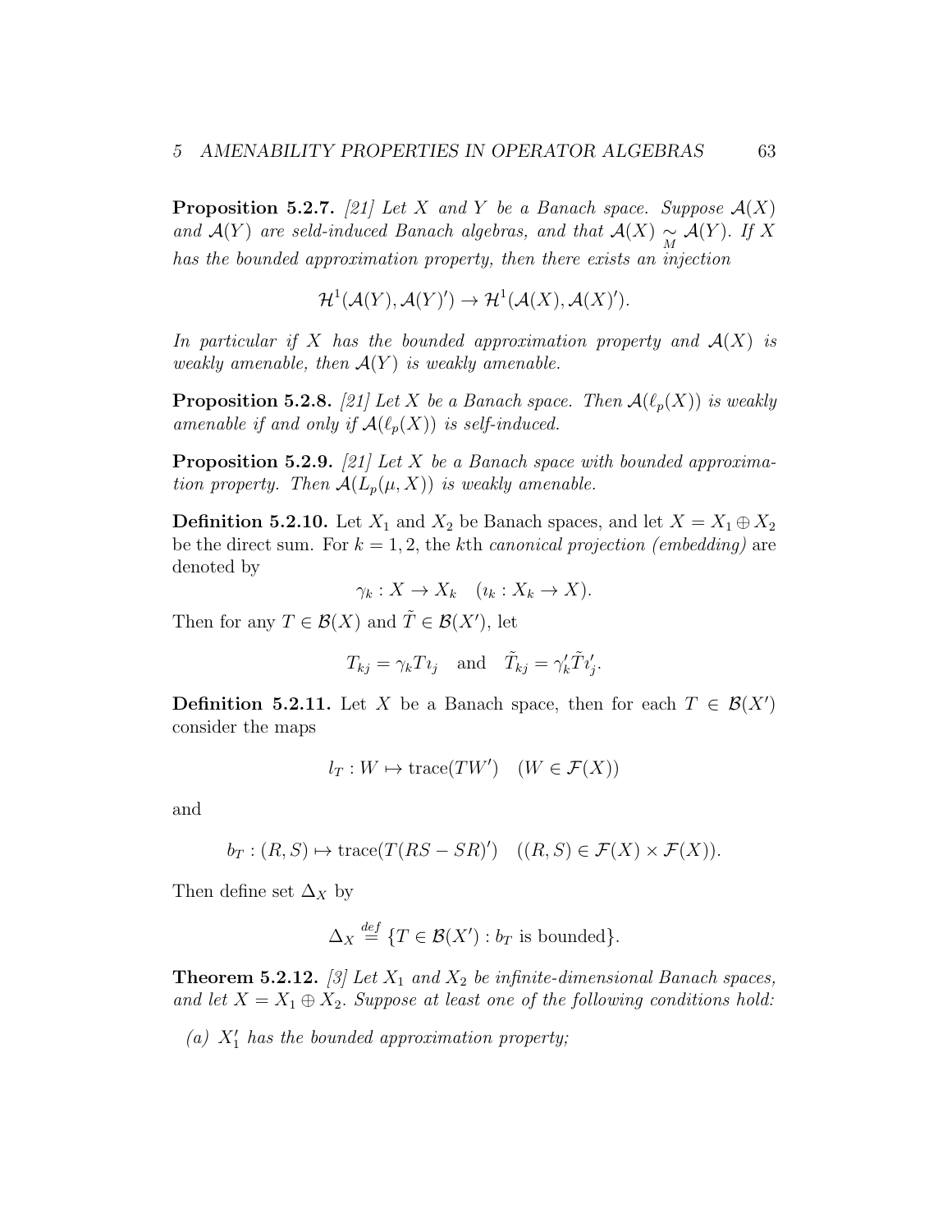**Proposition 5.2.7.** *[21] Let $X$ and $Y$ be a Banach space. Suppose $\mathcal{A}(X)$ and $\mathcal{A}(Y)$ are seld-induced Banach algebras, and that $\mathcal{A}(X) \underset{M}{\sim} \mathcal{A}(Y)$. If $X$ has the bounded approximation property, then there exists an injection*

$$\mathcal{H}^1(\mathcal{A}(Y), \mathcal{A}(Y)') \to \mathcal{H}^1(\mathcal{A}(X), \mathcal{A}(X)').$$

*In particular if $X$ has the bounded approximation property and $\mathcal{A}(X)$ is weakly amenable, then $\mathcal{A}(Y)$ is weakly amenable.*

**Proposition 5.2.8.** *[21] Let $X$ be a Banach space. Then $\mathcal{A}(\ell_p(X))$ is weakly amenable if and only if $\mathcal{A}(\ell_p(X))$ is self-induced.*

**Proposition 5.2.9.** *[21] Let $X$ be a Banach space with bounded approximation property. Then $\mathcal{A}(L_p(\mu, X))$ is weakly amenable.*

**Definition 5.2.10.** Let $X_1$ and $X_2$ be Banach spaces, and let $X = X_1 \oplus X_2$ be the direct sum. For $k = 1, 2$, the $k$th *canonical projection (embedding)* are denoted by

$$\gamma_k : X \to X_k \quad (\imath_k : X_k \to X).$$

Then for any $T \in \mathcal{B}(X)$ and $\tilde{T} \in \mathcal{B}(X')$, let

$$T_{kj} = \gamma_k T \imath_j \quad \text{and} \quad \tilde{T}_{kj} = \gamma_k' \tilde{T} \imath_j'.$$

**Definition 5.2.11.** Let $X$ be a Banach space, then for each $T \in \mathcal{B}(X')$ consider the maps

$$l_T : W \mapsto \text{trace}(TW') \quad (W \in \mathcal{F}(X))$$

and

$$b_T : (R, S) \mapsto \text{trace}(T(RS - SR)') \quad ((R, S) \in \mathcal{F}(X) \times \mathcal{F}(X)).$$

Then define set $\Delta_X$ by

$$\Delta_X \stackrel{def}{=} \{T \in \mathcal{B}(X') : b_T \text{ is bounded}\}.$$

**Theorem 5.2.12.** *[3] Let $X_1$ and $X_2$ be infinite-dimensional Banach spaces, and let $X = X_1 \oplus X_2$. Suppose at least one of the following conditions hold:*

*(a) $X_1'$ has the bounded approximation property;*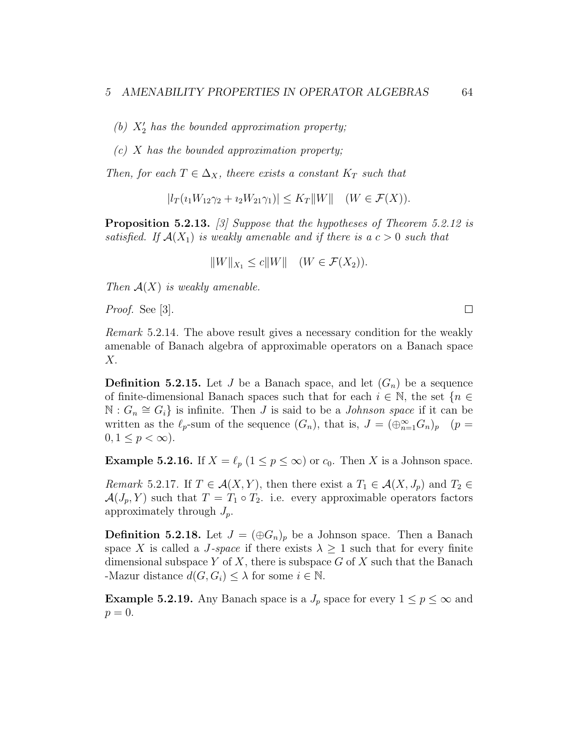*(b) $X_2'$ has the bounded approximation property;*

*(c) $X$ has the bounded approximation property;*

*Then, for each $T \in \Delta_X$, theere exists a constant $K_T$ such that*

$$|l_T(\imath_1 W_{12}\gamma_2 + \imath_2 W_{21}\gamma_1)| \leq K_T\|W\| \quad (W \in \mathcal{F}(X)).$$

**Proposition 5.2.13.** *[3] Suppose that the hypotheses of Theorem 5.2.12 is satisfied. If $\mathcal{A}(X_1)$ is weakly amenable and if there is a $c > 0$ such that*

$$\|W\|_{X_1} \leq c\|W\| \quad (W \in \mathcal{F}(X_2)).$$

*Then $\mathcal{A}(X)$ is weakly amenable.*

*Proof.* See [3]. ∎

*Remark* 5.2.14. The above result gives a necessary condition for the weakly amenable of Banach algebra of approximable operators on a Banach space $X$.

**Definition 5.2.15.** Let $J$ be a Banach space, and let $(G_n)$ be a sequence of finite-dimensional Banach spaces such that for each $i \in \mathbb{N}$, the set $\{n \in \mathbb{N} : G_n \cong G_i\}$ is infinite. Then $J$ is said to be a *Johnson space* if it can be written as the $\ell_p$-sum of the sequence $(G_n)$, that is, $J = (\oplus_{n=1}^{\infty} G_n)_p \quad (p = 0, 1 \leq p < \infty)$.

**Example 5.2.16.** If $X = \ell_p$ $(1 \leq p \leq \infty)$ or $c_0$. Then $X$ is a Johnson space.

*Remark* 5.2.17. If $T \in \mathcal{A}(X, Y)$, then there exist a $T_1 \in \mathcal{A}(X, J_p)$ and $T_2 \in \mathcal{A}(J_p, Y)$ such that $T = T_1 \circ T_2$. i.e. every approximable operators factors approximately through $J_p$.

**Definition 5.2.18.** Let $J = (\oplus G_n)_p$ be a Johnson space. Then a Banach space $X$ is called a *$J$-space* if there exists $\lambda \geq 1$ such that for every finite dimensional subspace $Y$ of $X$, there is subspace $G$ of $X$ such that the Banach -Mazur distance $d(G, G_i) \leq \lambda$ for some $i \in \mathbb{N}$.

**Example 5.2.19.** Any Banach space is a $J_p$ space for every $1 \leq p \leq \infty$ and $p = 0$.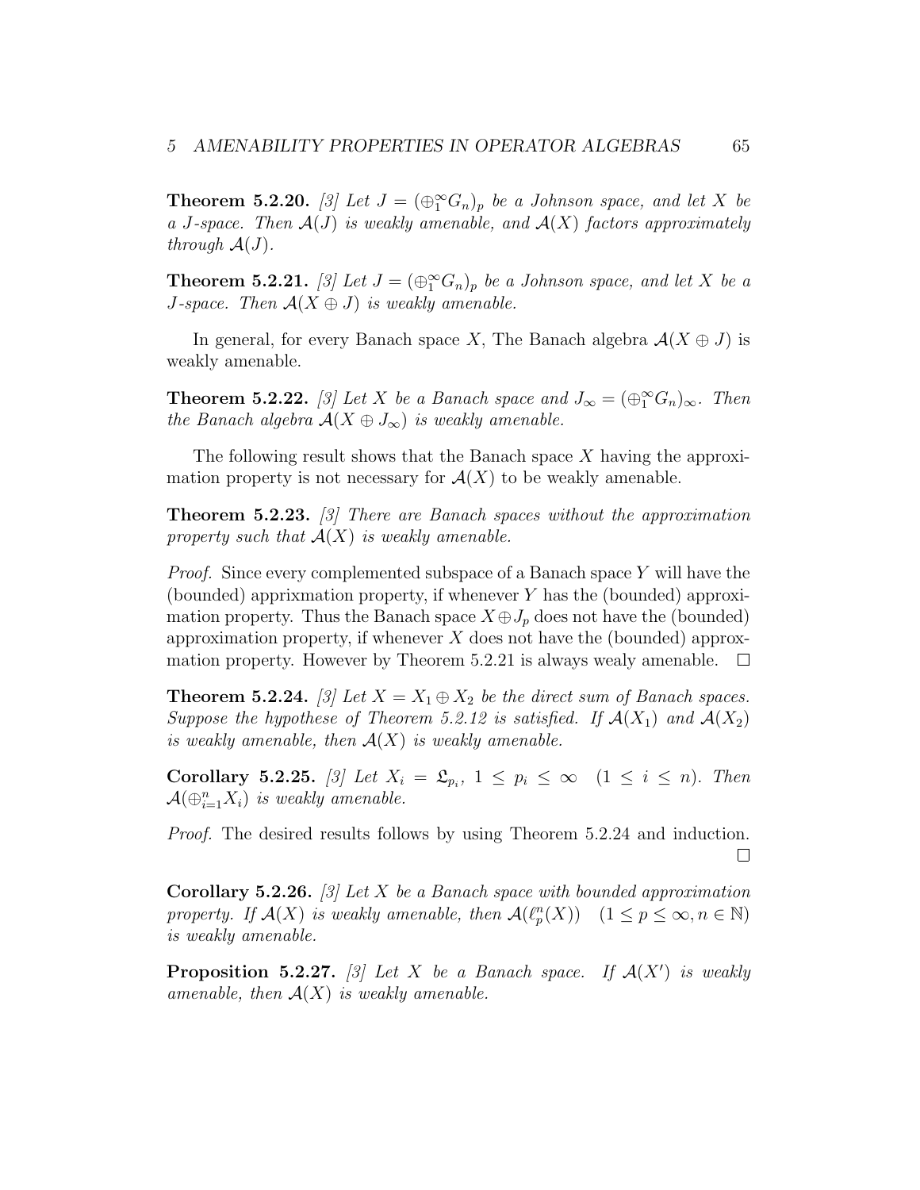**Theorem 5.2.20.** *[3] Let $J = (\oplus_1^\infty G_n)_p$ be a Johnson space, and let $X$ be a $J$-space. Then $\mathcal{A}(J)$ is weakly amenable, and $\mathcal{A}(X)$ factors approximately through $\mathcal{A}(J)$.*

**Theorem 5.2.21.** *[3] Let $J = (\oplus_1^\infty G_n)_p$ be a Johnson space, and let $X$ be a $J$-space. Then $\mathcal{A}(X \oplus J)$ is weakly amenable.*

In general, for every Banach space $X$, The Banach algebra $\mathcal{A}(X \oplus J)$ is weakly amenable.

**Theorem 5.2.22.** *[3] Let $X$ be a Banach space and $J_\infty = (\oplus_1^\infty G_n)_\infty$. Then the Banach algebra $\mathcal{A}(X \oplus J_\infty)$ is weakly amenable.*

The following result shows that the Banach space $X$ having the approximation property is not necessary for $\mathcal{A}(X)$ to be weakly amenable.

**Theorem 5.2.23.** *[3] There are Banach spaces without the approximation property such that $\mathcal{A}(X)$ is weakly amenable.*

*Proof.* Since every complemented subspace of a Banach space $Y$ will have the (bounded) apprixmation property, if whenever $Y$ has the (bounded) approximation property. Thus the Banach space $X \oplus J_p$ does not have the (bounded) approximation property, if whenever $X$ does not have the (bounded) approxmation property. However by Theorem 5.2.21 is always wealy amenable. □

**Theorem 5.2.24.** *[3] Let $X = X_1 \oplus X_2$ be the direct sum of Banach spaces. Suppose the hypothese of Theorem 5.2.12 is satisfied. If $\mathcal{A}(X_1)$ and $\mathcal{A}(X_2)$ is weakly amenable, then $\mathcal{A}(X)$ is weakly amenable.*

**Corollary 5.2.25.** *[3] Let $X_i = \mathfrak{L}_{p_i}$, $1 \leq p_i \leq \infty \quad (1 \leq i \leq n)$. Then $\mathcal{A}(\oplus_{i=1}^n X_i)$ is weakly amenable.*

*Proof.* The desired results follows by using Theorem 5.2.24 and induction. □

**Corollary 5.2.26.** *[3] Let $X$ be a Banach space with bounded approximation property. If $\mathcal{A}(X)$ is weakly amenable, then $\mathcal{A}(\ell_p^n(X)) \quad (1 \leq p \leq \infty, n \in \mathbb{N})$ is weakly amenable.*

**Proposition 5.2.27.** *[3] Let $X$ be a Banach space. If $\mathcal{A}(X')$ is weakly amenable, then $\mathcal{A}(X)$ is weakly amenable.*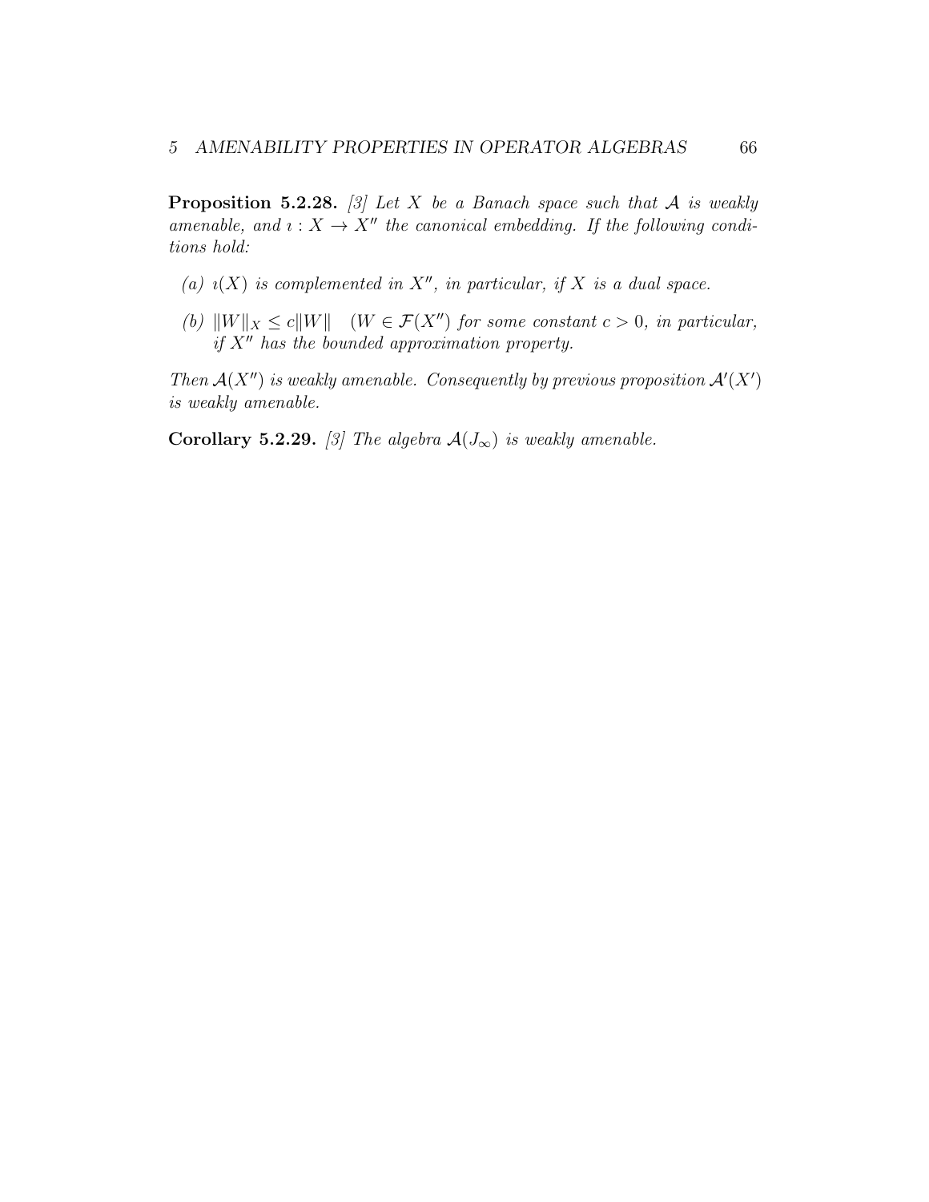**Proposition 5.2.28.** *[3] Let $X$ be a Banach space such that $\mathcal{A}$ is weakly amenable, and $\imath : X \to X''$ the canonical embedding. If the following conditions hold:*

*(a) $\imath(X)$ is complemented in $X''$, in particular, if $X$ is a dual space.*

*(b) $\|W\|_X \leq c\|W\| \quad (W \in \mathcal{F}(X'')$ for some constant $c > 0$, in particular, if $X''$ has the bounded approximation property.*

*Then $\mathcal{A}(X'')$ is weakly amenable. Consequently by previous proposition $\mathcal{A}'(X')$ is weakly amenable.*

**Corollary 5.2.29.** *[3] The algebra $\mathcal{A}(J_\infty)$ is weakly amenable.*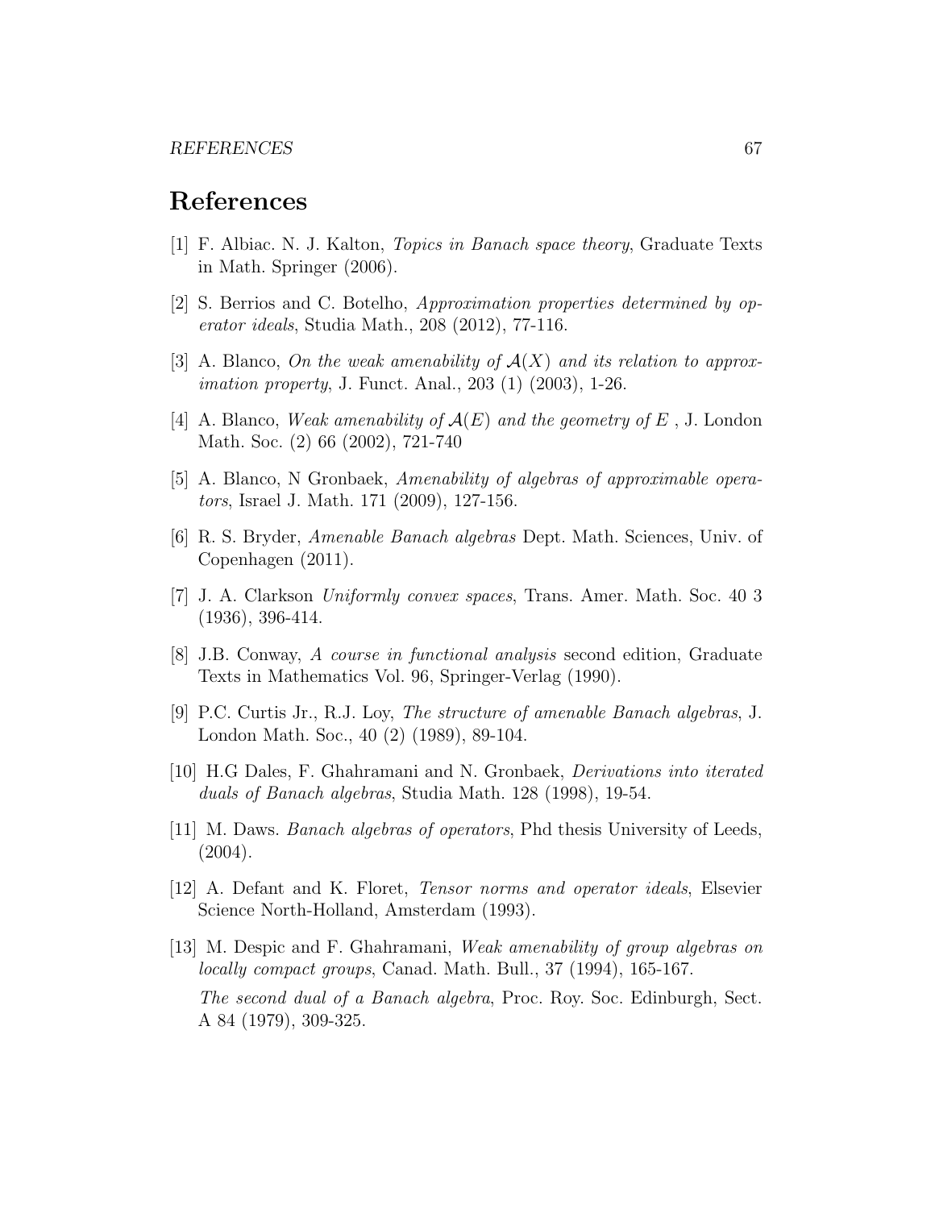# References

[1] F. Albiac. N. J. Kalton, *Topics in Banach space theory*, Graduate Texts in Math. Springer (2006).

[2] S. Berrios and C. Botelho, *Approximation properties determined by operator ideals*, Studia Math., 208 (2012), 77-116.

[3] A. Blanco, *On the weak amenability of $\mathcal{A}(X)$ and its relation to approximation property*, J. Funct. Anal., 203 (1) (2003), 1-26.

[4] A. Blanco, *Weak amenability of $\mathcal{A}(E)$ and the geometry of $E$* , J. London Math. Soc. (2) 66 (2002), 721-740

[5] A. Blanco, N Gronbaek, *Amenability of algebras of approximable operators*, Israel J. Math. 171 (2009), 127-156.

[6] R. S. Bryder, *Amenable Banach algebras* Dept. Math. Sciences, Univ. of Copenhagen (2011).

[7] J. A. Clarkson *Uniformly convex spaces*, Trans. Amer. Math. Soc. 40 3 (1936), 396-414.

[8] J.B. Conway, *A course in functional analysis* second edition, Graduate Texts in Mathematics Vol. 96, Springer-Verlag (1990).

[9] P.C. Curtis Jr., R.J. Loy, *The structure of amenable Banach algebras*, J. London Math. Soc., 40 (2) (1989), 89-104.

[10] H.G Dales, F. Ghahramani and N. Gronbaek, *Derivations into iterated duals of Banach algebras*, Studia Math. 128 (1998), 19-54.

[11] M. Daws. *Banach algebras of operators*, Phd thesis University of Leeds, (2004).

[12] A. Defant and K. Floret, *Tensor norms and operator ideals*, Elsevier Science North-Holland, Amsterdam (1993).

[13] M. Despic and F. Ghahramani, *Weak amenability of group algebras on locally compact groups*, Canad. Math. Bull., 37 (1994), 165-167.

*The second dual of a Banach algebra*, Proc. Roy. Soc. Edinburgh, Sect. A 84 (1979), 309-325.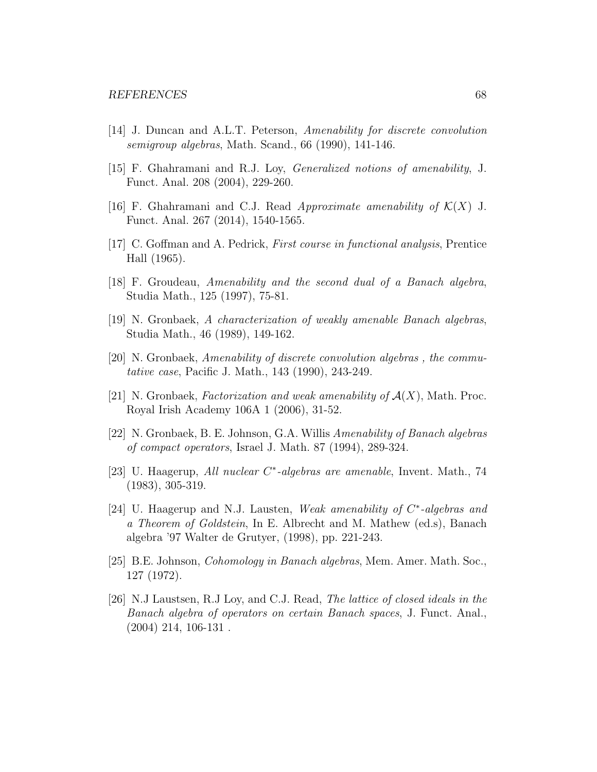[14] J. Duncan and A.L.T. Peterson, *Amenability for discrete convolution semigroup algebras*, Math. Scand., 66 (1990), 141-146.

[15] F. Ghahramani and R.J. Loy, *Generalized notions of amenability*, J. Funct. Anal. 208 (2004), 229-260.

[16] F. Ghahramani and C.J. Read *Approximate amenability of $\mathcal{K}(X)$* J. Funct. Anal. 267 (2014), 1540-1565.

[17] C. Goffman and A. Pedrick, *First course in functional analysis*, Prentice Hall (1965).

[18] F. Groudeau, *Amenability and the second dual of a Banach algebra*, Studia Math., 125 (1997), 75-81.

[19] N. Gronbaek, *A characterization of weakly amenable Banach algebras*, Studia Math., 46 (1989), 149-162.

[20] N. Gronbaek, *Amenability of discrete convolution algebras , the commutative case*, Pacific J. Math., 143 (1990), 243-249.

[21] N. Gronbaek, *Factorization and weak amenability of $\mathcal{A}(X)$*, Math. Proc. Royal Irish Academy 106A 1 (2006), 31-52.

[22] N. Gronbaek, B. E. Johnson, G.A. Willis *Amenability of Banach algebras of compact operators*, Israel J. Math. 87 (1994), 289-324.

[23] U. Haagerup, *All nuclear $C^*$-algebras are amenable*, Invent. Math., 74 (1983), 305-319.

[24] U. Haagerup and N.J. Lausten, *Weak amenability of $C^*$-algebras and a Theorem of Goldstein*, In E. Albrecht and M. Mathew (ed.s), Banach algebra '97 Walter de Grutyer, (1998), pp. 221-243.

[25] B.E. Johnson, *Cohomology in Banach algebras*, Mem. Amer. Math. Soc., 127 (1972).

[26] N.J Laustsen, R.J Loy, and C.J. Read, *The lattice of closed ideals in the Banach algebra of operators on certain Banach spaces*, J. Funct. Anal., (2004) 214, 106-131 .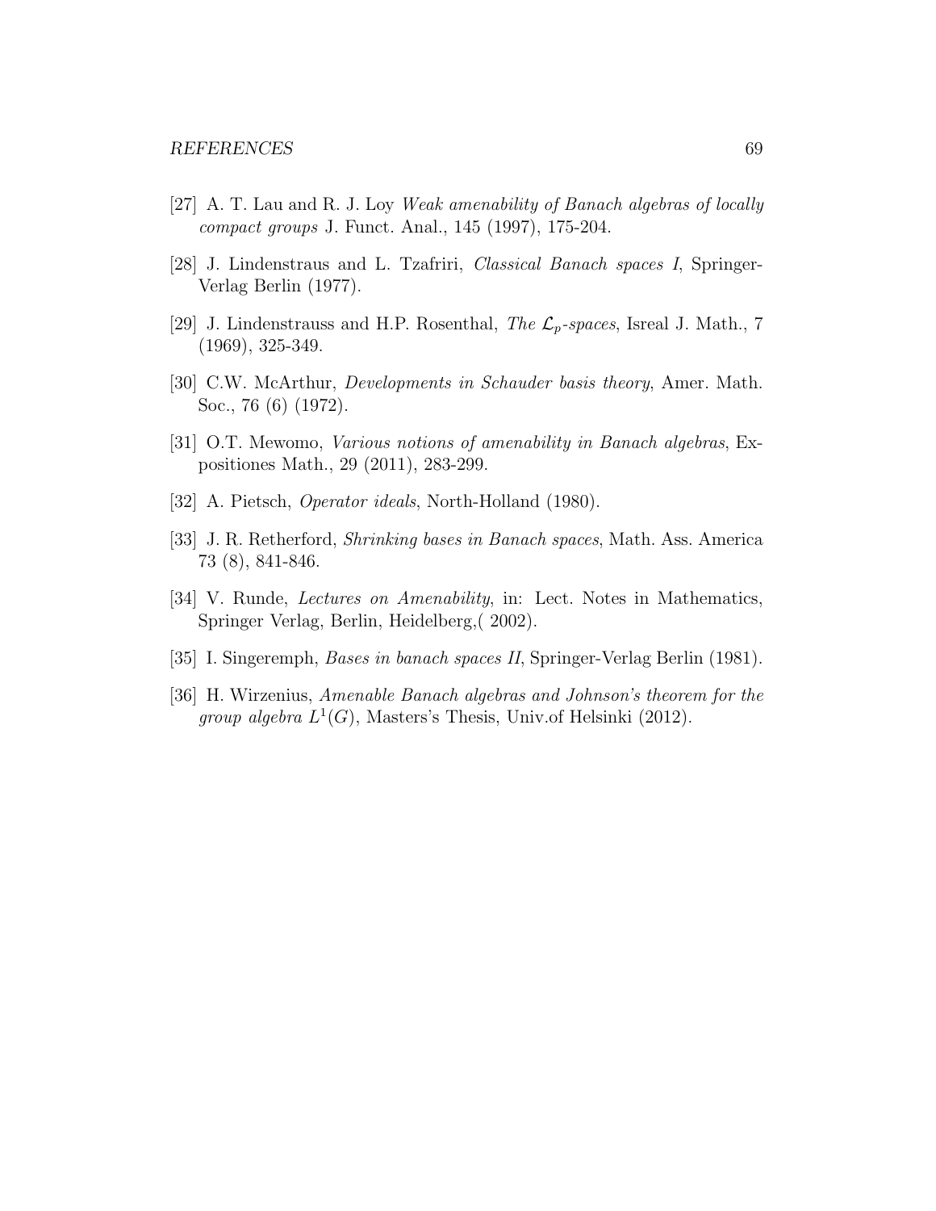[27] A. T. Lau and R. J. Loy *Weak amenability of Banach algebras of locally compact groups* J. Funct. Anal., 145 (1997), 175-204.

[28] J. Lindenstraus and L. Tzafriri, *Classical Banach spaces I*, Springer-Verlag Berlin (1977).

[29] J. Lindenstrauss and H.P. Rosenthal, *The $\mathcal{L}_p$-spaces*, Isreal J. Math., 7 (1969), 325-349.

[30] C.W. McArthur, *Developments in Schauder basis theory*, Amer. Math. Soc., 76 (6) (1972).

[31] O.T. Mewomo, *Various notions of amenability in Banach algebras*, Expositiones Math., 29 (2011), 283-299.

[32] A. Pietsch, *Operator ideals*, North-Holland (1980).

[33] J. R. Retherford, *Shrinking bases in Banach spaces*, Math. Ass. America 73 (8), 841-846.

[34] V. Runde, *Lectures on Amenability*, in: Lect. Notes in Mathematics, Springer Verlag, Berlin, Heidelberg,( 2002).

[35] I. Singeremph, *Bases in banach spaces II*, Springer-Verlag Berlin (1981).

[36] H. Wirzenius, *Amenable Banach algebras and Johnson's theorem for the group algebra $L^1(G)$*, Masters's Thesis, Univ.of Helsinki (2012).